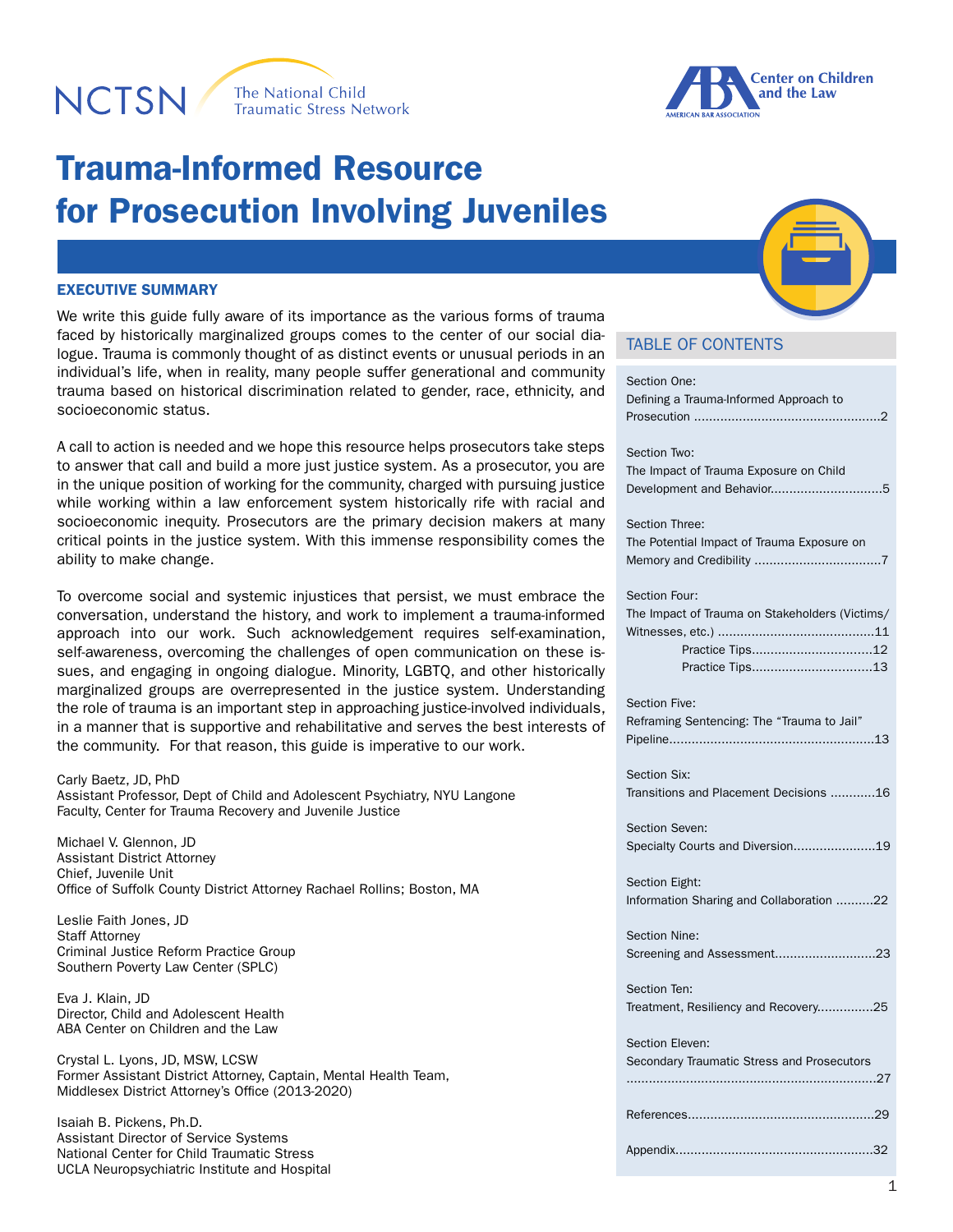NCTSN The National Child Traumatic Stress Network

ABA Center on Children and the Law
AMERICAN BAR ASSOCIATION

# Trauma-Informed Resource for Prosecution Involving Juveniles

## EXECUTIVE SUMMARY

We write this guide fully aware of its importance as the various forms of trauma faced by historically marginalized groups comes to the center of our social dialogue. Trauma is commonly thought of as distinct events or unusual periods in an individual's life, when in reality, many people suffer generational and community trauma based on historical discrimination related to gender, race, ethnicity, and socioeconomic status.

A call to action is needed and we hope this resource helps prosecutors take steps to answer that call and build a more just justice system. As a prosecutor, you are in the unique position of working for the community, charged with pursuing justice while working within a law enforcement system historically rife with racial and socioeconomic inequity. Prosecutors are the primary decision makers at many critical points in the justice system. With this immense responsibility comes the ability to make change.

To overcome social and systemic injustices that persist, we must embrace the conversation, understand the history, and work to implement a trauma-informed approach into our work. Such acknowledgement requires self-examination, self-awareness, overcoming the challenges of open communication on these issues, and engaging in ongoing dialogue. Minority, LGBTQ, and other historically marginalized groups are overrepresented in the justice system. Understanding the role of trauma is an important step in approaching justice-involved individuals, in a manner that is supportive and rehabilitative and serves the best interests of the community. For that reason, this guide is imperative to our work.

Carly Baetz, JD, PhD
Assistant Professor, Dept of Child and Adolescent Psychiatry, NYU Langone
Faculty, Center for Trauma Recovery and Juvenile Justice

Michael V. Glennon, JD
Assistant District Attorney
Chief, Juvenile Unit
Office of Suffolk County District Attorney Rachael Rollins; Boston, MA

Leslie Faith Jones, JD
Staff Attorney
Criminal Justice Reform Practice Group
Southern Poverty Law Center (SPLC)

Eva J. Klain, JD
Director, Child and Adolescent Health
ABA Center on Children and the Law

Crystal L. Lyons, JD, MSW, LCSW
Former Assistant District Attorney, Captain, Mental Health Team,
Middlesex District Attorney's Office (2013-2020)

Isaiah B. Pickens, Ph.D.
Assistant Director of Service Systems
National Center for Child Traumatic Stress
UCLA Neuropsychiatric Institute and Hospital

## TABLE OF CONTENTS

Section One: Defining a Trauma-Informed Approach to Prosecution .......... 2

Section Two: The Impact of Trauma Exposure on Child Development and Behavior .......... 5

Section Three: The Potential Impact of Trauma Exposure on Memory and Credibility .......... 7

Section Four: The Impact of Trauma on Stakeholders (Victims/Witnesses, etc.) .......... 11
- Practice Tips .......... 12
- Practice Tips .......... 13

Section Five: Reframing Sentencing: The "Trauma to Jail" Pipeline .......... 13

Section Six: Transitions and Placement Decisions .......... 16

Section Seven: Specialty Courts and Diversion .......... 19

Section Eight: Information Sharing and Collaboration .......... 22

Section Nine: Screening and Assessment .......... 23

Section Ten: Treatment, Resiliency and Recovery .......... 25

Section Eleven: Secondary Traumatic Stress and Prosecutors .......... 27

References .......... 29

Appendix .......... 32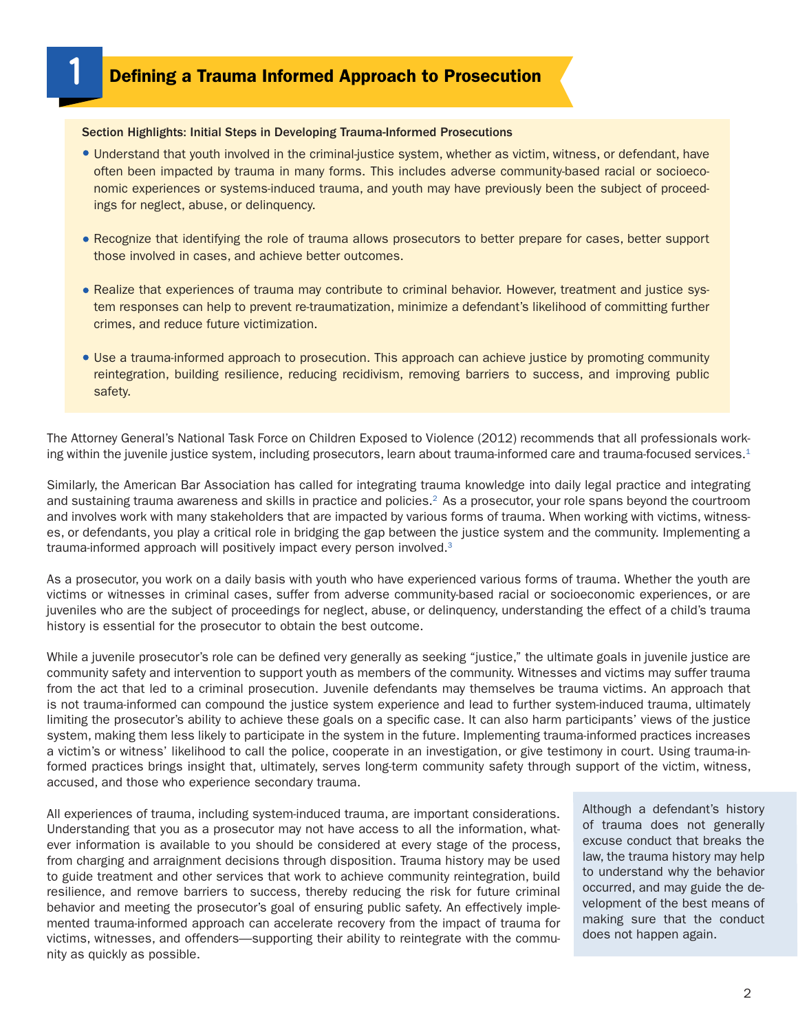# 1 Defining a Trauma Informed Approach to Prosecution

**Section Highlights: Initial Steps in Developing Trauma-Informed Prosecutions**

- Understand that youth involved in the criminal-justice system, whether as victim, witness, or defendant, have often been impacted by trauma in many forms. This includes adverse community-based racial or socioeconomic experiences or systems-induced trauma, and youth may have previously been the subject of proceedings for neglect, abuse, or delinquency.
- Recognize that identifying the role of trauma allows prosecutors to better prepare for cases, better support those involved in cases, and achieve better outcomes.
- Realize that experiences of trauma may contribute to criminal behavior. However, treatment and justice system responses can help to prevent re-traumatization, minimize a defendant's likelihood of committing further crimes, and reduce future victimization.
- Use a trauma-informed approach to prosecution. This approach can achieve justice by promoting community reintegration, building resilience, reducing recidivism, removing barriers to success, and improving public safety.

The Attorney General's National Task Force on Children Exposed to Violence (2012) recommends that all professionals working within the juvenile justice system, including prosecutors, learn about trauma-informed care and trauma-focused services.[1]

Similarly, the American Bar Association has called for integrating trauma knowledge into daily legal practice and integrating and sustaining trauma awareness and skills in practice and policies.[2] As a prosecutor, your role spans beyond the courtroom and involves work with many stakeholders that are impacted by various forms of trauma. When working with victims, witnesses, or defendants, you play a critical role in bridging the gap between the justice system and the community. Implementing a trauma-informed approach will positively impact every person involved.[3]

As a prosecutor, you work on a daily basis with youth who have experienced various forms of trauma. Whether the youth are victims or witnesses in criminal cases, suffer from adverse community-based racial or socioeconomic experiences, or are juveniles who are the subject of proceedings for neglect, abuse, or delinquency, understanding the effect of a child's trauma history is essential for the prosecutor to obtain the best outcome.

While a juvenile prosecutor's role can be defined very generally as seeking "justice," the ultimate goals in juvenile justice are community safety and intervention to support youth as members of the community. Witnesses and victims may suffer trauma from the act that led to a criminal prosecution. Juvenile defendants may themselves be trauma victims. An approach that is not trauma-informed can compound the justice system experience and lead to further system-induced trauma, ultimately limiting the prosecutor's ability to achieve these goals on a specific case. It can also harm participants' views of the justice system, making them less likely to participate in the system in the future. Implementing trauma-informed practices increases a victim's or witness' likelihood to call the police, cooperate in an investigation, or give testimony in court. Using trauma-informed practices brings insight that, ultimately, serves long-term community safety through support of the victim, witness, accused, and those who experience secondary trauma.

All experiences of trauma, including system-induced trauma, are important considerations. Understanding that you as a prosecutor may not have access to all the information, whatever information is available to you should be considered at every stage of the process, from charging and arraignment decisions through disposition. Trauma history may be used to guide treatment and other services that work to achieve community reintegration, build resilience, and remove barriers to success, thereby reducing the risk for future criminal behavior and meeting the prosecutor's goal of ensuring public safety. An effectively implemented trauma-informed approach can accelerate recovery from the impact of trauma for victims, witnesses, and offenders—supporting their ability to reintegrate with the community as quickly as possible.

> Although a defendant's history of trauma does not generally excuse conduct that breaks the law, the trauma history may help to understand why the behavior occurred, and may guide the development of the best means of making sure that the conduct does not happen again.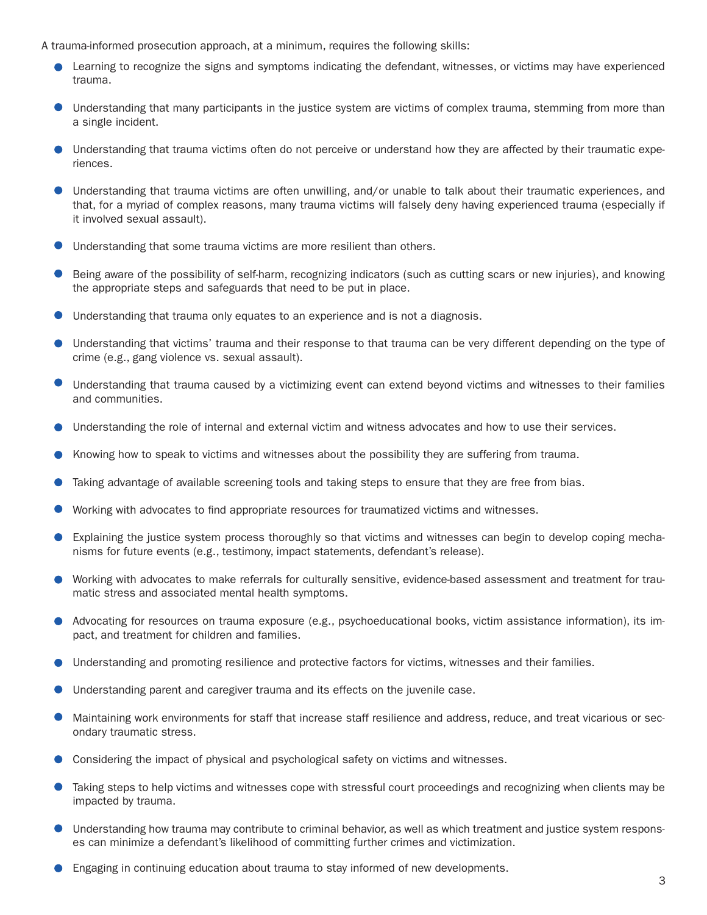A trauma-informed prosecution approach, at a minimum, requires the following skills:

- Learning to recognize the signs and symptoms indicating the defendant, witnesses, or victims may have experienced trauma.
- Understanding that many participants in the justice system are victims of complex trauma, stemming from more than a single incident.
- Understanding that trauma victims often do not perceive or understand how they are affected by their traumatic experiences.
- Understanding that trauma victims are often unwilling, and/or unable to talk about their traumatic experiences, and that, for a myriad of complex reasons, many trauma victims will falsely deny having experienced trauma (especially if it involved sexual assault).
- Understanding that some trauma victims are more resilient than others.
- Being aware of the possibility of self-harm, recognizing indicators (such as cutting scars or new injuries), and knowing the appropriate steps and safeguards that need to be put in place.
- Understanding that trauma only equates to an experience and is not a diagnosis.
- Understanding that victims' trauma and their response to that trauma can be very different depending on the type of crime (e.g., gang violence vs. sexual assault).
- Understanding that trauma caused by a victimizing event can extend beyond victims and witnesses to their families and communities.
- Understanding the role of internal and external victim and witness advocates and how to use their services.
- Knowing how to speak to victims and witnesses about the possibility they are suffering from trauma.
- Taking advantage of available screening tools and taking steps to ensure that they are free from bias.
- Working with advocates to find appropriate resources for traumatized victims and witnesses.
- Explaining the justice system process thoroughly so that victims and witnesses can begin to develop coping mechanisms for future events (e.g., testimony, impact statements, defendant's release).
- Working with advocates to make referrals for culturally sensitive, evidence-based assessment and treatment for traumatic stress and associated mental health symptoms.
- Advocating for resources on trauma exposure (e.g., psychoeducational books, victim assistance information), its impact, and treatment for children and families.
- Understanding and promoting resilience and protective factors for victims, witnesses and their families.
- Understanding parent and caregiver trauma and its effects on the juvenile case.
- Maintaining work environments for staff that increase staff resilience and address, reduce, and treat vicarious or secondary traumatic stress.
- Considering the impact of physical and psychological safety on victims and witnesses.
- Taking steps to help victims and witnesses cope with stressful court proceedings and recognizing when clients may be impacted by trauma.
- Understanding how trauma may contribute to criminal behavior, as well as which treatment and justice system responses can minimize a defendant's likelihood of committing further crimes and victimization.
- Engaging in continuing education about trauma to stay informed of new developments.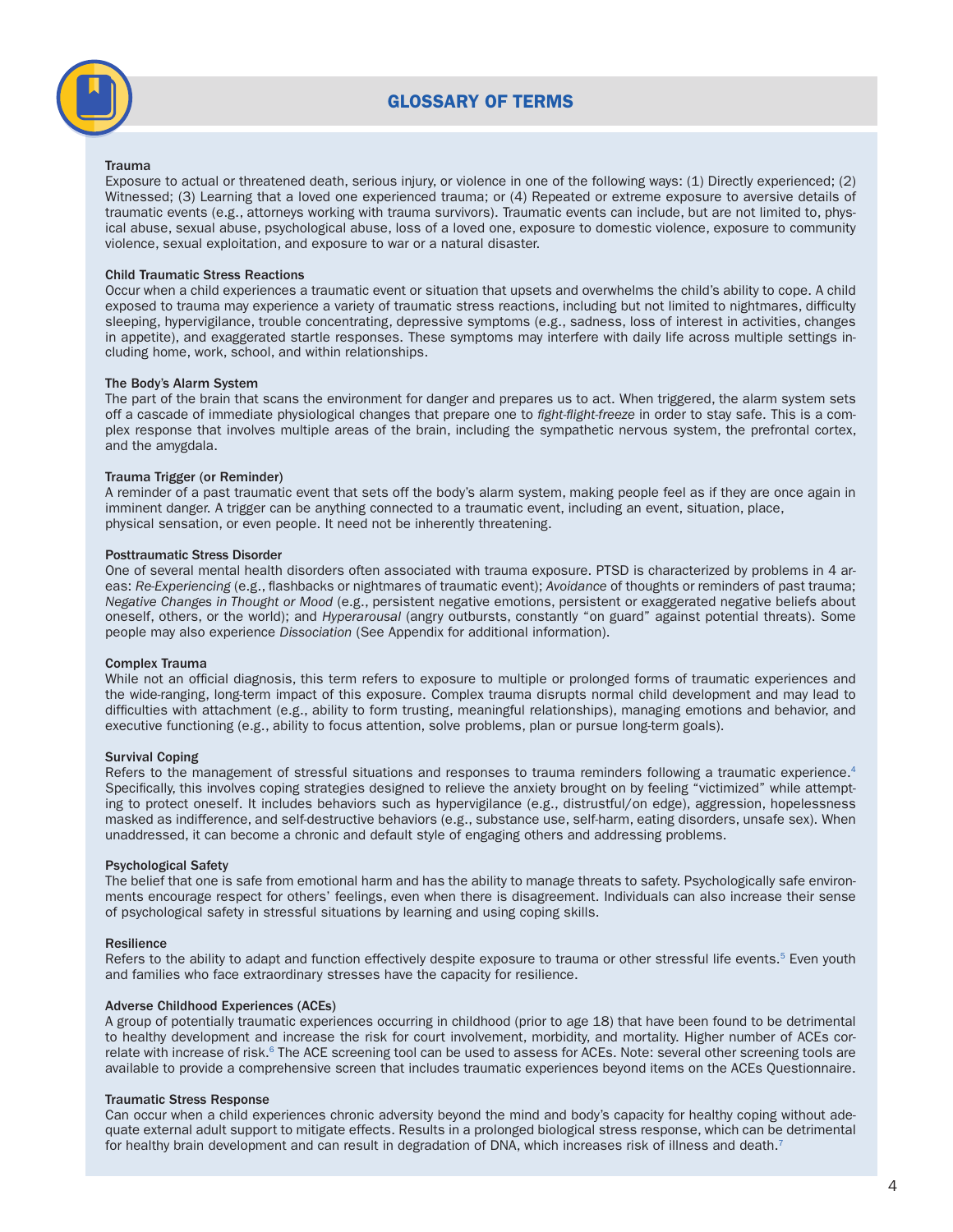## GLOSSARY OF TERMS

**Trauma**
Exposure to actual or threatened death, serious injury, or violence in one of the following ways: (1) Directly experienced; (2) Witnessed; (3) Learning that a loved one experienced trauma; or (4) Repeated or extreme exposure to aversive details of traumatic events (e.g., attorneys working with trauma survivors). Traumatic events can include, but are not limited to, physical abuse, sexual abuse, psychological abuse, loss of a loved one, exposure to domestic violence, exposure to community violence, sexual exploitation, and exposure to war or a natural disaster.

**Child Traumatic Stress Reactions**
Occur when a child experiences a traumatic event or situation that upsets and overwhelms the child's ability to cope. A child exposed to trauma may experience a variety of traumatic stress reactions, including but not limited to nightmares, difficulty sleeping, hypervigilance, trouble concentrating, depressive symptoms (e.g., sadness, loss of interest in activities, changes in appetite), and exaggerated startle responses. These symptoms may interfere with daily life across multiple settings including home, work, school, and within relationships.

**The Body's Alarm System**
The part of the brain that scans the environment for danger and prepares us to act. When triggered, the alarm system sets off a cascade of immediate physiological changes that prepare one to *fight-flight-freeze* in order to stay safe. This is a complex response that involves multiple areas of the brain, including the sympathetic nervous system, the prefrontal cortex, and the amygdala.

**Trauma Trigger (or Reminder)**
A reminder of a past traumatic event that sets off the body's alarm system, making people feel as if they are once again in imminent danger. A trigger can be anything connected to a traumatic event, including an event, situation, place, physical sensation, or even people. It need not be inherently threatening.

**Posttraumatic Stress Disorder**
One of several mental health disorders often associated with trauma exposure. PTSD is characterized by problems in 4 areas: *Re-Experiencing* (e.g., flashbacks or nightmares of traumatic event); *Avoidance* of thoughts or reminders of past trauma; *Negative Changes in Thought or Mood* (e.g., persistent negative emotions, persistent or exaggerated negative beliefs about oneself, others, or the world); and *Hyperarousal* (angry outbursts, constantly "on guard" against potential threats). Some people may also experience *Dissociation* (See Appendix for additional information).

**Complex Trauma**
While not an official diagnosis, this term refers to exposure to multiple or prolonged forms of traumatic experiences and the wide-ranging, long-term impact of this exposure. Complex trauma disrupts normal child development and may lead to difficulties with attachment (e.g., ability to form trusting, meaningful relationships), managing emotions and behavior, and executive functioning (e.g., ability to focus attention, solve problems, plan or pursue long-term goals).

**Survival Coping**
Refers to the management of stressful situations and responses to trauma reminders following a traumatic experience.[4] Specifically, this involves coping strategies designed to relieve the anxiety brought on by feeling "victimized" while attempting to protect oneself. It includes behaviors such as hypervigilance (e.g., distrustful/on edge), aggression, hopelessness masked as indifference, and self-destructive behaviors (e.g., substance use, self-harm, eating disorders, unsafe sex). When unaddressed, it can become a chronic and default style of engaging others and addressing problems.

**Psychological Safety**
The belief that one is safe from emotional harm and has the ability to manage threats to safety. Psychologically safe environments encourage respect for others' feelings, even when there is disagreement. Individuals can also increase their sense of psychological safety in stressful situations by learning and using coping skills.

**Resilience**
Refers to the ability to adapt and function effectively despite exposure to trauma or other stressful life events.[5] Even youth and families who face extraordinary stresses have the capacity for resilience.

**Adverse Childhood Experiences (ACEs)**
A group of potentially traumatic experiences occurring in childhood (prior to age 18) that have been found to be detrimental to healthy development and increase the risk for court involvement, morbidity, and mortality. Higher number of ACEs correlate with increase of risk.[6] The ACE screening tool can be used to assess for ACEs. Note: several other screening tools are available to provide a comprehensive screen that includes traumatic experiences beyond items on the ACEs Questionnaire.

**Traumatic Stress Response**
Can occur when a child experiences chronic adversity beyond the mind and body's capacity for healthy coping without adequate external adult support to mitigate effects. Results in a prolonged biological stress response, which can be detrimental for healthy brain development and can result in degradation of DNA, which increases risk of illness and death.[7]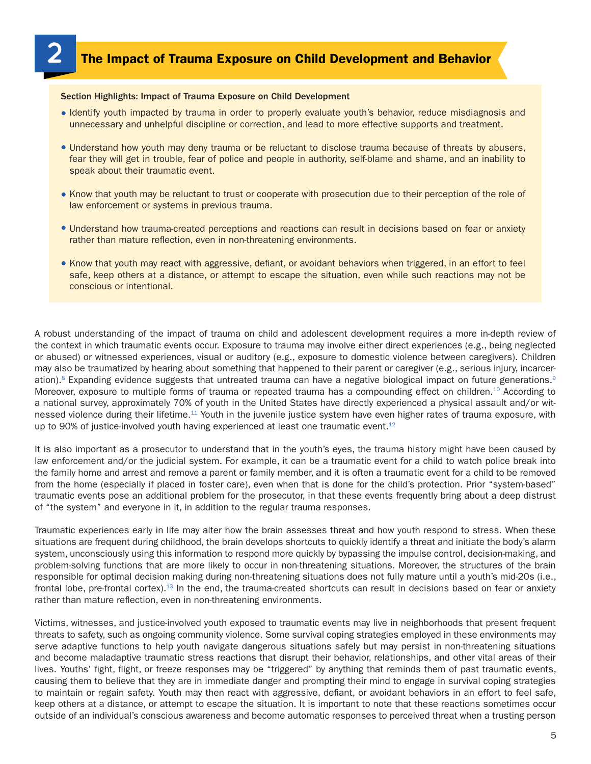# 2 The Impact of Trauma Exposure on Child Development and Behavior

**Section Highlights: Impact of Trauma Exposure on Child Development**

- Identify youth impacted by trauma in order to properly evaluate youth's behavior, reduce misdiagnosis and unnecessary and unhelpful discipline or correction, and lead to more effective supports and treatment.
- Understand how youth may deny trauma or be reluctant to disclose trauma because of threats by abusers, fear they will get in trouble, fear of police and people in authority, self-blame and shame, and an inability to speak about their traumatic event.
- Know that youth may be reluctant to trust or cooperate with prosecution due to their perception of the role of law enforcement or systems in previous trauma.
- Understand how trauma-created perceptions and reactions can result in decisions based on fear or anxiety rather than mature reflection, even in non-threatening environments.
- Know that youth may react with aggressive, defiant, or avoidant behaviors when triggered, in an effort to feel safe, keep others at a distance, or attempt to escape the situation, even while such reactions may not be conscious or intentional.

A robust understanding of the impact of trauma on child and adolescent development requires a more in-depth review of the context in which traumatic events occur. Exposure to trauma may involve either direct experiences (e.g., being neglected or abused) or witnessed experiences, visual or auditory (e.g., exposure to domestic violence between caregivers). Children may also be traumatized by hearing about something that happened to their parent or caregiver (e.g., serious injury, incarceration).[8] Expanding evidence suggests that untreated trauma can have a negative biological impact on future generations.[9] Moreover, exposure to multiple forms of trauma or repeated trauma has a compounding effect on children.[10] According to a national survey, approximately 70% of youth in the United States have directly experienced a physical assault and/or witnessed violence during their lifetime.[11] Youth in the juvenile justice system have even higher rates of trauma exposure, with up to 90% of justice-involved youth having experienced at least one traumatic event.[12]

It is also important as a prosecutor to understand that in the youth's eyes, the trauma history might have been caused by law enforcement and/or the judicial system. For example, it can be a traumatic event for a child to watch police break into the family home and arrest and remove a parent or family member, and it is often a traumatic event for a child to be removed from the home (especially if placed in foster care), even when that is done for the child's protection. Prior "system-based" traumatic events pose an additional problem for the prosecutor, in that these events frequently bring about a deep distrust of "the system" and everyone in it, in addition to the regular trauma responses.

Traumatic experiences early in life may alter how the brain assesses threat and how youth respond to stress. When these situations are frequent during childhood, the brain develops shortcuts to quickly identify a threat and initiate the body's alarm system, unconsciously using this information to respond more quickly by bypassing the impulse control, decision-making, and problem-solving functions that are more likely to occur in non-threatening situations. Moreover, the structures of the brain responsible for optimal decision making during non-threatening situations does not fully mature until a youth's mid-20s (i.e., frontal lobe, pre-frontal cortex).[13] In the end, the trauma-created shortcuts can result in decisions based on fear or anxiety rather than mature reflection, even in non-threatening environments.

Victims, witnesses, and justice-involved youth exposed to traumatic events may live in neighborhoods that present frequent threats to safety, such as ongoing community violence. Some survival coping strategies employed in these environments may serve adaptive functions to help youth navigate dangerous situations safely but may persist in non-threatening situations and become maladaptive traumatic stress reactions that disrupt their behavior, relationships, and other vital areas of their lives. Youths' fight, flight, or freeze responses may be "triggered" by anything that reminds them of past traumatic events, causing them to believe that they are in immediate danger and prompting their mind to engage in survival coping strategies to maintain or regain safety. Youth may then react with aggressive, defiant, or avoidant behaviors in an effort to feel safe, keep others at a distance, or attempt to escape the situation. It is important to note that these reactions sometimes occur outside of an individual's conscious awareness and become automatic responses to perceived threat when a trusting person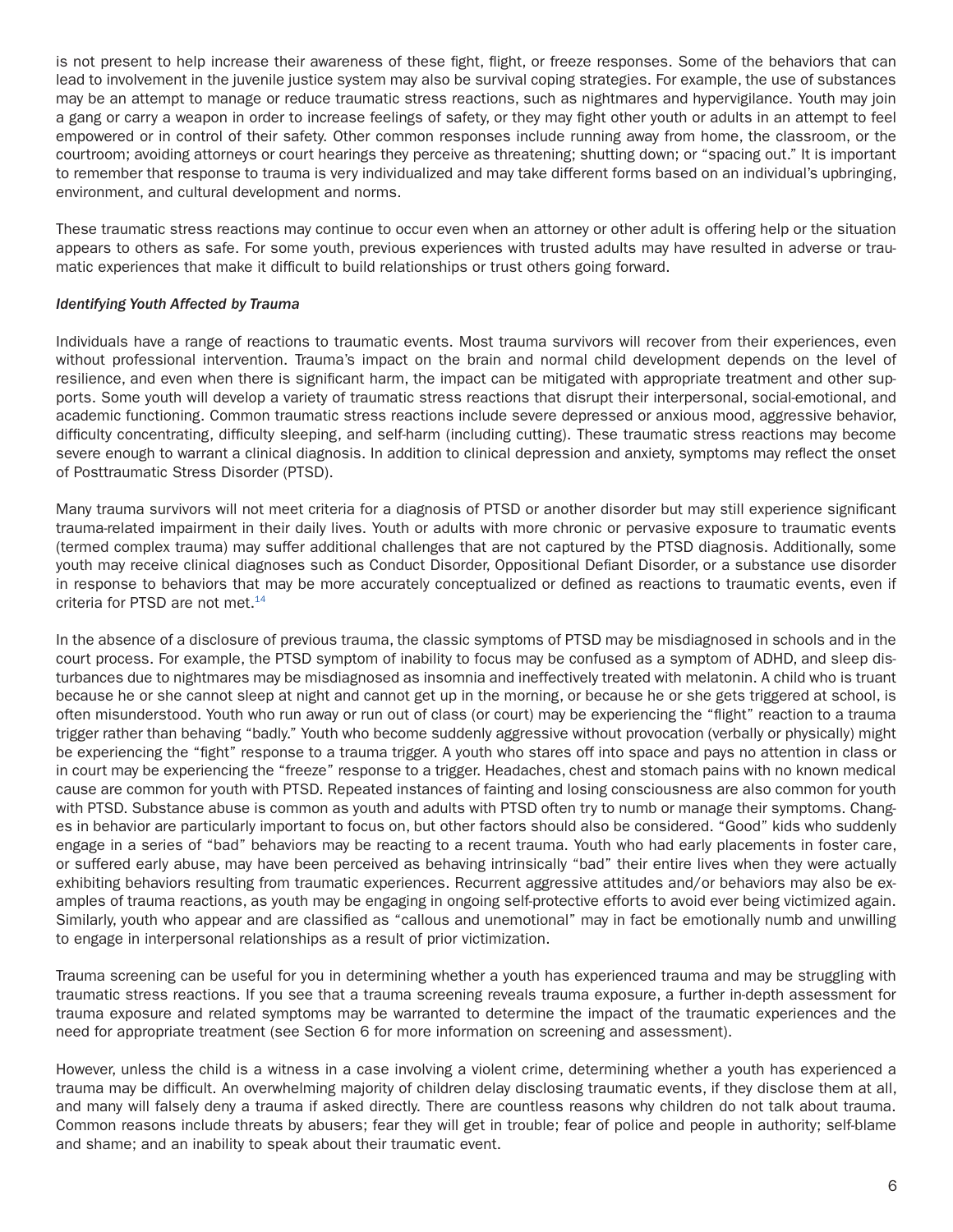is not present to help increase their awareness of these fight, flight, or freeze responses. Some of the behaviors that can lead to involvement in the juvenile justice system may also be survival coping strategies. For example, the use of substances may be an attempt to manage or reduce traumatic stress reactions, such as nightmares and hypervigilance. Youth may join a gang or carry a weapon in order to increase feelings of safety, or they may fight other youth or adults in an attempt to feel empowered or in control of their safety. Other common responses include running away from home, the classroom, or the courtroom; avoiding attorneys or court hearings they perceive as threatening; shutting down; or "spacing out." It is important to remember that response to trauma is very individualized and may take different forms based on an individual's upbringing, environment, and cultural development and norms.

These traumatic stress reactions may continue to occur even when an attorney or other adult is offering help or the situation appears to others as safe. For some youth, previous experiences with trusted adults may have resulted in adverse or traumatic experiences that make it difficult to build relationships or trust others going forward.

*Identifying Youth Affected by Trauma*

Individuals have a range of reactions to traumatic events. Most trauma survivors will recover from their experiences, even without professional intervention. Trauma's impact on the brain and normal child development depends on the level of resilience, and even when there is significant harm, the impact can be mitigated with appropriate treatment and other supports. Some youth will develop a variety of traumatic stress reactions that disrupt their interpersonal, social-emotional, and academic functioning. Common traumatic stress reactions include severe depressed or anxious mood, aggressive behavior, difficulty concentrating, difficulty sleeping, and self-harm (including cutting). These traumatic stress reactions may become severe enough to warrant a clinical diagnosis. In addition to clinical depression and anxiety, symptoms may reflect the onset of Posttraumatic Stress Disorder (PTSD).

Many trauma survivors will not meet criteria for a diagnosis of PTSD or another disorder but may still experience significant trauma-related impairment in their daily lives. Youth or adults with more chronic or pervasive exposure to traumatic events (termed complex trauma) may suffer additional challenges that are not captured by the PTSD diagnosis. Additionally, some youth may receive clinical diagnoses such as Conduct Disorder, Oppositional Defiant Disorder, or a substance use disorder in response to behaviors that may be more accurately conceptualized or defined as reactions to traumatic events, even if criteria for PTSD are not met.[14]

In the absence of a disclosure of previous trauma, the classic symptoms of PTSD may be misdiagnosed in schools and in the court process. For example, the PTSD symptom of inability to focus may be confused as a symptom of ADHD, and sleep disturbances due to nightmares may be misdiagnosed as insomnia and ineffectively treated with melatonin. A child who is truant because he or she cannot sleep at night and cannot get up in the morning, or because he or she gets triggered at school, is often misunderstood. Youth who run away or run out of class (or court) may be experiencing the "flight" reaction to a trauma trigger rather than behaving "badly." Youth who become suddenly aggressive without provocation (verbally or physically) might be experiencing the "fight" response to a trauma trigger. A youth who stares off into space and pays no attention in class or in court may be experiencing the "freeze" response to a trigger. Headaches, chest and stomach pains with no known medical cause are common for youth with PTSD. Repeated instances of fainting and losing consciousness are also common for youth with PTSD. Substance abuse is common as youth and adults with PTSD often try to numb or manage their symptoms. Changes in behavior are particularly important to focus on, but other factors should also be considered. "Good" kids who suddenly engage in a series of "bad" behaviors may be reacting to a recent trauma. Youth who had early placements in foster care, or suffered early abuse, may have been perceived as behaving intrinsically "bad" their entire lives when they were actually exhibiting behaviors resulting from traumatic experiences. Recurrent aggressive attitudes and/or behaviors may also be examples of trauma reactions, as youth may be engaging in ongoing self-protective efforts to avoid ever being victimized again. Similarly, youth who appear and are classified as "callous and unemotional" may in fact be emotionally numb and unwilling to engage in interpersonal relationships as a result of prior victimization.

Trauma screening can be useful for you in determining whether a youth has experienced trauma and may be struggling with traumatic stress reactions. If you see that a trauma screening reveals trauma exposure, a further in-depth assessment for trauma exposure and related symptoms may be warranted to determine the impact of the traumatic experiences and the need for appropriate treatment (see Section 6 for more information on screening and assessment).

However, unless the child is a witness in a case involving a violent crime, determining whether a youth has experienced a trauma may be difficult. An overwhelming majority of children delay disclosing traumatic events, if they disclose them at all, and many will falsely deny a trauma if asked directly. There are countless reasons why children do not talk about trauma. Common reasons include threats by abusers; fear they will get in trouble; fear of police and people in authority; self-blame and shame; and an inability to speak about their traumatic event.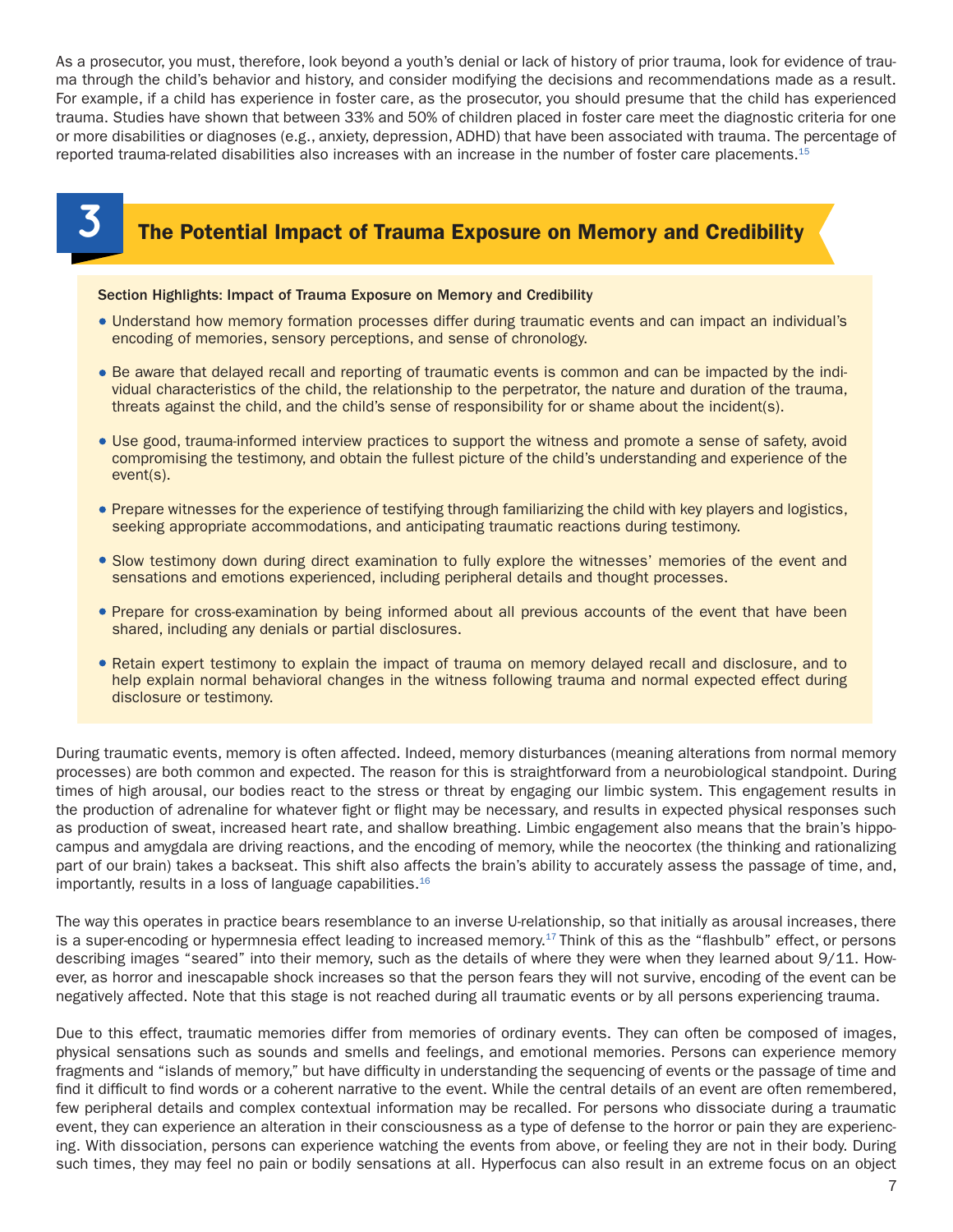As a prosecutor, you must, therefore, look beyond a youth's denial or lack of history of prior trauma, look for evidence of trauma through the child's behavior and history, and consider modifying the decisions and recommendations made as a result. For example, if a child has experience in foster care, as the prosecutor, you should presume that the child has experienced trauma. Studies have shown that between 33% and 50% of children placed in foster care meet the diagnostic criteria for one or more disabilities or diagnoses (e.g., anxiety, depression, ADHD) that have been associated with trauma. The percentage of reported trauma-related disabilities also increases with an increase in the number of foster care placements.[15]

## 3 The Potential Impact of Trauma Exposure on Memory and Credibility

**Section Highlights: Impact of Trauma Exposure on Memory and Credibility**

- Understand how memory formation processes differ during traumatic events and can impact an individual's encoding of memories, sensory perceptions, and sense of chronology.
- Be aware that delayed recall and reporting of traumatic events is common and can be impacted by the individual characteristics of the child, the relationship to the perpetrator, the nature and duration of the trauma, threats against the child, and the child's sense of responsibility for or shame about the incident(s).
- Use good, trauma-informed interview practices to support the witness and promote a sense of safety, avoid compromising the testimony, and obtain the fullest picture of the child's understanding and experience of the event(s).
- Prepare witnesses for the experience of testifying through familiarizing the child with key players and logistics, seeking appropriate accommodations, and anticipating traumatic reactions during testimony.
- Slow testimony down during direct examination to fully explore the witnesses' memories of the event and sensations and emotions experienced, including peripheral details and thought processes.
- Prepare for cross-examination by being informed about all previous accounts of the event that have been shared, including any denials or partial disclosures.
- Retain expert testimony to explain the impact of trauma on memory delayed recall and disclosure, and to help explain normal behavioral changes in the witness following trauma and normal expected effect during disclosure or testimony.

During traumatic events, memory is often affected. Indeed, memory disturbances (meaning alterations from normal memory processes) are both common and expected. The reason for this is straightforward from a neurobiological standpoint. During times of high arousal, our bodies react to the stress or threat by engaging our limbic system. This engagement results in the production of adrenaline for whatever fight or flight may be necessary, and results in expected physical responses such as production of sweat, increased heart rate, and shallow breathing. Limbic engagement also means that the brain's hippocampus and amygdala are driving reactions, and the encoding of memory, while the neocortex (the thinking and rationalizing part of our brain) takes a backseat. This shift also affects the brain's ability to accurately assess the passage of time, and, importantly, results in a loss of language capabilities.[16]

The way this operates in practice bears resemblance to an inverse U-relationship, so that initially as arousal increases, there is a super-encoding or hypermnesia effect leading to increased memory.[17] Think of this as the "flashbulb" effect, or persons describing images "seared" into their memory, such as the details of where they were when they learned about 9/11. However, as horror and inescapable shock increases so that the person fears they will not survive, encoding of the event can be negatively affected. Note that this stage is not reached during all traumatic events or by all persons experiencing trauma.

Due to this effect, traumatic memories differ from memories of ordinary events. They can often be composed of images, physical sensations such as sounds and smells and feelings, and emotional memories. Persons can experience memory fragments and "islands of memory," but have difficulty in understanding the sequencing of events or the passage of time and find it difficult to find words or a coherent narrative to the event. While the central details of an event are often remembered, few peripheral details and complex contextual information may be recalled. For persons who dissociate during a traumatic event, they can experience an alteration in their consciousness as a type of defense to the horror or pain they are experiencing. With dissociation, persons can experience watching the events from above, or feeling they are not in their body. During such times, they may feel no pain or bodily sensations at all. Hyperfocus can also result in an extreme focus on an object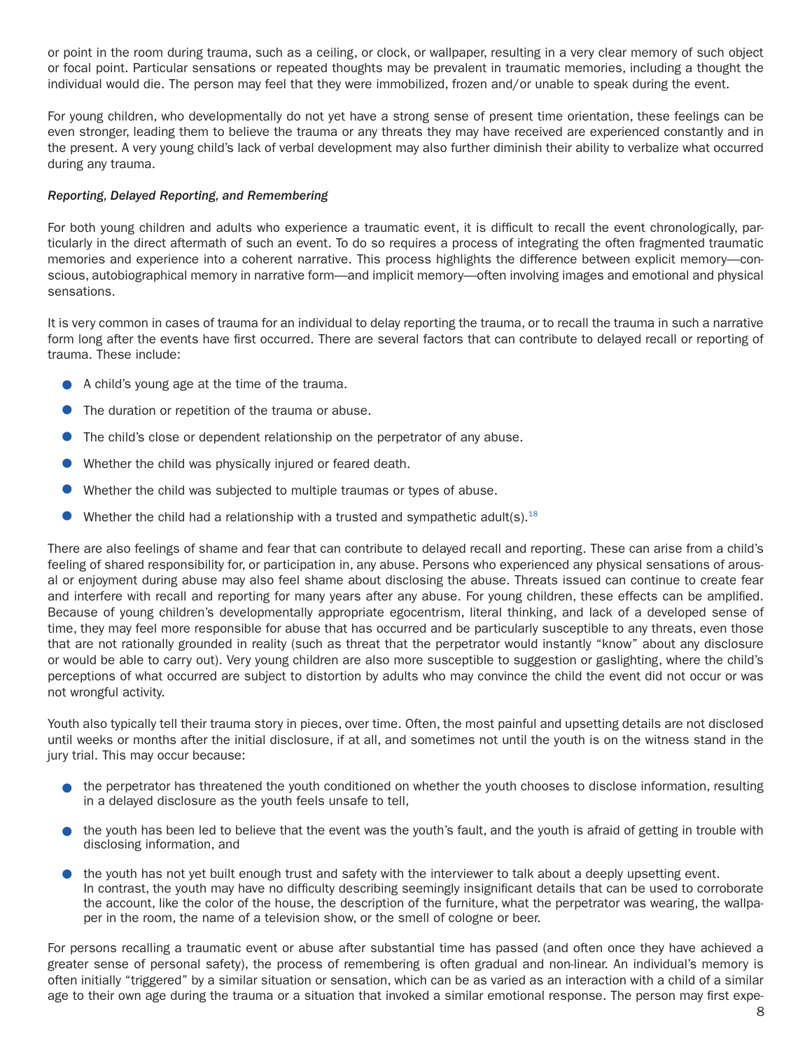or point in the room during trauma, such as a ceiling, or clock, or wallpaper, resulting in a very clear memory of such object or focal point. Particular sensations or repeated thoughts may be prevalent in traumatic memories, including a thought the individual would die. The person may feel that they were immobilized, frozen and/or unable to speak during the event.

For young children, who developmentally do not yet have a strong sense of present time orientation, these feelings can be even stronger, leading them to believe the trauma or any threats they may have received are experienced constantly and in the present. A very young child's lack of verbal development may also further diminish their ability to verbalize what occurred during any trauma.

*Reporting, Delayed Reporting, and Remembering*

For both young children and adults who experience a traumatic event, it is difficult to recall the event chronologically, particularly in the direct aftermath of such an event. To do so requires a process of integrating the often fragmented traumatic memories and experience into a coherent narrative. This process highlights the difference between explicit memory—conscious, autobiographical memory in narrative form—and implicit memory—often involving images and emotional and physical sensations.

It is very common in cases of trauma for an individual to delay reporting the trauma, or to recall the trauma in such a narrative form long after the events have first occurred. There are several factors that can contribute to delayed recall or reporting of trauma. These include:

- A child's young age at the time of the trauma.
- The duration or repetition of the trauma or abuse.
- The child's close or dependent relationship on the perpetrator of any abuse.
- Whether the child was physically injured or feared death.
- Whether the child was subjected to multiple traumas or types of abuse.
- Whether the child had a relationship with a trusted and sympathetic adult(s).[18]

There are also feelings of shame and fear that can contribute to delayed recall and reporting. These can arise from a child's feeling of shared responsibility for, or participation in, any abuse. Persons who experienced any physical sensations of arousal or enjoyment during abuse may also feel shame about disclosing the abuse. Threats issued can continue to create fear and interfere with recall and reporting for many years after any abuse. For young children, these effects can be amplified. Because of young children's developmentally appropriate egocentrism, literal thinking, and lack of a developed sense of time, they may feel more responsible for abuse that has occurred and be particularly susceptible to any threats, even those that are not rationally grounded in reality (such as threat that the perpetrator would instantly "know" about any disclosure or would be able to carry out). Very young children are also more susceptible to suggestion or gaslighting, where the child's perceptions of what occurred are subject to distortion by adults who may convince the child the event did not occur or was not wrongful activity.

Youth also typically tell their trauma story in pieces, over time. Often, the most painful and upsetting details are not disclosed until weeks or months after the initial disclosure, if at all, and sometimes not until the youth is on the witness stand in the jury trial. This may occur because:

- the perpetrator has threatened the youth conditioned on whether the youth chooses to disclose information, resulting in a delayed disclosure as the youth feels unsafe to tell,
- the youth has been led to believe that the event was the youth's fault, and the youth is afraid of getting in trouble with disclosing information, and
- the youth has not yet built enough trust and safety with the interviewer to talk about a deeply upsetting event.
  In contrast, the youth may have no difficulty describing seemingly insignificant details that can be used to corroborate the account, like the color of the house, the description of the furniture, what the perpetrator was wearing, the wallpaper in the room, the name of a television show, or the smell of cologne or beer.

For persons recalling a traumatic event or abuse after substantial time has passed (and often once they have achieved a greater sense of personal safety), the process of remembering is often gradual and non-linear. An individual's memory is often initially "triggered" by a similar situation or sensation, which can be as varied as an interaction with a child of a similar age to their own age during the trauma or a situation that invoked a similar emotional response. The person may first expe-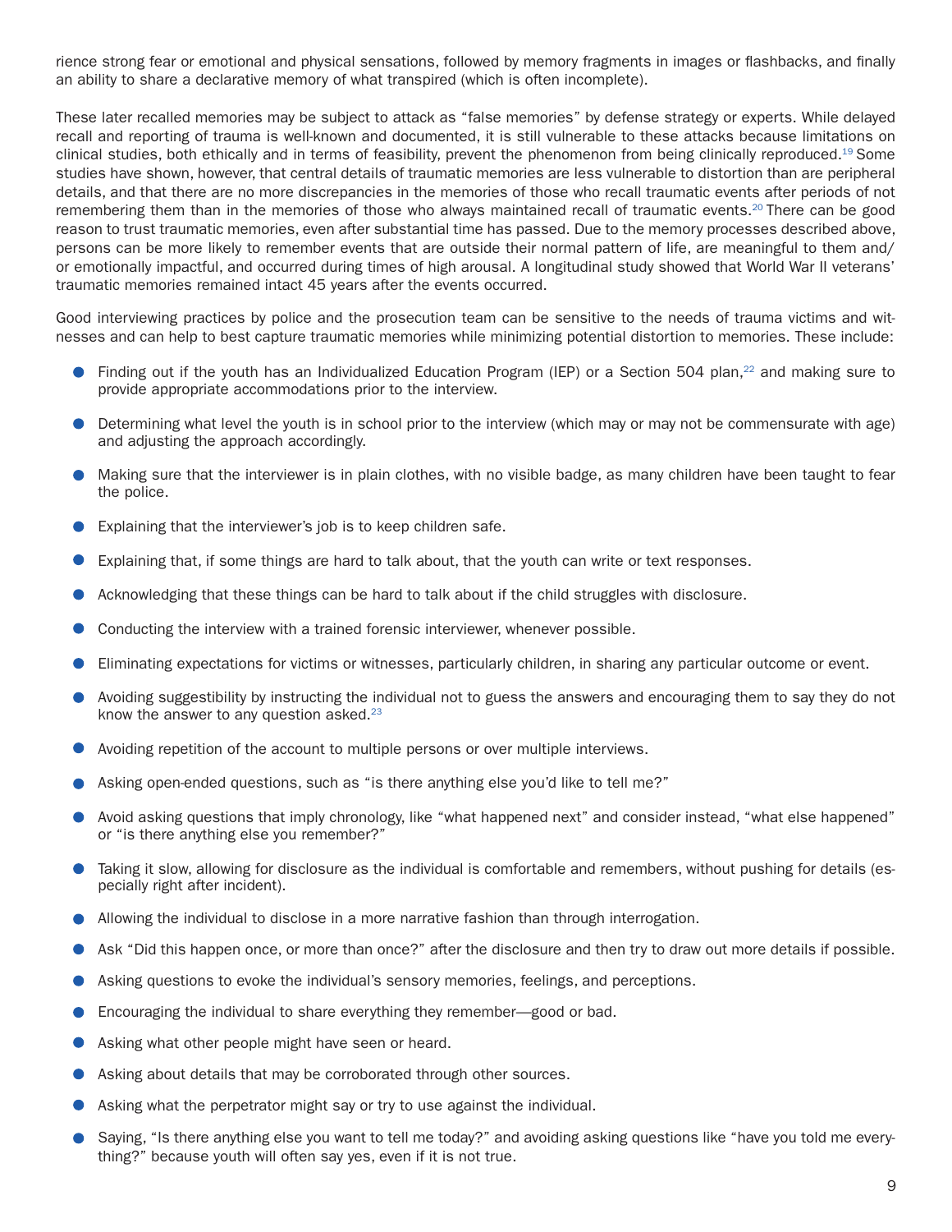rience strong fear or emotional and physical sensations, followed by memory fragments in images or flashbacks, and finally an ability to share a declarative memory of what transpired (which is often incomplete).

These later recalled memories may be subject to attack as "false memories" by defense strategy or experts. While delayed recall and reporting of trauma is well-known and documented, it is still vulnerable to these attacks because limitations on clinical studies, both ethically and in terms of feasibility, prevent the phenomenon from being clinically reproduced.[19] Some studies have shown, however, that central details of traumatic memories are less vulnerable to distortion than are peripheral details, and that there are no more discrepancies in the memories of those who recall traumatic events after periods of not remembering them than in the memories of those who always maintained recall of traumatic events.[20] There can be good reason to trust traumatic memories, even after substantial time has passed. Due to the memory processes described above, persons can be more likely to remember events that are outside their normal pattern of life, are meaningful to them and/or emotionally impactful, and occurred during times of high arousal. A longitudinal study showed that World War II veterans' traumatic memories remained intact 45 years after the events occurred.

Good interviewing practices by police and the prosecution team can be sensitive to the needs of trauma victims and witnesses and can help to best capture traumatic memories while minimizing potential distortion to memories. These include:

- Finding out if the youth has an Individualized Education Program (IEP) or a Section 504 plan,[22] and making sure to provide appropriate accommodations prior to the interview.
- Determining what level the youth is in school prior to the interview (which may or may not be commensurate with age) and adjusting the approach accordingly.
- Making sure that the interviewer is in plain clothes, with no visible badge, as many children have been taught to fear the police.
- Explaining that the interviewer's job is to keep children safe.
- Explaining that, if some things are hard to talk about, that the youth can write or text responses.
- Acknowledging that these things can be hard to talk about if the child struggles with disclosure.
- Conducting the interview with a trained forensic interviewer, whenever possible.
- Eliminating expectations for victims or witnesses, particularly children, in sharing any particular outcome or event.
- Avoiding suggestibility by instructing the individual not to guess the answers and encouraging them to say they do not know the answer to any question asked.[23]
- Avoiding repetition of the account to multiple persons or over multiple interviews.
- Asking open-ended questions, such as "is there anything else you'd like to tell me?"
- Avoid asking questions that imply chronology, like "what happened next" and consider instead, "what else happened" or "is there anything else you remember?"
- Taking it slow, allowing for disclosure as the individual is comfortable and remembers, without pushing for details (especially right after incident).
- Allowing the individual to disclose in a more narrative fashion than through interrogation.
- Ask "Did this happen once, or more than once?" after the disclosure and then try to draw out more details if possible.
- Asking questions to evoke the individual's sensory memories, feelings, and perceptions.
- Encouraging the individual to share everything they remember—good or bad.
- Asking what other people might have seen or heard.
- Asking about details that may be corroborated through other sources.
- Asking what the perpetrator might say or try to use against the individual.
- Saying, "Is there anything else you want to tell me today?" and avoiding asking questions like "have you told me everything?" because youth will often say yes, even if it is not true.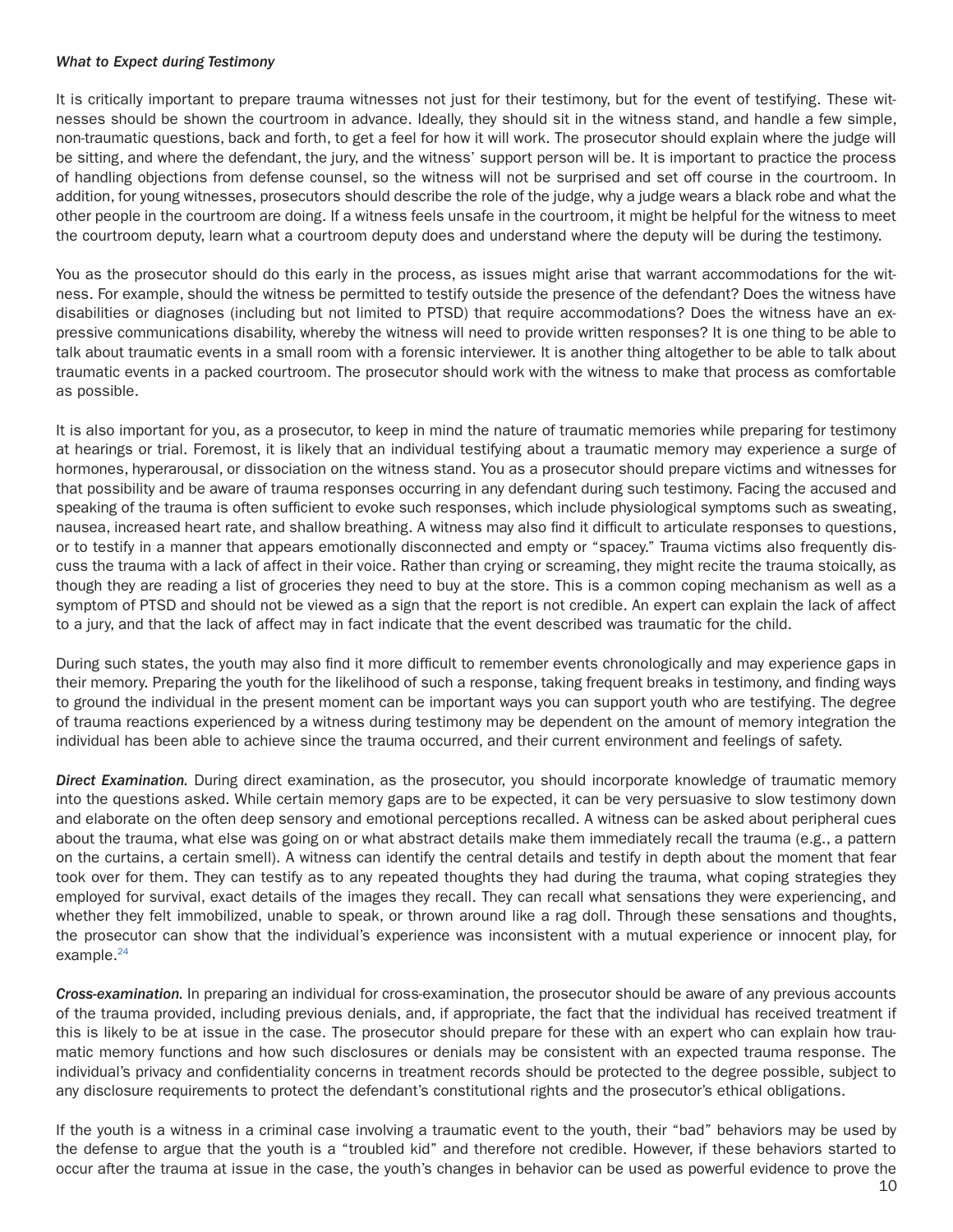*What to Expect during Testimony*

It is critically important to prepare trauma witnesses not just for their testimony, but for the event of testifying. These witnesses should be shown the courtroom in advance. Ideally, they should sit in the witness stand, and handle a few simple, non-traumatic questions, back and forth, to get a feel for how it will work. The prosecutor should explain where the judge will be sitting, and where the defendant, the jury, and the witness' support person will be. It is important to practice the process of handling objections from defense counsel, so the witness will not be surprised and set off course in the courtroom. In addition, for young witnesses, prosecutors should describe the role of the judge, why a judge wears a black robe and what the other people in the courtroom are doing. If a witness feels unsafe in the courtroom, it might be helpful for the witness to meet the courtroom deputy, learn what a courtroom deputy does and understand where the deputy will be during the testimony.

You as the prosecutor should do this early in the process, as issues might arise that warrant accommodations for the witness. For example, should the witness be permitted to testify outside the presence of the defendant? Does the witness have disabilities or diagnoses (including but not limited to PTSD) that require accommodations? Does the witness have an expressive communications disability, whereby the witness will need to provide written responses? It is one thing to be able to talk about traumatic events in a small room with a forensic interviewer. It is another thing altogether to be able to talk about traumatic events in a packed courtroom. The prosecutor should work with the witness to make that process as comfortable as possible.

It is also important for you, as a prosecutor, to keep in mind the nature of traumatic memories while preparing for testimony at hearings or trial. Foremost, it is likely that an individual testifying about a traumatic memory may experience a surge of hormones, hyperarousal, or dissociation on the witness stand. You as a prosecutor should prepare victims and witnesses for that possibility and be aware of trauma responses occurring in any defendant during such testimony. Facing the accused and speaking of the trauma is often sufficient to evoke such responses, which include physiological symptoms such as sweating, nausea, increased heart rate, and shallow breathing. A witness may also find it difficult to articulate responses to questions, or to testify in a manner that appears emotionally disconnected and empty or "spacey." Trauma victims also frequently discuss the trauma with a lack of affect in their voice. Rather than crying or screaming, they might recite the trauma stoically, as though they are reading a list of groceries they need to buy at the store. This is a common coping mechanism as well as a symptom of PTSD and should not be viewed as a sign that the report is not credible. An expert can explain the lack of affect to a jury, and that the lack of affect may in fact indicate that the event described was traumatic for the child.

During such states, the youth may also find it more difficult to remember events chronologically and may experience gaps in their memory. Preparing the youth for the likelihood of such a response, taking frequent breaks in testimony, and finding ways to ground the individual in the present moment can be important ways you can support youth who are testifying. The degree of trauma reactions experienced by a witness during testimony may be dependent on the amount of memory integration the individual has been able to achieve since the trauma occurred, and their current environment and feelings of safety.

***Direct Examination.*** During direct examination, as the prosecutor, you should incorporate knowledge of traumatic memory into the questions asked. While certain memory gaps are to be expected, it can be very persuasive to slow testimony down and elaborate on the often deep sensory and emotional perceptions recalled. A witness can be asked about peripheral cues about the trauma, what else was going on or what abstract details make them immediately recall the trauma (e.g., a pattern on the curtains, a certain smell). A witness can identify the central details and testify in depth about the moment that fear took over for them. They can testify as to any repeated thoughts they had during the trauma, what coping strategies they employed for survival, exact details of the images they recall. They can recall what sensations they were experiencing, and whether they felt immobilized, unable to speak, or thrown around like a rag doll. Through these sensations and thoughts, the prosecutor can show that the individual's experience was inconsistent with a mutual experience or innocent play, for example.[24]

***Cross-examination.*** In preparing an individual for cross-examination, the prosecutor should be aware of any previous accounts of the trauma provided, including previous denials, and, if appropriate, the fact that the individual has received treatment if this is likely to be at issue in the case. The prosecutor should prepare for these with an expert who can explain how traumatic memory functions and how such disclosures or denials may be consistent with an expected trauma response. The individual's privacy and confidentiality concerns in treatment records should be protected to the degree possible, subject to any disclosure requirements to protect the defendant's constitutional rights and the prosecutor's ethical obligations.

If the youth is a witness in a criminal case involving a traumatic event to the youth, their "bad" behaviors may be used by the defense to argue that the youth is a "troubled kid" and therefore not credible. However, if these behaviors started to occur after the trauma at issue in the case, the youth's changes in behavior can be used as powerful evidence to prove the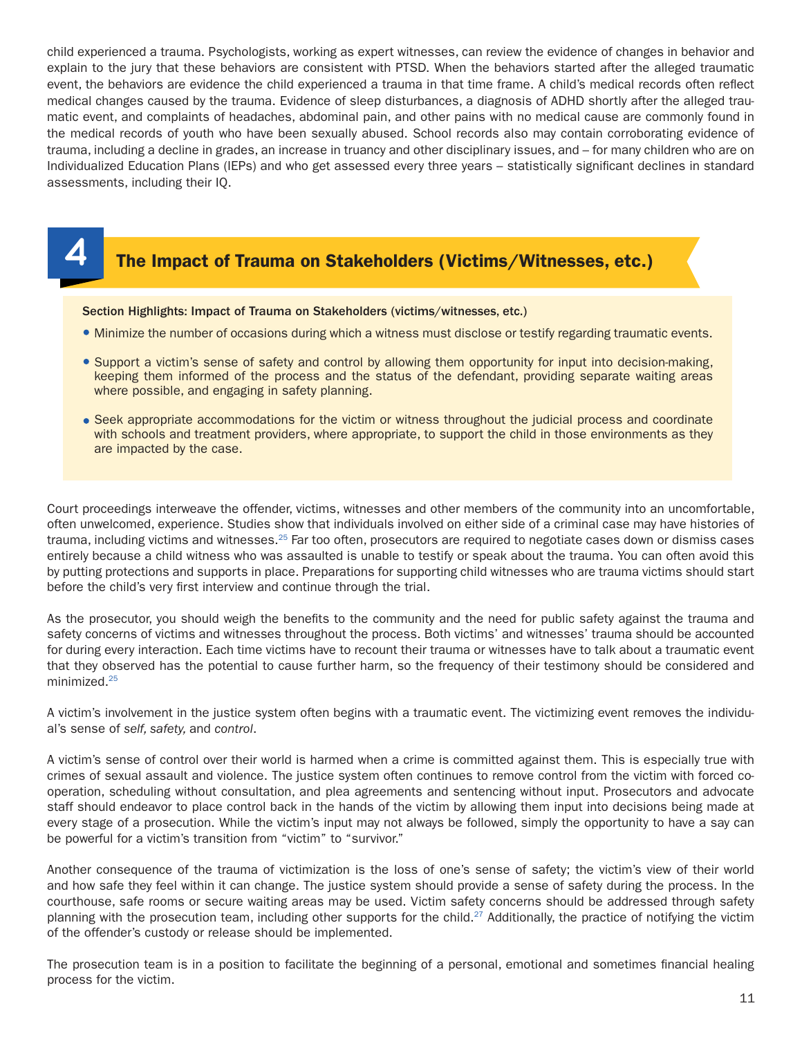child experienced a trauma. Psychologists, working as expert witnesses, can review the evidence of changes in behavior and explain to the jury that these behaviors are consistent with PTSD. When the behaviors started after the alleged traumatic event, the behaviors are evidence the child experienced a trauma in that time frame. A child's medical records often reflect medical changes caused by the trauma. Evidence of sleep disturbances, a diagnosis of ADHD shortly after the alleged traumatic event, and complaints of headaches, abdominal pain, and other pains with no medical cause are commonly found in the medical records of youth who have been sexually abused. School records also may contain corroborating evidence of trauma, including a decline in grades, an increase in truancy and other disciplinary issues, and – for many children who are on Individualized Education Plans (IEPs) and who get assessed every three years – statistically significant declines in standard assessments, including their IQ.

## 4 The Impact of Trauma on Stakeholders (Victims/Witnesses, etc.)

**Section Highlights: Impact of Trauma on Stakeholders** (victims/witnesses, etc.)

- Minimize the number of occasions during which a witness must disclose or testify regarding traumatic events.
- Support a victim's sense of safety and control by allowing them opportunity for input into decision-making, keeping them informed of the process and the status of the defendant, providing separate waiting areas where possible, and engaging in safety planning.
- Seek appropriate accommodations for the victim or witness throughout the judicial process and coordinate with schools and treatment providers, where appropriate, to support the child in those environments as they are impacted by the case.

Court proceedings interweave the offender, victims, witnesses and other members of the community into an uncomfortable, often unwelcomed, experience. Studies show that individuals involved on either side of a criminal case may have histories of trauma, including victims and witnesses.[25] Far too often, prosecutors are required to negotiate cases down or dismiss cases entirely because a child witness who was assaulted is unable to testify or speak about the trauma. You can often avoid this by putting protections and supports in place. Preparations for supporting child witnesses who are trauma victims should start before the child's very first interview and continue through the trial.

As the prosecutor, you should weigh the benefits to the community and the need for public safety against the trauma and safety concerns of victims and witnesses throughout the process. Both victims' and witnesses' trauma should be accounted for during every interaction. Each time victims have to recount their trauma or witnesses have to talk about a traumatic event that they observed has the potential to cause further harm, so the frequency of their testimony should be considered and minimized.[25]

A victim's involvement in the justice system often begins with a traumatic event. The victimizing event removes the individual's sense of *self, safety,* and *control*.

A victim's sense of control over their world is harmed when a crime is committed against them. This is especially true with crimes of sexual assault and violence. The justice system often continues to remove control from the victim with forced cooperation, scheduling without consultation, and plea agreements and sentencing without input. Prosecutors and advocate staff should endeavor to place control back in the hands of the victim by allowing them input into decisions being made at every stage of a prosecution. While the victim's input may not always be followed, simply the opportunity to have a say can be powerful for a victim's transition from "victim" to "survivor."

Another consequence of the trauma of victimization is the loss of one's sense of safety; the victim's view of their world and how safe they feel within it can change. The justice system should provide a sense of safety during the process. In the courthouse, safe rooms or secure waiting areas may be used. Victim safety concerns should be addressed through safety planning with the prosecution team, including other supports for the child.[27] Additionally, the practice of notifying the victim of the offender's custody or release should be implemented.

The prosecution team is in a position to facilitate the beginning of a personal, emotional and sometimes financial healing process for the victim.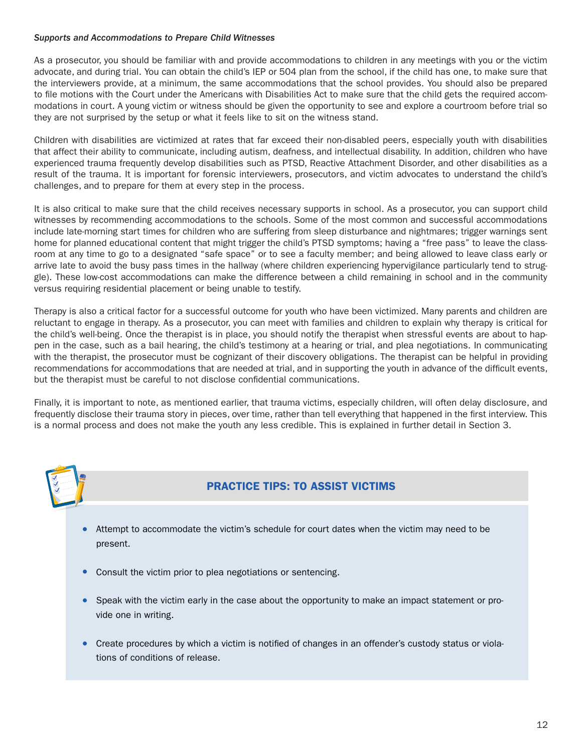*Supports and Accommodations to Prepare Child Witnesses*

As a prosecutor, you should be familiar with and provide accommodations to children in any meetings with you or the victim advocate, and during trial. You can obtain the child's IEP or 504 plan from the school, if the child has one, to make sure that the interviewers provide, at a minimum, the same accommodations that the school provides. You should also be prepared to file motions with the Court under the Americans with Disabilities Act to make sure that the child gets the required accommodations in court. A young victim or witness should be given the opportunity to see and explore a courtroom before trial so they are not surprised by the setup or what it feels like to sit on the witness stand.

Children with disabilities are victimized at rates that far exceed their non-disabled peers, especially youth with disabilities that affect their ability to communicate, including autism, deafness, and intellectual disability. In addition, children who have experienced trauma frequently develop disabilities such as PTSD, Reactive Attachment Disorder, and other disabilities as a result of the trauma. It is important for forensic interviewers, prosecutors, and victim advocates to understand the child's challenges, and to prepare for them at every step in the process.

It is also critical to make sure that the child receives necessary supports in school. As a prosecutor, you can support child witnesses by recommending accommodations to the schools. Some of the most common and successful accommodations include late-morning start times for children who are suffering from sleep disturbance and nightmares; trigger warnings sent home for planned educational content that might trigger the child's PTSD symptoms; having a "free pass" to leave the classroom at any time to go to a designated "safe space" or to see a faculty member; and being allowed to leave class early or arrive late to avoid the busy pass times in the hallway (where children experiencing hypervigilance particularly tend to struggle). These low-cost accommodations can make the difference between a child remaining in school and in the community versus requiring residential placement or being unable to testify.

Therapy is also a critical factor for a successful outcome for youth who have been victimized. Many parents and children are reluctant to engage in therapy. As a prosecutor, you can meet with families and children to explain why therapy is critical for the child's well-being. Once the therapist is in place, you should notify the therapist when stressful events are about to happen in the case, such as a bail hearing, the child's testimony at a hearing or trial, and plea negotiations. In communicating with the therapist, the prosecutor must be cognizant of their discovery obligations. The therapist can be helpful in providing recommendations for accommodations that are needed at trial, and in supporting the youth in advance of the difficult events, but the therapist must be careful to not disclose confidential communications.

Finally, it is important to note, as mentioned earlier, that trauma victims, especially children, will often delay disclosure, and frequently disclose their trauma story in pieces, over time, rather than tell everything that happened in the first interview. This is a normal process and does not make the youth any less credible. This is explained in further detail in Section 3.

## PRACTICE TIPS: TO ASSIST VICTIMS

- Attempt to accommodate the victim's schedule for court dates when the victim may need to be present.
- Consult the victim prior to plea negotiations or sentencing.
- Speak with the victim early in the case about the opportunity to make an impact statement or provide one in writing.
- Create procedures by which a victim is notified of changes in an offender's custody status or violations of conditions of release.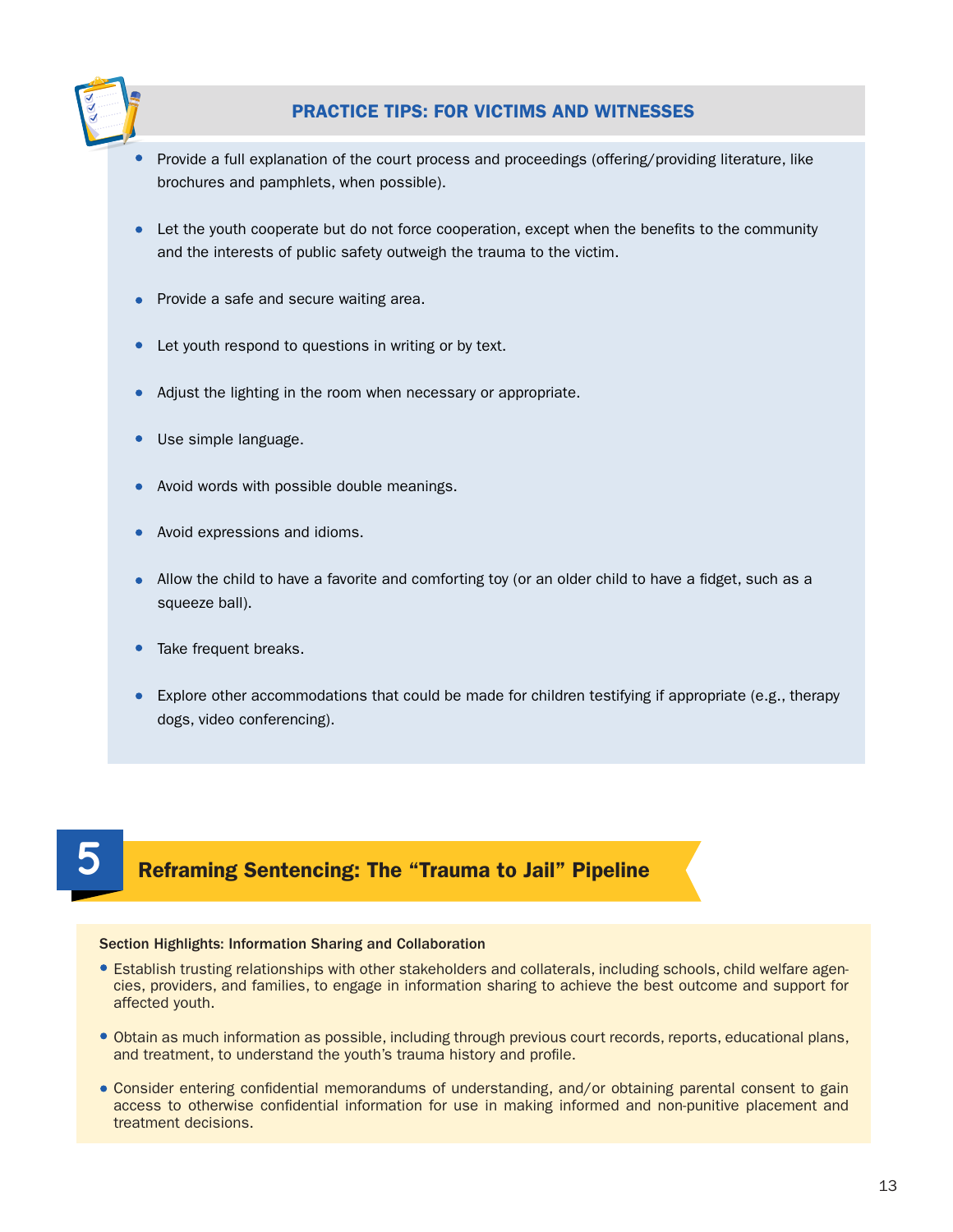### PRACTICE TIPS: FOR VICTIMS AND WITNESSES

- Provide a full explanation of the court process and proceedings (offering/providing literature, like brochures and pamphlets, when possible).
- Let the youth cooperate but do not force cooperation, except when the benefits to the community and the interests of public safety outweigh the trauma to the victim.
- Provide a safe and secure waiting area.
- Let youth respond to questions in writing or by text.
- Adjust the lighting in the room when necessary or appropriate.
- Use simple language.
- Avoid words with possible double meanings.
- Avoid expressions and idioms.
- Allow the child to have a favorite and comforting toy (or an older child to have a fidget, such as a squeeze ball).
- Take frequent breaks.
- Explore other accommodations that could be made for children testifying if appropriate (e.g., therapy dogs, video conferencing).

## 5 Reframing Sentencing: The "Trauma to Jail" Pipeline

**Section Highlights: Information Sharing and Collaboration**

- Establish trusting relationships with other stakeholders and collaterals, including schools, child welfare agencies, providers, and families, to engage in information sharing to achieve the best outcome and support for affected youth.
- Obtain as much information as possible, including through previous court records, reports, educational plans, and treatment, to understand the youth's trauma history and profile.
- Consider entering confidential memorandums of understanding, and/or obtaining parental consent to gain access to otherwise confidential information for use in making informed and non-punitive placement and treatment decisions.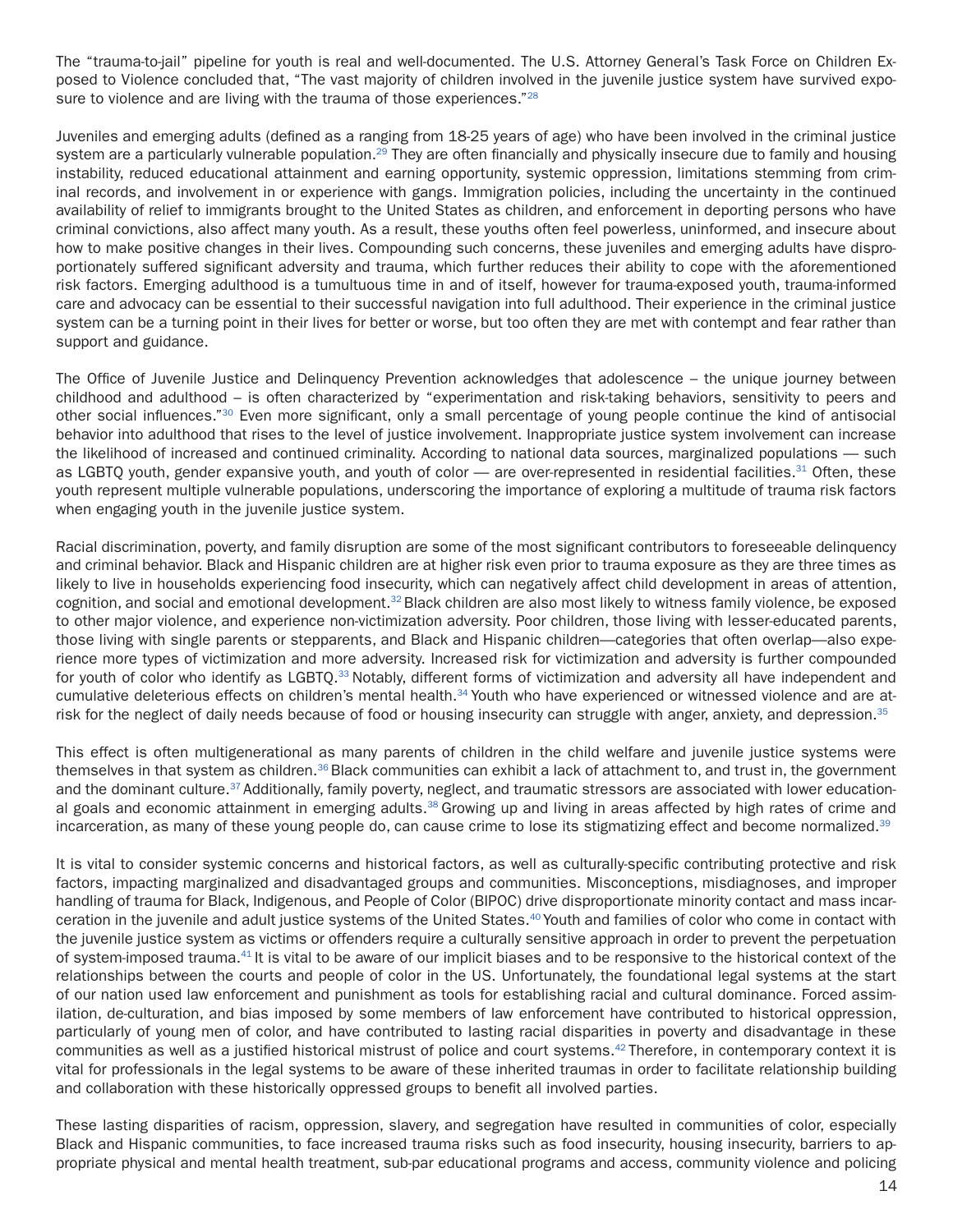The "trauma-to-jail" pipeline for youth is real and well-documented. The U.S. Attorney General's Task Force on Children Exposed to Violence concluded that, "The vast majority of children involved in the juvenile justice system have survived exposure to violence and are living with the trauma of those experiences."[28]

Juveniles and emerging adults (defined as a ranging from 18-25 years of age) who have been involved in the criminal justice system are a particularly vulnerable population.[29] They are often financially and physically insecure due to family and housing instability, reduced educational attainment and earning opportunity, systemic oppression, limitations stemming from criminal records, and involvement in or experience with gangs. Immigration policies, including the uncertainty in the continued availability of relief to immigrants brought to the United States as children, and enforcement in deporting persons who have criminal convictions, also affect many youth. As a result, these youths often feel powerless, uninformed, and insecure about how to make positive changes in their lives. Compounding such concerns, these juveniles and emerging adults have disproportionately suffered significant adversity and trauma, which further reduces their ability to cope with the aforementioned risk factors. Emerging adulthood is a tumultuous time in and of itself, however for trauma-exposed youth, trauma-informed care and advocacy can be essential to their successful navigation into full adulthood. Their experience in the criminal justice system can be a turning point in their lives for better or worse, but too often they are met with contempt and fear rather than support and guidance.

The Office of Juvenile Justice and Delinquency Prevention acknowledges that adolescence – the unique journey between childhood and adulthood – is often characterized by "experimentation and risk-taking behaviors, sensitivity to peers and other social influences."[30] Even more significant, only a small percentage of young people continue the kind of antisocial behavior into adulthood that rises to the level of justice involvement. Inappropriate justice system involvement can increase the likelihood of increased and continued criminality. According to national data sources, marginalized populations — such as LGBTQ youth, gender expansive youth, and youth of color — are over-represented in residential facilities.[31] Often, these youth represent multiple vulnerable populations, underscoring the importance of exploring a multitude of trauma risk factors when engaging youth in the juvenile justice system.

Racial discrimination, poverty, and family disruption are some of the most significant contributors to foreseeable delinquency and criminal behavior. Black and Hispanic children are at higher risk even prior to trauma exposure as they are three times as likely to live in households experiencing food insecurity, which can negatively affect child development in areas of attention, cognition, and social and emotional development.[32] Black children are also most likely to witness family violence, be exposed to other major violence, and experience non-victimization adversity. Poor children, those living with lesser-educated parents, those living with single parents or stepparents, and Black and Hispanic children—categories that often overlap—also experience more types of victimization and more adversity. Increased risk for victimization and adversity is further compounded for youth of color who identify as LGBTQ.[33] Notably, different forms of victimization and adversity all have independent and cumulative deleterious effects on children's mental health.[34] Youth who have experienced or witnessed violence and are at-risk for the neglect of daily needs because of food or housing insecurity can struggle with anger, anxiety, and depression.[35]

This effect is often multigenerational as many parents of children in the child welfare and juvenile justice systems were themselves in that system as children.[36] Black communities can exhibit a lack of attachment to, and trust in, the government and the dominant culture.[37] Additionally, family poverty, neglect, and traumatic stressors are associated with lower educational goals and economic attainment in emerging adults.[38] Growing up and living in areas affected by high rates of crime and incarceration, as many of these young people do, can cause crime to lose its stigmatizing effect and become normalized.[39]

It is vital to consider systemic concerns and historical factors, as well as culturally-specific contributing protective and risk factors, impacting marginalized and disadvantaged groups and communities. Misconceptions, misdiagnoses, and improper handling of trauma for Black, Indigenous, and People of Color (BIPOC) drive disproportionate minority contact and mass incarceration in the juvenile and adult justice systems of the United States.[40] Youth and families of color who come in contact with the juvenile justice system as victims or offenders require a culturally sensitive approach in order to prevent the perpetuation of system-imposed trauma.[41] It is vital to be aware of our implicit biases and to be responsive to the historical context of the relationships between the courts and people of color in the US. Unfortunately, the foundational legal systems at the start of our nation used law enforcement and punishment as tools for establishing racial and cultural dominance. Forced assimilation, de-culturation, and bias imposed by some members of law enforcement have contributed to historical oppression, particularly of young men of color, and have contributed to lasting racial disparities in poverty and disadvantage in these communities as well as a justified historical mistrust of police and court systems.[42] Therefore, in contemporary context it is vital for professionals in the legal systems to be aware of these inherited traumas in order to facilitate relationship building and collaboration with these historically oppressed groups to benefit all involved parties.

These lasting disparities of racism, oppression, slavery, and segregation have resulted in communities of color, especially Black and Hispanic communities, to face increased trauma risks such as food insecurity, housing insecurity, barriers to appropriate physical and mental health treatment, sub-par educational programs and access, community violence and policing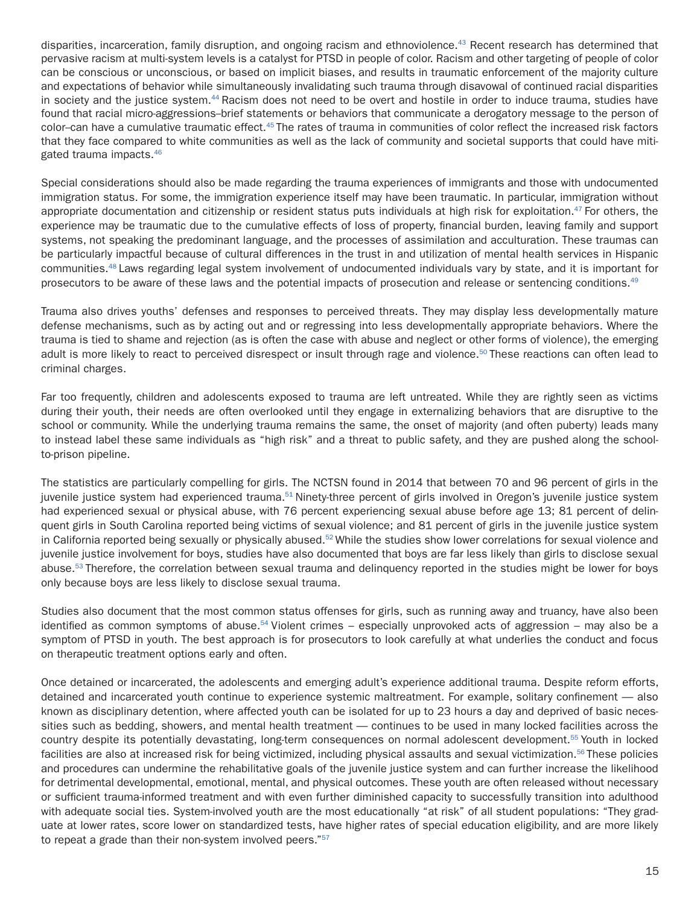disparities, incarceration, family disruption, and ongoing racism and ethnoviolence.[43] Recent research has determined that pervasive racism at multi-system levels is a catalyst for PTSD in people of color. Racism and other targeting of people of color can be conscious or unconscious, or based on implicit biases, and results in traumatic enforcement of the majority culture and expectations of behavior while simultaneously invalidating such trauma through disavowal of continued racial disparities in society and the justice system.[44] Racism does not need to be overt and hostile in order to induce trauma, studies have found that racial micro-aggressions–brief statements or behaviors that communicate a derogatory message to the person of color–can have a cumulative traumatic effect.[45] The rates of trauma in communities of color reflect the increased risk factors that they face compared to white communities as well as the lack of community and societal supports that could have mitigated trauma impacts.[46]

Special considerations should also be made regarding the trauma experiences of immigrants and those with undocumented immigration status. For some, the immigration experience itself may have been traumatic. In particular, immigration without appropriate documentation and citizenship or resident status puts individuals at high risk for exploitation.[47] For others, the experience may be traumatic due to the cumulative effects of loss of property, financial burden, leaving family and support systems, not speaking the predominant language, and the processes of assimilation and acculturation. These traumas can be particularly impactful because of cultural differences in the trust in and utilization of mental health services in Hispanic communities.[48] Laws regarding legal system involvement of undocumented individuals vary by state, and it is important for prosecutors to be aware of these laws and the potential impacts of prosecution and release or sentencing conditions.[49]

Trauma also drives youths' defenses and responses to perceived threats. They may display less developmentally mature defense mechanisms, such as by acting out and or regressing into less developmentally appropriate behaviors. Where the trauma is tied to shame and rejection (as is often the case with abuse and neglect or other forms of violence), the emerging adult is more likely to react to perceived disrespect or insult through rage and violence.[50] These reactions can often lead to criminal charges.

Far too frequently, children and adolescents exposed to trauma are left untreated. While they are rightly seen as victims during their youth, their needs are often overlooked until they engage in externalizing behaviors that are disruptive to the school or community. While the underlying trauma remains the same, the onset of majority (and often puberty) leads many to instead label these same individuals as "high risk" and a threat to public safety, and they are pushed along the school-to-prison pipeline.

The statistics are particularly compelling for girls. The NCTSN found in 2014 that between 70 and 96 percent of girls in the juvenile justice system had experienced trauma.[51] Ninety-three percent of girls involved in Oregon's juvenile justice system had experienced sexual or physical abuse, with 76 percent experiencing sexual abuse before age 13; 81 percent of delinquent girls in South Carolina reported being victims of sexual violence; and 81 percent of girls in the juvenile justice system in California reported being sexually or physically abused.[52] While the studies show lower correlations for sexual violence and juvenile justice involvement for boys, studies have also documented that boys are far less likely than girls to disclose sexual abuse.[53] Therefore, the correlation between sexual trauma and delinquency reported in the studies might be lower for boys only because boys are less likely to disclose sexual trauma.

Studies also document that the most common status offenses for girls, such as running away and truancy, have also been identified as common symptoms of abuse.[54] Violent crimes – especially unprovoked acts of aggression – may also be a symptom of PTSD in youth. The best approach is for prosecutors to look carefully at what underlies the conduct and focus on therapeutic treatment options early and often.

Once detained or incarcerated, the adolescents and emerging adult's experience additional trauma. Despite reform efforts, detained and incarcerated youth continue to experience systemic maltreatment. For example, solitary confinement — also known as disciplinary detention, where affected youth can be isolated for up to 23 hours a day and deprived of basic necessities such as bedding, showers, and mental health treatment — continues to be used in many locked facilities across the country despite its potentially devastating, long-term consequences on normal adolescent development.[55] Youth in locked facilities are also at increased risk for being victimized, including physical assaults and sexual victimization.[56] These policies and procedures can undermine the rehabilitative goals of the juvenile justice system and can further increase the likelihood for detrimental developmental, emotional, mental, and physical outcomes. These youth are often released without necessary or sufficient trauma-informed treatment and with even further diminished capacity to successfully transition into adulthood with adequate social ties. System-involved youth are the most educationally "at risk" of all student populations: "They graduate at lower rates, score lower on standardized tests, have higher rates of special education eligibility, and are more likely to repeat a grade than their non-system involved peers."[57]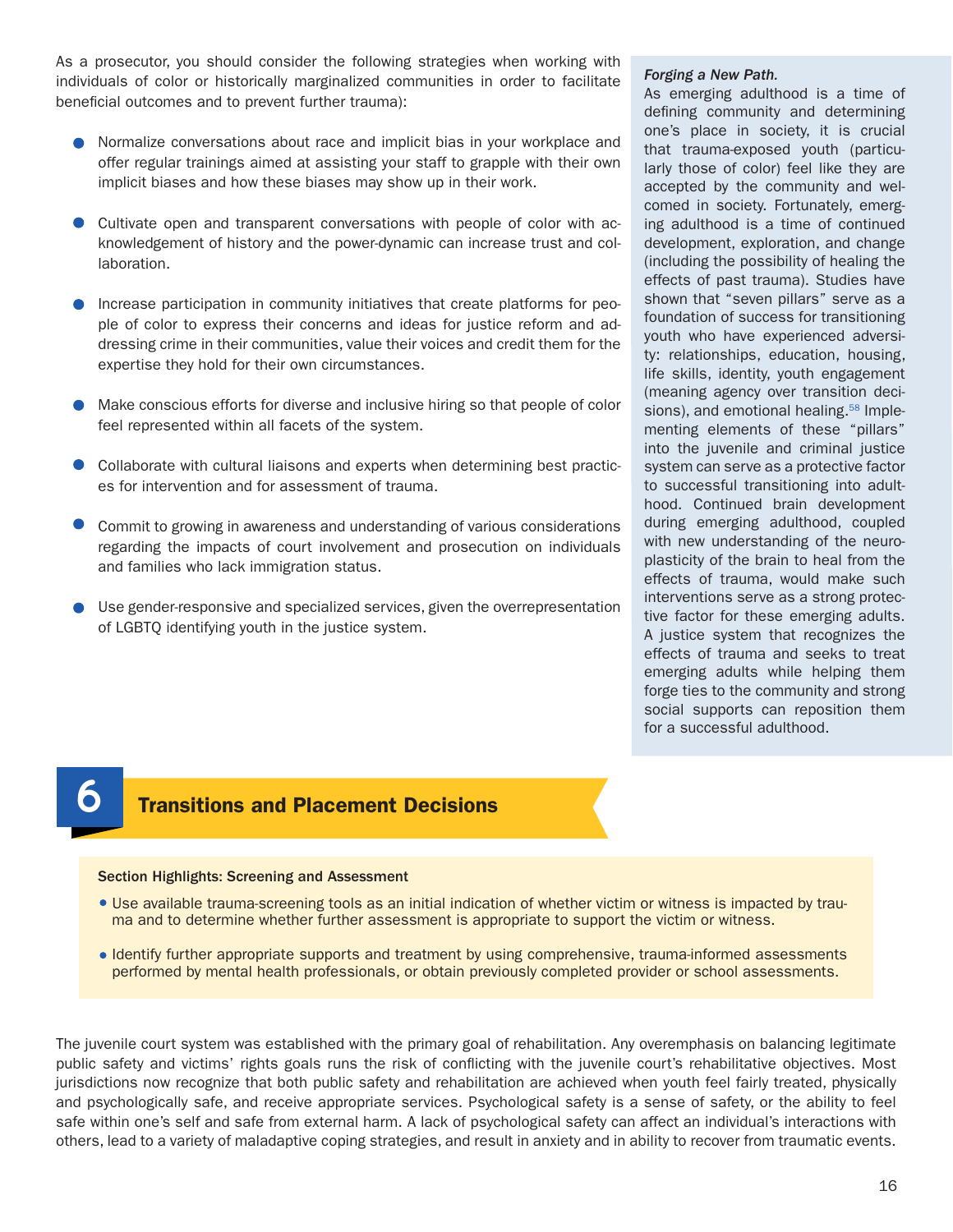As a prosecutor, you should consider the following strategies when working with individuals of color or historically marginalized communities in order to facilitate beneficial outcomes and to prevent further trauma):

- Normalize conversations about race and implicit bias in your workplace and offer regular trainings aimed at assisting your staff to grapple with their own implicit biases and how these biases may show up in their work.
- Cultivate open and transparent conversations with people of color with acknowledgement of history and the power-dynamic can increase trust and collaboration.
- Increase participation in community initiatives that create platforms for people of color to express their concerns and ideas for justice reform and addressing crime in their communities, value their voices and credit them for the expertise they hold for their own circumstances.
- Make conscious efforts for diverse and inclusive hiring so that people of color feel represented within all facets of the system.
- Collaborate with cultural liaisons and experts when determining best practices for intervention and for assessment of trauma.
- Commit to growing in awareness and understanding of various considerations regarding the impacts of court involvement and prosecution on individuals and families who lack immigration status.
- Use gender-responsive and specialized services, given the overrepresentation of LGBTQ identifying youth in the justice system.

***Forging a New Path.***
As emerging adulthood is a time of defining community and determining one's place in society, it is crucial that trauma-exposed youth (particularly those of color) feel like they are accepted by the community and welcomed in society. Fortunately, emerging adulthood is a time of continued development, exploration, and change (including the possibility of healing the effects of past trauma). Studies have shown that "seven pillars" serve as a foundation of success for transitioning youth who have experienced adversity: relationships, education, housing, life skills, identity, youth engagement (meaning agency over transition decisions), and emotional healing.[58] Implementing elements of these "pillars" into the juvenile and criminal justice system can serve as a protective factor to successful transitioning into adulthood. Continued brain development during emerging adulthood, coupled with new understanding of the neuroplasticity of the brain to heal from the effects of trauma, would make such interventions serve as a strong protective factor for these emerging adults. A justice system that recognizes the effects of trauma and seeks to treat emerging adults while helping them forge ties to the community and strong social supports can reposition them for a successful adulthood.

# 6 Transitions and Placement Decisions

**Section Highlights: Screening and Assessment**

- Use available trauma-screening tools as an initial indication of whether victim or witness is impacted by trauma and to determine whether further assessment is appropriate to support the victim or witness.
- Identify further appropriate supports and treatment by using comprehensive, trauma-informed assessments performed by mental health professionals, or obtain previously completed provider or school assessments.

The juvenile court system was established with the primary goal of rehabilitation. Any overemphasis on balancing legitimate public safety and victims' rights goals runs the risk of conflicting with the juvenile court's rehabilitative objectives. Most jurisdictions now recognize that both public safety and rehabilitation are achieved when youth feel fairly treated, physically and psychologically safe, and receive appropriate services. Psychological safety is a sense of safety, or the ability to feel safe within one's self and safe from external harm. A lack of psychological safety can affect an individual's interactions with others, lead to a variety of maladaptive coping strategies, and result in anxiety and in ability to recover from traumatic events.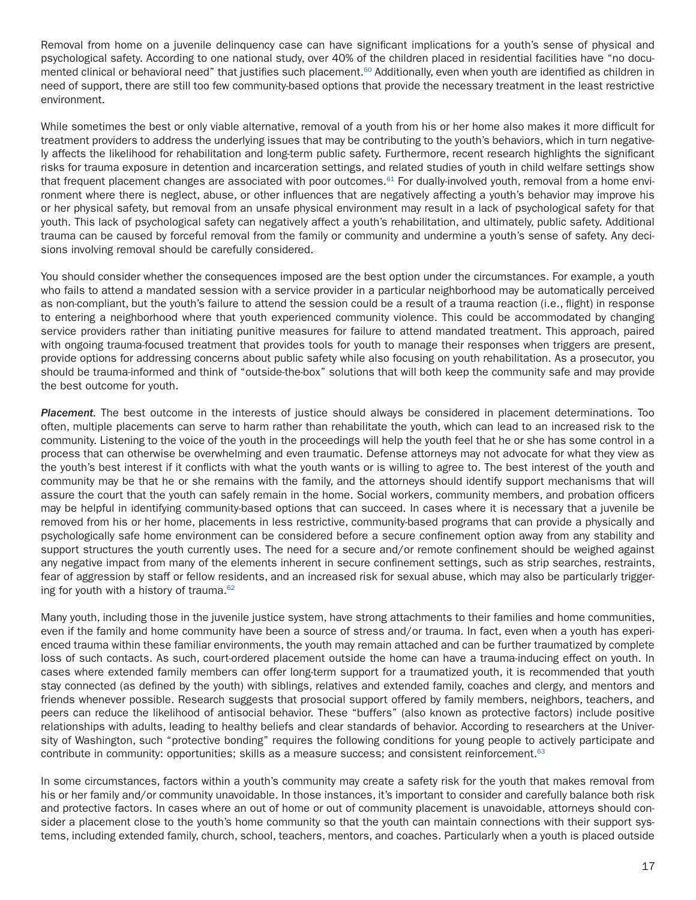Removal from home on a juvenile delinquency case can have significant implications for a youth's sense of physical and psychological safety. According to one national study, over 40% of the children placed in residential facilities have "no documented clinical or behavioral need" that justifies such placement.[60] Additionally, even when youth are identified as children in need of support, there are still too few community-based options that provide the necessary treatment in the least restrictive environment.

While sometimes the best or only viable alternative, removal of a youth from his or her home also makes it more difficult for treatment providers to address the underlying issues that may be contributing to the youth's behaviors, which in turn negatively affects the likelihood for rehabilitation and long-term public safety. Furthermore, recent research highlights the significant risks for trauma exposure in detention and incarceration settings, and related studies of youth in child welfare settings show that frequent placement changes are associated with poor outcomes.[61] For dually-involved youth, removal from a home environment where there is neglect, abuse, or other influences that are negatively affecting a youth's behavior may improve his or her physical safety, but removal from an unsafe physical environment may result in a lack of psychological safety for that youth. This lack of psychological safety can negatively affect a youth's rehabilitation, and ultimately, public safety. Additional trauma can be caused by forceful removal from the family or community and undermine a youth's sense of safety. Any decisions involving removal should be carefully considered.

You should consider whether the consequences imposed are the best option under the circumstances. For example, a youth who fails to attend a mandated session with a service provider in a particular neighborhood may be automatically perceived as non-compliant, but the youth's failure to attend the session could be a result of a trauma reaction (i.e., flight) in response to entering a neighborhood where that youth experienced community violence. This could be accommodated by changing service providers rather than initiating punitive measures for failure to attend mandated treatment. This approach, paired with ongoing trauma-focused treatment that provides tools for youth to manage their responses when triggers are present, provide options for addressing concerns about public safety while also focusing on youth rehabilitation. As a prosecutor, you should be trauma-informed and think of "outside-the-box" solutions that will both keep the community safe and may provide the best outcome for youth.

***Placement.*** The best outcome in the interests of justice should always be considered in placement determinations. Too often, multiple placements can serve to harm rather than rehabilitate the youth, which can lead to an increased risk to the community. Listening to the voice of the youth in the proceedings will help the youth feel that he or she has some control in a process that can otherwise be overwhelming and even traumatic. Defense attorneys may not advocate for what they view as the youth's best interest if it conflicts with what the youth wants or is willing to agree to. The best interest of the youth and community may be that he or she remains with the family, and the attorneys should identify support mechanisms that will assure the court that the youth can safely remain in the home. Social workers, community members, and probation officers may be helpful in identifying community-based options that can succeed. In cases where it is necessary that a juvenile be removed from his or her home, placements in less restrictive, community-based programs that can provide a physically and psychologically safe home environment can be considered before a secure confinement option away from any stability and support structures the youth currently uses. The need for a secure and/or remote confinement should be weighed against any negative impact from many of the elements inherent in secure confinement settings, such as strip searches, restraints, fear of aggression by staff or fellow residents, and an increased risk for sexual abuse, which may also be particularly triggering for youth with a history of trauma.[62]

Many youth, including those in the juvenile justice system, have strong attachments to their families and home communities, even if the family and home community have been a source of stress and/or trauma. In fact, even when a youth has experienced trauma within these familiar environments, the youth may remain attached and can be further traumatized by complete loss of such contacts. As such, court-ordered placement outside the home can have a trauma-inducing effect on youth. In cases where extended family members can offer long-term support for a traumatized youth, it is recommended that youth stay connected (as defined by the youth) with siblings, relatives and extended family, coaches and clergy, and mentors and friends whenever possible. Research suggests that prosocial support offered by family members, neighbors, teachers, and peers can reduce the likelihood of antisocial behavior. These "buffers" (also known as protective factors) include positive relationships with adults, leading to healthy beliefs and clear standards of behavior. According to researchers at the University of Washington, such "protective bonding" requires the following conditions for young people to actively participate and contribute in community: opportunities; skills as a measure success; and consistent reinforcement.[63]

In some circumstances, factors within a youth's community may create a safety risk for the youth that makes removal from his or her family and/or community unavoidable. In those instances, it's important to consider and carefully balance both risk and protective factors. In cases where an out of home or out of community placement is unavoidable, attorneys should consider a placement close to the youth's home community so that the youth can maintain connections with their support systems, including extended family, church, school, teachers, mentors, and coaches. Particularly when a youth is placed outside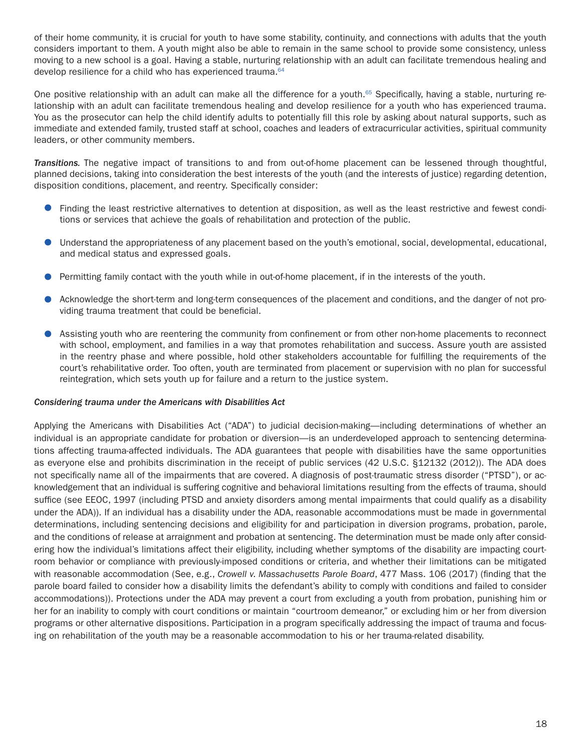of their home community, it is crucial for youth to have some stability, continuity, and connections with adults that the youth considers important to them. A youth might also be able to remain in the same school to provide some consistency, unless moving to a new school is a goal. Having a stable, nurturing relationship with an adult can facilitate tremendous healing and develop resilience for a child who has experienced trauma.[64]

One positive relationship with an adult can make all the difference for a youth.[65] Specifically, having a stable, nurturing relationship with an adult can facilitate tremendous healing and develop resilience for a youth who has experienced trauma. You as the prosecutor can help the child identify adults to potentially fill this role by asking about natural supports, such as immediate and extended family, trusted staff at school, coaches and leaders of extracurricular activities, spiritual community leaders, or other community members.

***Transitions.*** The negative impact of transitions to and from out-of-home placement can be lessened through thoughtful, planned decisions, taking into consideration the best interests of the youth (and the interests of justice) regarding detention, disposition conditions, placement, and reentry. Specifically consider:

- Finding the least restrictive alternatives to detention at disposition, as well as the least restrictive and fewest conditions or services that achieve the goals of rehabilitation and protection of the public.
- Understand the appropriateness of any placement based on the youth's emotional, social, developmental, educational, and medical status and expressed goals.
- Permitting family contact with the youth while in out-of-home placement, if in the interests of the youth.
- Acknowledge the short-term and long-term consequences of the placement and conditions, and the danger of not providing trauma treatment that could be beneficial.
- Assisting youth who are reentering the community from confinement or from other non-home placements to reconnect with school, employment, and families in a way that promotes rehabilitation and success. Assure youth are assisted in the reentry phase and where possible, hold other stakeholders accountable for fulfilling the requirements of the court's rehabilitative order. Too often, youth are terminated from placement or supervision with no plan for successful reintegration, which sets youth up for failure and a return to the justice system.

*Considering trauma under the Americans with Disabilities Act*

Applying the Americans with Disabilities Act ("ADA") to judicial decision-making—including determinations of whether an individual is an appropriate candidate for probation or diversion—is an underdeveloped approach to sentencing determinations affecting trauma-affected individuals. The ADA guarantees that people with disabilities have the same opportunities as everyone else and prohibits discrimination in the receipt of public services (42 U.S.C. §12132 (2012)). The ADA does not specifically name all of the impairments that are covered. A diagnosis of post-traumatic stress disorder ("PTSD"), or acknowledgement that an individual is suffering cognitive and behavioral limitations resulting from the effects of trauma, should suffice (see EEOC, 1997 (including PTSD and anxiety disorders among mental impairments that could qualify as a disability under the ADA)). If an individual has a disability under the ADA, reasonable accommodations must be made in governmental determinations, including sentencing decisions and eligibility for and participation in diversion programs, probation, parole, and the conditions of release at arraignment and probation at sentencing. The determination must be made only after considering how the individual's limitations affect their eligibility, including whether symptoms of the disability are impacting courtroom behavior or compliance with previously-imposed conditions or criteria, and whether their limitations can be mitigated with reasonable accommodation (See, e.g., *Crowell v. Massachusetts Parole Board*, 477 Mass. 106 (2017) (finding that the parole board failed to consider how a disability limits the defendant's ability to comply with conditions and failed to consider accommodations)). Protections under the ADA may prevent a court from excluding a youth from probation, punishing him or her for an inability to comply with court conditions or maintain "courtroom demeanor," or excluding him or her from diversion programs or other alternative dispositions. Participation in a program specifically addressing the impact of trauma and focusing on rehabilitation of the youth may be a reasonable accommodation to his or her trauma-related disability.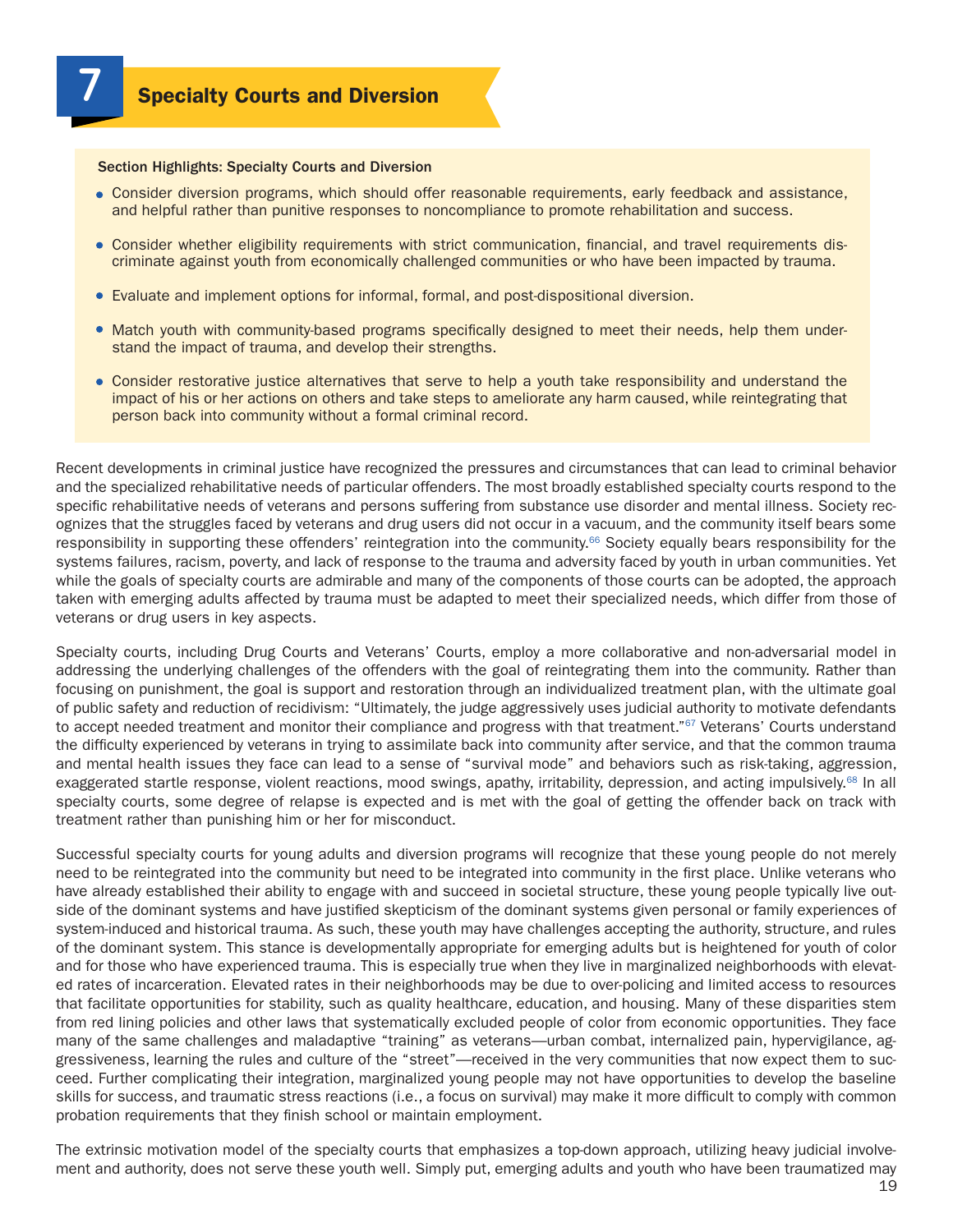# 7 Specialty Courts and Diversion

**Section Highlights: Specialty Courts and Diversion**

- Consider diversion programs, which should offer reasonable requirements, early feedback and assistance, and helpful rather than punitive responses to noncompliance to promote rehabilitation and success.
- Consider whether eligibility requirements with strict communication, financial, and travel requirements discriminate against youth from economically challenged communities or who have been impacted by trauma.
- Evaluate and implement options for informal, formal, and post-dispositional diversion.
- Match youth with community-based programs specifically designed to meet their needs, help them understand the impact of trauma, and develop their strengths.
- Consider restorative justice alternatives that serve to help a youth take responsibility and understand the impact of his or her actions on others and take steps to ameliorate any harm caused, while reintegrating that person back into community without a formal criminal record.

Recent developments in criminal justice have recognized the pressures and circumstances that can lead to criminal behavior and the specialized rehabilitative needs of particular offenders. The most broadly established specialty courts respond to the specific rehabilitative needs of veterans and persons suffering from substance use disorder and mental illness. Society recognizes that the struggles faced by veterans and drug users did not occur in a vacuum, and the community itself bears some responsibility in supporting these offenders' reintegration into the community.[66] Society equally bears responsibility for the systems failures, racism, poverty, and lack of response to the trauma and adversity faced by youth in urban communities. Yet while the goals of specialty courts are admirable and many of the components of those courts can be adopted, the approach taken with emerging adults affected by trauma must be adapted to meet their specialized needs, which differ from those of veterans or drug users in key aspects.

Specialty courts, including Drug Courts and Veterans' Courts, employ a more collaborative and non-adversarial model in addressing the underlying challenges of the offenders with the goal of reintegrating them into the community. Rather than focusing on punishment, the goal is support and restoration through an individualized treatment plan, with the ultimate goal of public safety and reduction of recidivism: "Ultimately, the judge aggressively uses judicial authority to motivate defendants to accept needed treatment and monitor their compliance and progress with that treatment."[67] Veterans' Courts understand the difficulty experienced by veterans in trying to assimilate back into community after service, and that the common trauma and mental health issues they face can lead to a sense of "survival mode" and behaviors such as risk-taking, aggression, exaggerated startle response, violent reactions, mood swings, apathy, irritability, depression, and acting impulsively.[68] In all specialty courts, some degree of relapse is expected and is met with the goal of getting the offender back on track with treatment rather than punishing him or her for misconduct.

Successful specialty courts for young adults and diversion programs will recognize that these young people do not merely need to be reintegrated into the community but need to be integrated into community in the first place. Unlike veterans who have already established their ability to engage with and succeed in societal structure, these young people typically live outside of the dominant systems and have justified skepticism of the dominant systems given personal or family experiences of system-induced and historical trauma. As such, these youth may have challenges accepting the authority, structure, and rules of the dominant system. This stance is developmentally appropriate for emerging adults but is heightened for youth of color and for those who have experienced trauma. This is especially true when they live in marginalized neighborhoods with elevated rates of incarceration. Elevated rates in their neighborhoods may be due to over-policing and limited access to resources that facilitate opportunities for stability, such as quality healthcare, education, and housing. Many of these disparities stem from red lining policies and other laws that systematically excluded people of color from economic opportunities. They face many of the same challenges and maladaptive "training" as veterans—urban combat, internalized pain, hypervigilance, aggressiveness, learning the rules and culture of the "street"—received in the very communities that now expect them to succeed. Further complicating their integration, marginalized young people may not have opportunities to develop the baseline skills for success, and traumatic stress reactions (i.e., a focus on survival) may make it more difficult to comply with common probation requirements that they finish school or maintain employment.

The extrinsic motivation model of the specialty courts that emphasizes a top-down approach, utilizing heavy judicial involvement and authority, does not serve these youth well. Simply put, emerging adults and youth who have been traumatized may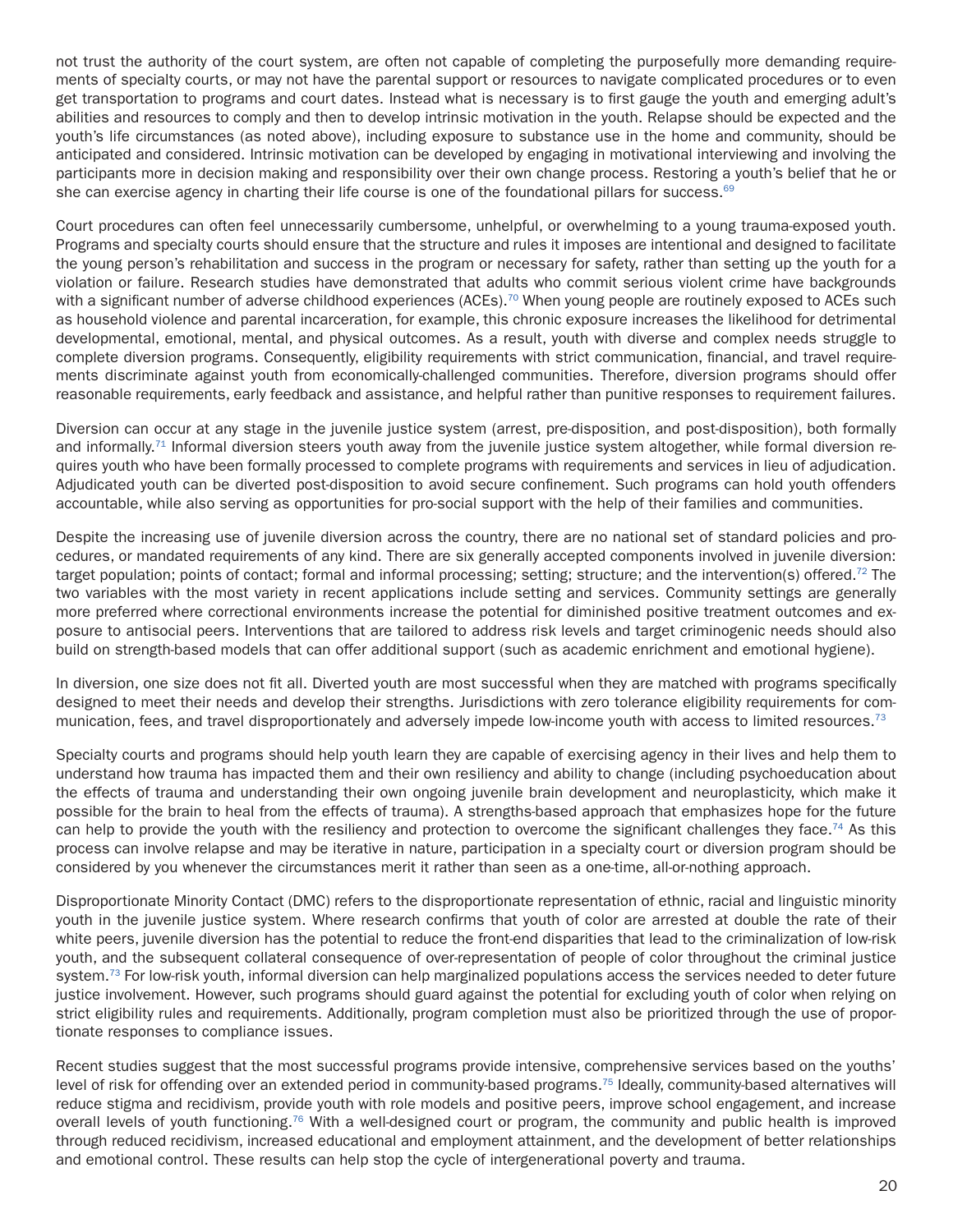not trust the authority of the court system, are often not capable of completing the purposefully more demanding requirements of specialty courts, or may not have the parental support or resources to navigate complicated procedures or to even get transportation to programs and court dates. Instead what is necessary is to first gauge the youth and emerging adult's abilities and resources to comply and then to develop intrinsic motivation in the youth. Relapse should be expected and the youth's life circumstances (as noted above), including exposure to substance use in the home and community, should be anticipated and considered. Intrinsic motivation can be developed by engaging in motivational interviewing and involving the participants more in decision making and responsibility over their own change process. Restoring a youth's belief that he or she can exercise agency in charting their life course is one of the foundational pillars for success.[69]

Court procedures can often feel unnecessarily cumbersome, unhelpful, or overwhelming to a young trauma-exposed youth. Programs and specialty courts should ensure that the structure and rules it imposes are intentional and designed to facilitate the young person's rehabilitation and success in the program or necessary for safety, rather than setting up the youth for a violation or failure. Research studies have demonstrated that adults who commit serious violent crime have backgrounds with a significant number of adverse childhood experiences (ACEs).[70] When young people are routinely exposed to ACEs such as household violence and parental incarceration, for example, this chronic exposure increases the likelihood for detrimental developmental, emotional, mental, and physical outcomes. As a result, youth with diverse and complex needs struggle to complete diversion programs. Consequently, eligibility requirements with strict communication, financial, and travel requirements discriminate against youth from economically-challenged communities. Therefore, diversion programs should offer reasonable requirements, early feedback and assistance, and helpful rather than punitive responses to requirement failures.

Diversion can occur at any stage in the juvenile justice system (arrest, pre-disposition, and post-disposition), both formally and informally.[71] Informal diversion steers youth away from the juvenile justice system altogether, while formal diversion requires youth who have been formally processed to complete programs with requirements and services in lieu of adjudication. Adjudicated youth can be diverted post-disposition to avoid secure confinement. Such programs can hold youth offenders accountable, while also serving as opportunities for pro-social support with the help of their families and communities.

Despite the increasing use of juvenile diversion across the country, there are no national set of standard policies and procedures, or mandated requirements of any kind. There are six generally accepted components involved in juvenile diversion: target population; points of contact; formal and informal processing; setting; structure; and the intervention(s) offered.[72] The two variables with the most variety in recent applications include setting and services. Community settings are generally more preferred where correctional environments increase the potential for diminished positive treatment outcomes and exposure to antisocial peers. Interventions that are tailored to address risk levels and target criminogenic needs should also build on strength-based models that can offer additional support (such as academic enrichment and emotional hygiene).

In diversion, one size does not fit all. Diverted youth are most successful when they are matched with programs specifically designed to meet their needs and develop their strengths. Jurisdictions with zero tolerance eligibility requirements for communication, fees, and travel disproportionately and adversely impede low-income youth with access to limited resources.[73]

Specialty courts and programs should help youth learn they are capable of exercising agency in their lives and help them to understand how trauma has impacted them and their own resiliency and ability to change (including psychoeducation about the effects of trauma and understanding their own ongoing juvenile brain development and neuroplasticity, which make it possible for the brain to heal from the effects of trauma). A strengths-based approach that emphasizes hope for the future can help to provide the youth with the resiliency and protection to overcome the significant challenges they face.[74] As this process can involve relapse and may be iterative in nature, participation in a specialty court or diversion program should be considered by you whenever the circumstances merit it rather than seen as a one-time, all-or-nothing approach.

Disproportionate Minority Contact (DMC) refers to the disproportionate representation of ethnic, racial and linguistic minority youth in the juvenile justice system. Where research confirms that youth of color are arrested at double the rate of their white peers, juvenile diversion has the potential to reduce the front-end disparities that lead to the criminalization of low-risk youth, and the subsequent collateral consequence of over-representation of people of color throughout the criminal justice system.[73] For low-risk youth, informal diversion can help marginalized populations access the services needed to deter future justice involvement. However, such programs should guard against the potential for excluding youth of color when relying on strict eligibility rules and requirements. Additionally, program completion must also be prioritized through the use of proportionate responses to compliance issues.

Recent studies suggest that the most successful programs provide intensive, comprehensive services based on the youths' level of risk for offending over an extended period in community-based programs.[75] Ideally, community-based alternatives will reduce stigma and recidivism, provide youth with role models and positive peers, improve school engagement, and increase overall levels of youth functioning.[76] With a well-designed court or program, the community and public health is improved through reduced recidivism, increased educational and employment attainment, and the development of better relationships and emotional control. These results can help stop the cycle of intergenerational poverty and trauma.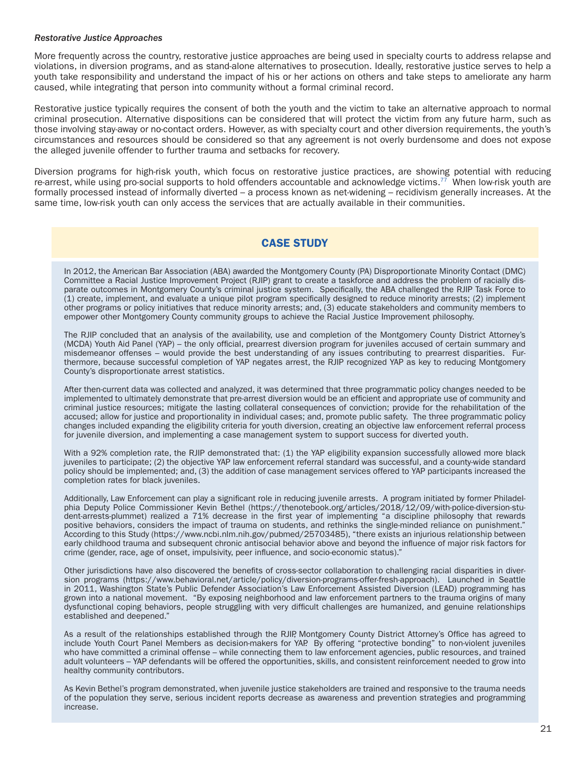*Restorative Justice Approaches*

More frequently across the country, restorative justice approaches are being used in specialty courts to address relapse and violations, in diversion programs, and as stand-alone alternatives to prosecution. Ideally, restorative justice serves to help a youth take responsibility and understand the impact of his or her actions on others and take steps to ameliorate any harm caused, while integrating that person into community without a formal criminal record.

Restorative justice typically requires the consent of both the youth and the victim to take an alternative approach to normal criminal prosecution. Alternative dispositions can be considered that will protect the victim from any future harm, such as those involving stay-away or no-contact orders. However, as with specialty court and other diversion requirements, the youth's circumstances and resources should be considered so that any agreement is not overly burdensome and does not expose the alleged juvenile offender to further trauma and setbacks for recovery.

Diversion programs for high-risk youth, which focus on restorative justice practices, are showing potential with reducing re-arrest, while using pro-social supports to hold offenders accountable and acknowledge victims.[77] When low-risk youth are formally processed instead of informally diverted – a process known as net-widening – recidivism generally increases. At the same time, low-risk youth can only access the services that are actually available in their communities.

## CASE STUDY

In 2012, the American Bar Association (ABA) awarded the Montgomery County (PA) Disproportionate Minority Contact (DMC) Committee a Racial Justice Improvement Project (RJIP) grant to create a taskforce and address the problem of racially disparate outcomes in Montgomery County's criminal justice system. Specifically, the ABA challenged the RJIP Task Force to (1) create, implement, and evaluate a unique pilot program specifically designed to reduce minority arrests; (2) implement other programs or policy initiatives that reduce minority arrests; and, (3) educate stakeholders and community members to empower other Montgomery County community groups to achieve the Racial Justice Improvement philosophy.

The RJIP concluded that an analysis of the availability, use and completion of the Montgomery County District Attorney's (MCDA) Youth Aid Panel (YAP) – the only official, prearrest diversion program for juveniles accused of certain summary and misdemeanor offenses – would provide the best understanding of any issues contributing to prearrest disparities. Furthermore, because successful completion of YAP negates arrest, the RJIP recognized YAP as key to reducing Montgomery County's disproportionate arrest statistics.

After then-current data was collected and analyzed, it was determined that three programmatic policy changes needed to be implemented to ultimately demonstrate that pre-arrest diversion would be an efficient and appropriate use of community and criminal justice resources; mitigate the lasting collateral consequences of conviction; provide for the rehabilitation of the accused; allow for justice and proportionality in individual cases; and, promote public safety. The three programmatic policy changes included expanding the eligibility criteria for youth diversion, creating an objective law enforcement referral process for juvenile diversion, and implementing a case management system to support success for diverted youth.

With a 92% completion rate, the RJIP demonstrated that: (1) the YAP eligibility expansion successfully allowed more black juveniles to participate; (2) the objective YAP law enforcement referral standard was successful, and a county-wide standard policy should be implemented; and, (3) the addition of case management services offered to YAP participants increased the completion rates for black juveniles.

Additionally, Law Enforcement can play a significant role in reducing juvenile arrests. A program initiated by former Philadelphia Deputy Police Commissioner Kevin Bethel (https://thenotebook.org/articles/2018/12/09/with-police-diversion-student-arrests-plummet) realized a 71% decrease in the first year of implementing "a discipline philosophy that rewards positive behaviors, considers the impact of trauma on students, and rethinks the single-minded reliance on punishment." According to this Study (https://www.ncbi.nlm.nih.gov/pubmed/25703485), "there exists an injurious relationship between early childhood trauma and subsequent chronic antisocial behavior above and beyond the influence of major risk factors for crime (gender, race, age of onset, impulsivity, peer influence, and socio-economic status)."

Other jurisdictions have also discovered the benefits of cross-sector collaboration to challenging racial disparities in diversion programs (https://www.behavioral.net/article/policy/diversion-programs-offer-fresh-approach). Launched in Seattle in 2011, Washington State's Public Defender Association's Law Enforcement Assisted Diversion (LEAD) programming has grown into a national movement. "By exposing neighborhood and law enforcement partners to the trauma origins of many dysfunctional coping behaviors, people struggling with very difficult challenges are humanized, and genuine relationships established and deepened."

As a result of the relationships established through the RJIP, Montgomery County District Attorney's Office has agreed to include Youth Court Panel Members as decision-makers for YAP. By offering "protective bonding" to non-violent juveniles who have committed a criminal offense – while connecting them to law enforcement agencies, public resources, and trained adult volunteers – YAP defendants will be offered the opportunities, skills, and consistent reinforcement needed to grow into healthy community contributors.

As Kevin Bethel's program demonstrated, when juvenile justice stakeholders are trained and responsive to the trauma needs of the population they serve, serious incident reports decrease as awareness and prevention strategies and programming increase.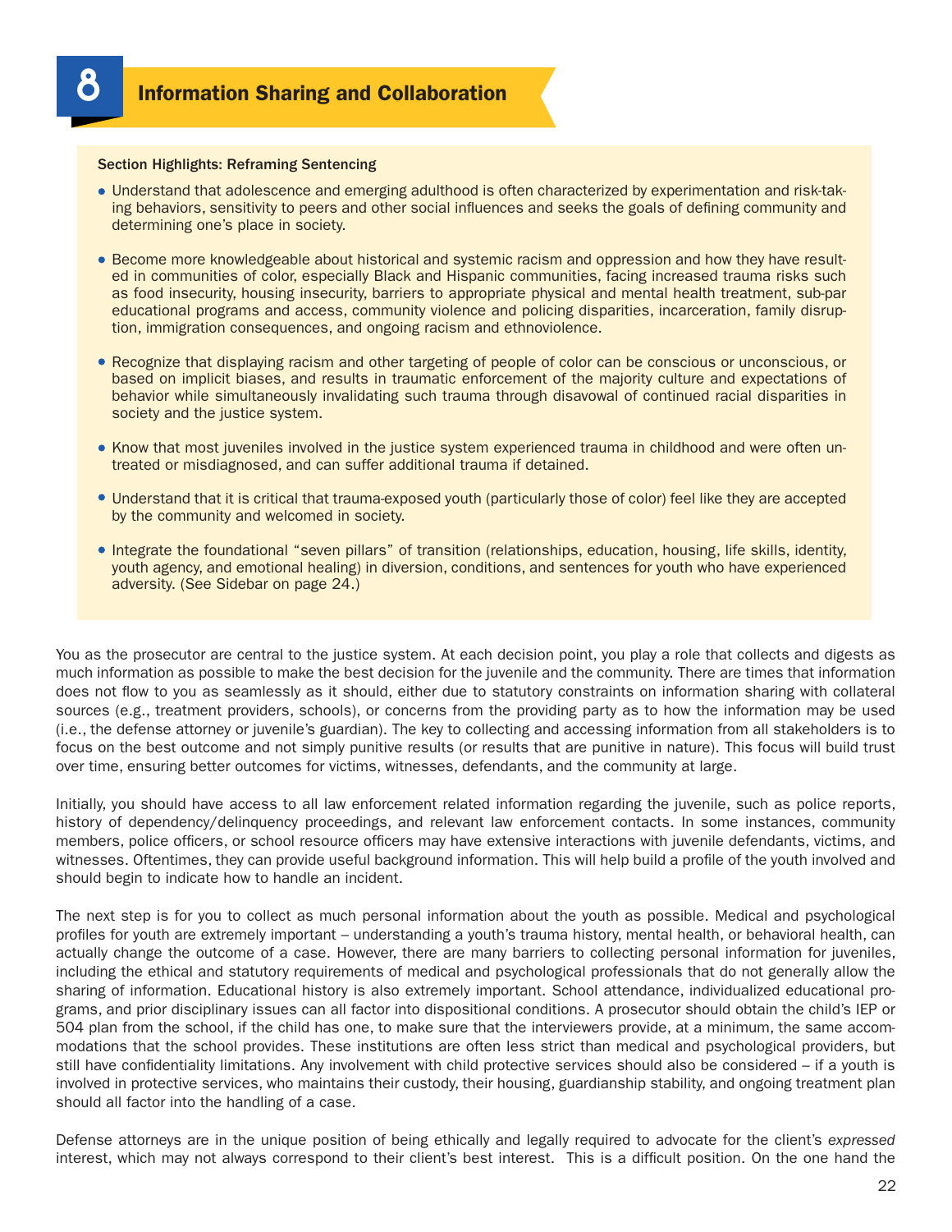# 8 Information Sharing and Collaboration

**Section Highlights: Reframing Sentencing**

- Understand that adolescence and emerging adulthood is often characterized by experimentation and risk-taking behaviors, sensitivity to peers and other social influences and seeks the goals of defining community and determining one's place in society.

- Become more knowledgeable about historical and systemic racism and oppression and how they have resulted in communities of color, especially Black and Hispanic communities, facing increased trauma risks such as food insecurity, housing insecurity, barriers to appropriate physical and mental health treatment, sub-par educational programs and access, community violence and policing disparities, incarceration, family disruption, immigration consequences, and ongoing racism and ethnoviolence.

- Recognize that displaying racism and other targeting of people of color can be conscious or unconscious, or based on implicit biases, and results in traumatic enforcement of the majority culture and expectations of behavior while simultaneously invalidating such trauma through disavowal of continued racial disparities in society and the justice system.

- Know that most juveniles involved in the justice system experienced trauma in childhood and were often untreated or misdiagnosed, and can suffer additional trauma if detained.

- Understand that it is critical that trauma-exposed youth (particularly those of color) feel like they are accepted by the community and welcomed in society.

- Integrate the foundational "seven pillars" of transition (relationships, education, housing, life skills, identity, youth agency, and emotional healing) in diversion, conditions, and sentences for youth who have experienced adversity. (See Sidebar on page 24.)

You as the prosecutor are central to the justice system. At each decision point, you play a role that collects and digests as much information as possible to make the best decision for the juvenile and the community. There are times that information does not flow to you as seamlessly as it should, either due to statutory constraints on information sharing with collateral sources (e.g., treatment providers, schools), or concerns from the providing party as to how the information may be used (i.e., the defense attorney or juvenile's guardian). The key to collecting and accessing information from all stakeholders is to focus on the best outcome and not simply punitive results (or results that are punitive in nature). This focus will build trust over time, ensuring better outcomes for victims, witnesses, defendants, and the community at large.

Initially, you should have access to all law enforcement related information regarding the juvenile, such as police reports, history of dependency/delinquency proceedings, and relevant law enforcement contacts. In some instances, community members, police officers, or school resource officers may have extensive interactions with juvenile defendants, victims, and witnesses. Oftentimes, they can provide useful background information. This will help build a profile of the youth involved and should begin to indicate how to handle an incident.

The next step is for you to collect as much personal information about the youth as possible. Medical and psychological profiles for youth are extremely important – understanding a youth's trauma history, mental health, or behavioral health, can actually change the outcome of a case. However, there are many barriers to collecting personal information for juveniles, including the ethical and statutory requirements of medical and psychological professionals that do not generally allow the sharing of information. Educational history is also extremely important. School attendance, individualized educational programs, and prior disciplinary issues can all factor into dispositional conditions. A prosecutor should obtain the child's IEP or 504 plan from the school, if the child has one, to make sure that the interviewers provide, at a minimum, the same accommodations that the school provides. These institutions are often less strict than medical and psychological providers, but still have confidentiality limitations. Any involvement with child protective services should also be considered – if a youth is involved in protective services, who maintains their custody, their housing, guardianship stability, and ongoing treatment plan should all factor into the handling of a case.

Defense attorneys are in the unique position of being ethically and legally required to advocate for the client's *expressed* interest, which may not always correspond to their client's best interest. This is a difficult position. On the one hand the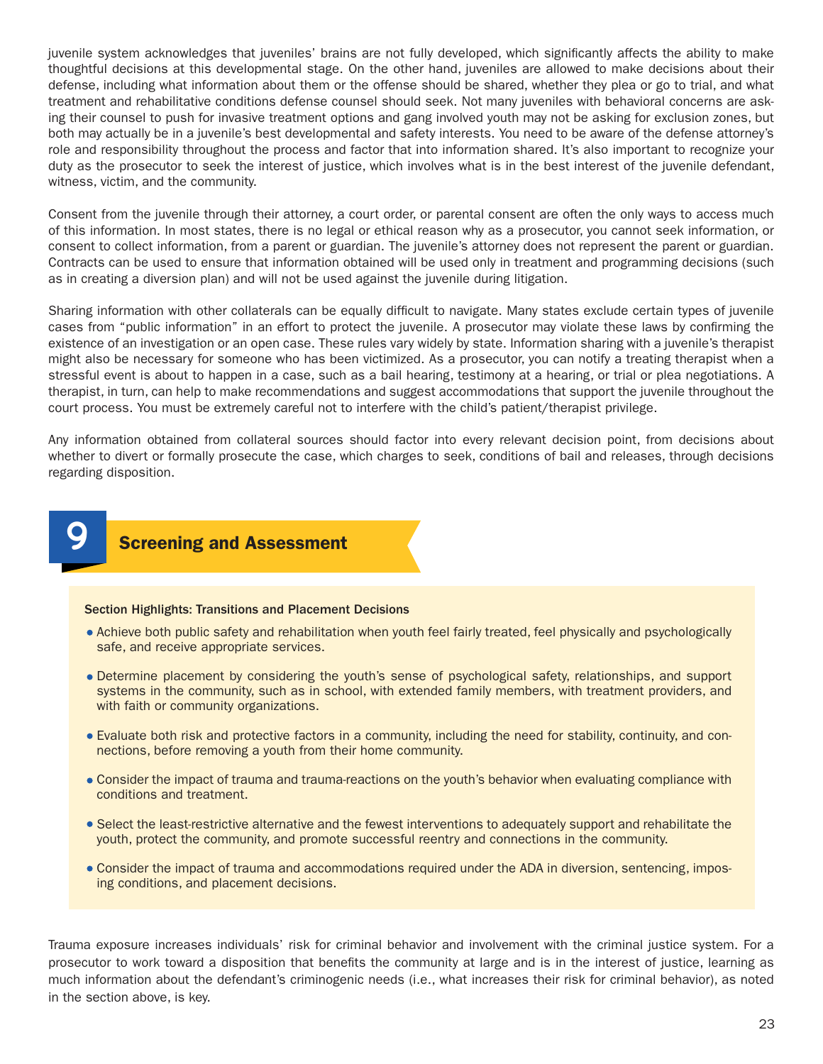juvenile system acknowledges that juveniles' brains are not fully developed, which significantly affects the ability to make thoughtful decisions at this developmental stage. On the other hand, juveniles are allowed to make decisions about their defense, including what information about them or the offense should be shared, whether they plea or go to trial, and what treatment and rehabilitative conditions defense counsel should seek. Not many juveniles with behavioral concerns are asking their counsel to push for invasive treatment options and gang involved youth may not be asking for exclusion zones, but both may actually be in a juvenile's best developmental and safety interests. You need to be aware of the defense attorney's role and responsibility throughout the process and factor that into information shared. It's also important to recognize your duty as the prosecutor to seek the interest of justice, which involves what is in the best interest of the juvenile defendant, witness, victim, and the community.

Consent from the juvenile through their attorney, a court order, or parental consent are often the only ways to access much of this information. In most states, there is no legal or ethical reason why as a prosecutor, you cannot seek information, or consent to collect information, from a parent or guardian. The juvenile's attorney does not represent the parent or guardian. Contracts can be used to ensure that information obtained will be used only in treatment and programming decisions (such as in creating a diversion plan) and will not be used against the juvenile during litigation.

Sharing information with other collaterals can be equally difficult to navigate. Many states exclude certain types of juvenile cases from "public information" in an effort to protect the juvenile. A prosecutor may violate these laws by confirming the existence of an investigation or an open case. These rules vary widely by state. Information sharing with a juvenile's therapist might also be necessary for someone who has been victimized. As a prosecutor, you can notify a treating therapist when a stressful event is about to happen in a case, such as a bail hearing, testimony at a hearing, or trial or plea negotiations. A therapist, in turn, can help to make recommendations and suggest accommodations that support the juvenile throughout the court process. You must be extremely careful not to interfere with the child's patient/therapist privilege.

Any information obtained from collateral sources should factor into every relevant decision point, from decisions about whether to divert or formally prosecute the case, which charges to seek, conditions of bail and releases, through decisions regarding disposition.

## 9 Screening and Assessment

**Section Highlights: Transitions and Placement Decisions**

- Achieve both public safety and rehabilitation when youth feel fairly treated, feel physically and psychologically safe, and receive appropriate services.
- Determine placement by considering the youth's sense of psychological safety, relationships, and support systems in the community, such as in school, with extended family members, with treatment providers, and with faith or community organizations.
- Evaluate both risk and protective factors in a community, including the need for stability, continuity, and connections, before removing a youth from their home community.
- Consider the impact of trauma and trauma-reactions on the youth's behavior when evaluating compliance with conditions and treatment.
- Select the least-restrictive alternative and the fewest interventions to adequately support and rehabilitate the youth, protect the community, and promote successful reentry and connections in the community.
- Consider the impact of trauma and accommodations required under the ADA in diversion, sentencing, imposing conditions, and placement decisions.

Trauma exposure increases individuals' risk for criminal behavior and involvement with the criminal justice system. For a prosecutor to work toward a disposition that benefits the community at large and is in the interest of justice, learning as much information about the defendant's criminogenic needs (i.e., what increases their risk for criminal behavior), as noted in the section above, is key.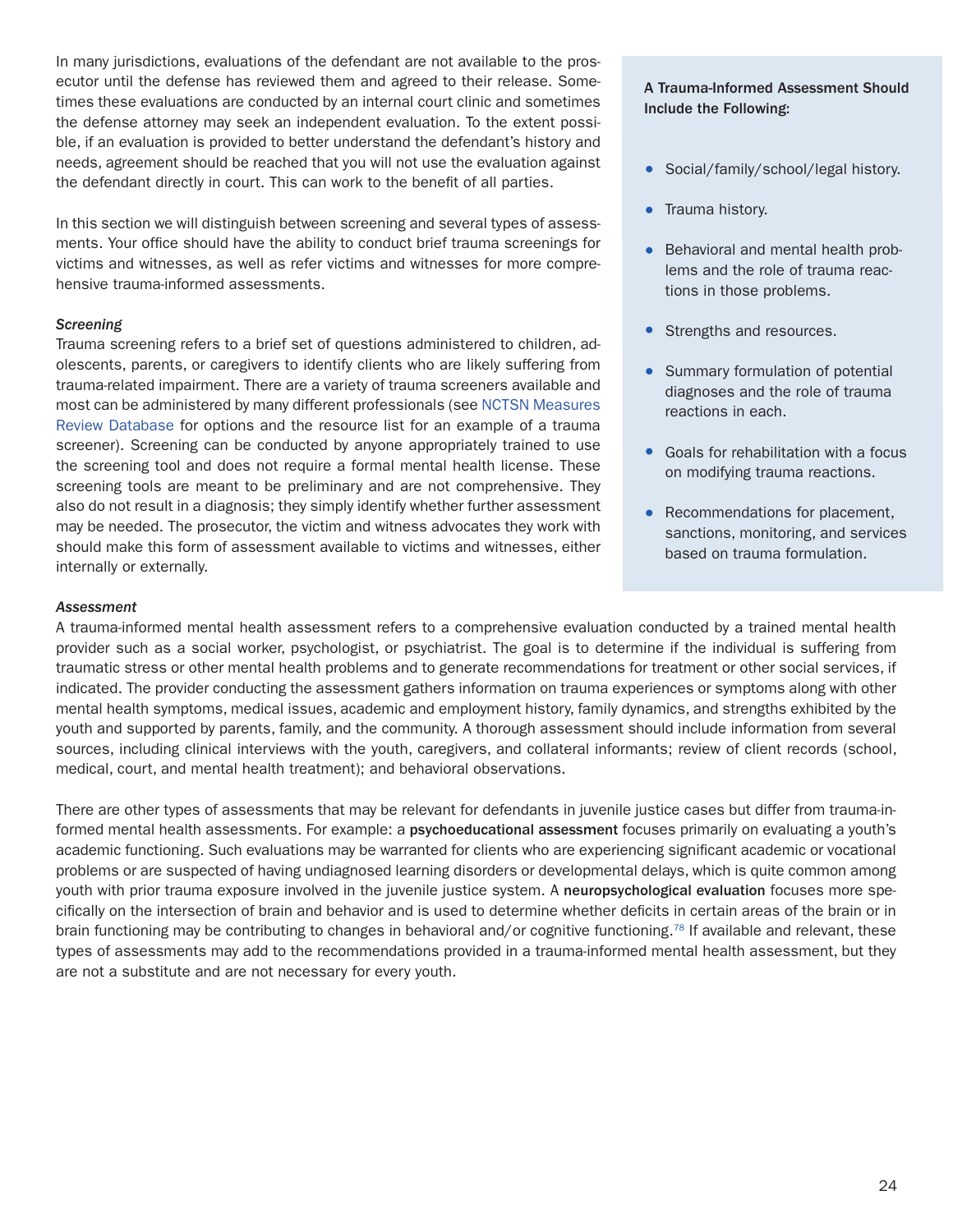In many jurisdictions, evaluations of the defendant are not available to the prosecutor until the defense has reviewed them and agreed to their release. Sometimes these evaluations are conducted by an internal court clinic and sometimes the defense attorney may seek an independent evaluation. To the extent possible, if an evaluation is provided to better understand the defendant's history and needs, agreement should be reached that you will not use the evaluation against the defendant directly in court. This can work to the benefit of all parties.

In this section we will distinguish between screening and several types of assessments. Your office should have the ability to conduct brief trauma screenings for victims and witnesses, as well as refer victims and witnesses for more comprehensive trauma-informed assessments.

*Screening*

Trauma screening refers to a brief set of questions administered to children, adolescents, parents, or caregivers to identify clients who are likely suffering from trauma-related impairment. There are a variety of trauma screeners available and most can be administered by many different professionals (see NCTSN Measures Review Database for options and the resource list for an example of a trauma screener). Screening can be conducted by anyone appropriately trained to use the screening tool and does not require a formal mental health license. These screening tools are meant to be preliminary and are not comprehensive. They also do not result in a diagnosis; they simply identify whether further assessment may be needed. The prosecutor, the victim and witness advocates they work with should make this form of assessment available to victims and witnesses, either internally or externally.

**A Trauma-Informed Assessment Should Include the Following:**

- Social/family/school/legal history.
- Trauma history.
- Behavioral and mental health problems and the role of trauma reactions in those problems.
- Strengths and resources.
- Summary formulation of potential diagnoses and the role of trauma reactions in each.
- Goals for rehabilitation with a focus on modifying trauma reactions.
- Recommendations for placement, sanctions, monitoring, and services based on trauma formulation.

*Assessment*

A trauma-informed mental health assessment refers to a comprehensive evaluation conducted by a trained mental health provider such as a social worker, psychologist, or psychiatrist. The goal is to determine if the individual is suffering from traumatic stress or other mental health problems and to generate recommendations for treatment or other social services, if indicated. The provider conducting the assessment gathers information on trauma experiences or symptoms along with other mental health symptoms, medical issues, academic and employment history, family dynamics, and strengths exhibited by the youth and supported by parents, family, and the community. A thorough assessment should include information from several sources, including clinical interviews with the youth, caregivers, and collateral informants; review of client records (school, medical, court, and mental health treatment); and behavioral observations.

There are other types of assessments that may be relevant for defendants in juvenile justice cases but differ from trauma-informed mental health assessments. For example: a **psychoeducational assessment** focuses primarily on evaluating a youth's academic functioning. Such evaluations may be warranted for clients who are experiencing significant academic or vocational problems or are suspected of having undiagnosed learning disorders or developmental delays, which is quite common among youth with prior trauma exposure involved in the juvenile justice system. A **neuropsychological evaluation** focuses more specifically on the intersection of brain and behavior and is used to determine whether deficits in certain areas of the brain or in brain functioning may be contributing to changes in behavioral and/or cognitive functioning.[78] If available and relevant, these types of assessments may add to the recommendations provided in a trauma-informed mental health assessment, but they are not a substitute and are not necessary for every youth.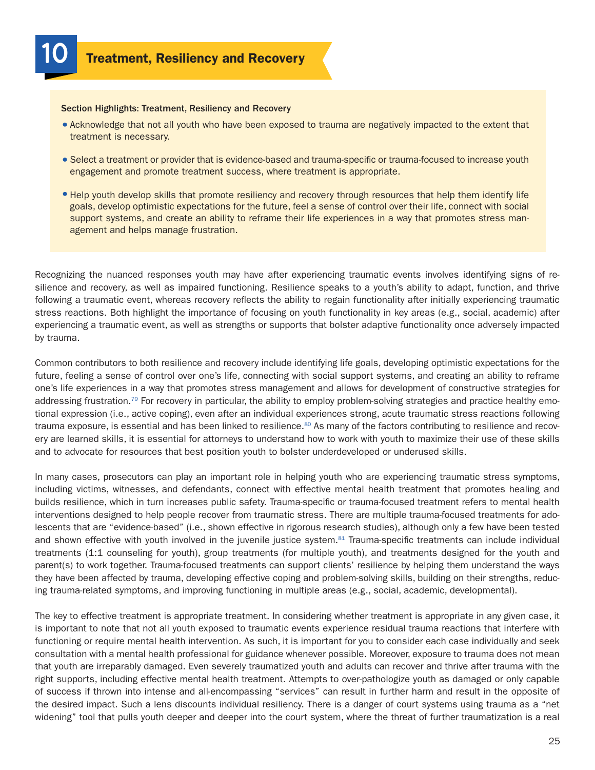# 10 Treatment, Resiliency and Recovery

**Section Highlights: Treatment, Resiliency and Recovery**

- Acknowledge that not all youth who have been exposed to trauma are negatively impacted to the extent that treatment is necessary.
- Select a treatment or provider that is evidence-based and trauma-specific or trauma-focused to increase youth engagement and promote treatment success, where treatment is appropriate.
- Help youth develop skills that promote resiliency and recovery through resources that help them identify life goals, develop optimistic expectations for the future, feel a sense of control over their life, connect with social support systems, and create an ability to reframe their life experiences in a way that promotes stress management and helps manage frustration.

Recognizing the nuanced responses youth may have after experiencing traumatic events involves identifying signs of resilience and recovery, as well as impaired functioning. Resilience speaks to a youth's ability to adapt, function, and thrive following a traumatic event, whereas recovery reflects the ability to regain functionality after initially experiencing traumatic stress reactions. Both highlight the importance of focusing on youth functionality in key areas (e.g., social, academic) after experiencing a traumatic event, as well as strengths or supports that bolster adaptive functionality once adversely impacted by trauma.

Common contributors to both resilience and recovery include identifying life goals, developing optimistic expectations for the future, feeling a sense of control over one's life, connecting with social support systems, and creating an ability to reframe one's life experiences in a way that promotes stress management and allows for development of constructive strategies for addressing frustration.[79] For recovery in particular, the ability to employ problem-solving strategies and practice healthy emotional expression (i.e., active coping), even after an individual experiences strong, acute traumatic stress reactions following trauma exposure, is essential and has been linked to resilience.[80] As many of the factors contributing to resilience and recovery are learned skills, it is essential for attorneys to understand how to work with youth to maximize their use of these skills and to advocate for resources that best position youth to bolster underdeveloped or underused skills.

In many cases, prosecutors can play an important role in helping youth who are experiencing traumatic stress symptoms, including victims, witnesses, and defendants, connect with effective mental health treatment that promotes healing and builds resilience, which in turn increases public safety. Trauma-specific or trauma-focused treatment refers to mental health interventions designed to help people recover from traumatic stress. There are multiple trauma-focused treatments for adolescents that are "evidence-based" (i.e., shown effective in rigorous research studies), although only a few have been tested and shown effective with youth involved in the juvenile justice system.[81] Trauma-specific treatments can include individual treatments (1:1 counseling for youth), group treatments (for multiple youth), and treatments designed for the youth and parent(s) to work together. Trauma-focused treatments can support clients' resilience by helping them understand the ways they have been affected by trauma, developing effective coping and problem-solving skills, building on their strengths, reducing trauma-related symptoms, and improving functioning in multiple areas (e.g., social, academic, developmental).

The key to effective treatment is appropriate treatment. In considering whether treatment is appropriate in any given case, it is important to note that not all youth exposed to traumatic events experience residual trauma reactions that interfere with functioning or require mental health intervention. As such, it is important for you to consider each case individually and seek consultation with a mental health professional for guidance whenever possible. Moreover, exposure to trauma does not mean that youth are irreparably damaged. Even severely traumatized youth and adults can recover and thrive after trauma with the right supports, including effective mental health treatment. Attempts to over-pathologize youth as damaged or only capable of success if thrown into intense and all-encompassing "services" can result in further harm and result in the opposite of the desired impact. Such a lens discounts individual resiliency. There is a danger of court systems using trauma as a "net widening" tool that pulls youth deeper and deeper into the court system, where the threat of further traumatization is a real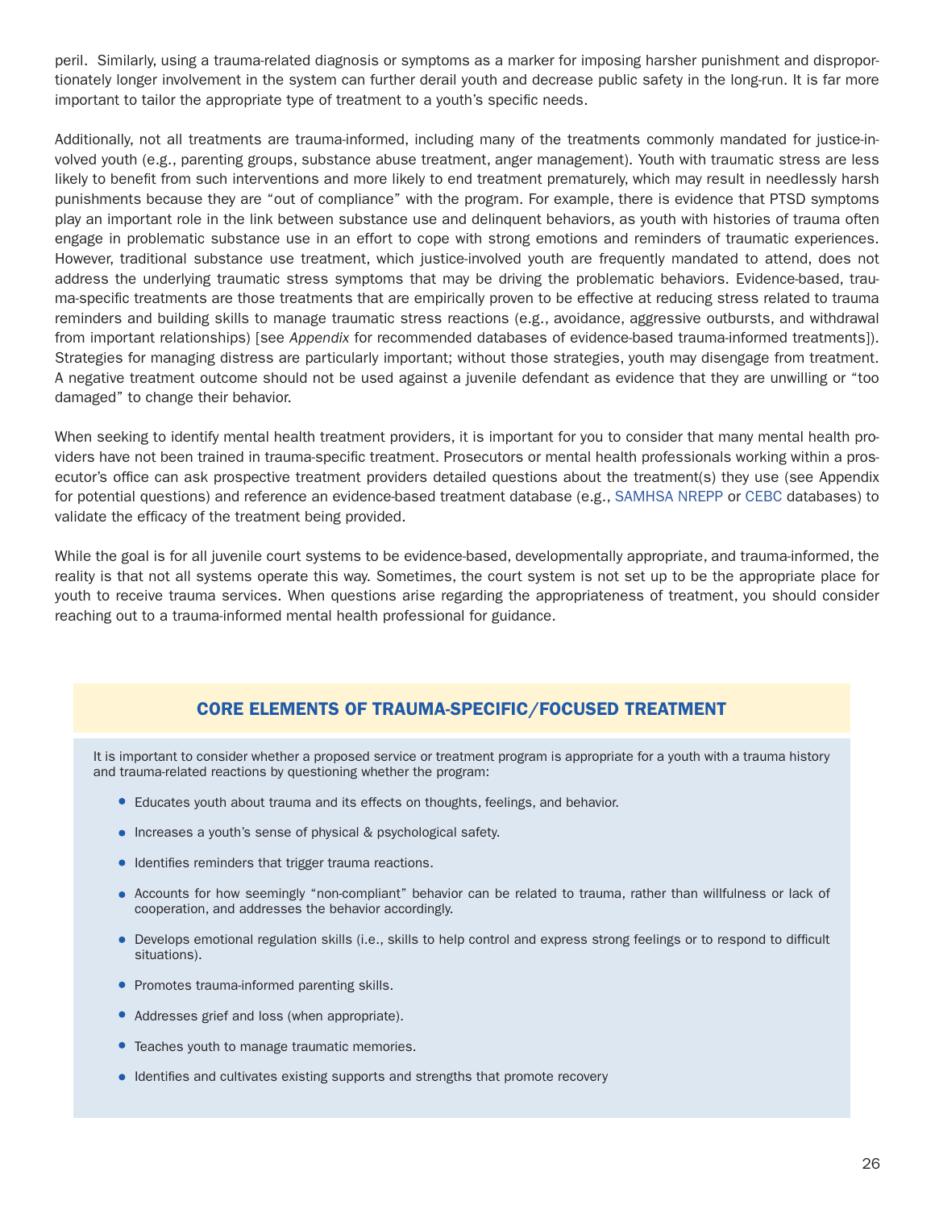peril. Similarly, using a trauma-related diagnosis or symptoms as a marker for imposing harsher punishment and disproportionately longer involvement in the system can further derail youth and decrease public safety in the long-run. It is far more important to tailor the appropriate type of treatment to a youth's specific needs.

Additionally, not all treatments are trauma-informed, including many of the treatments commonly mandated for justice-involved youth (e.g., parenting groups, substance abuse treatment, anger management). Youth with traumatic stress are less likely to benefit from such interventions and more likely to end treatment prematurely, which may result in needlessly harsh punishments because they are "out of compliance" with the program. For example, there is evidence that PTSD symptoms play an important role in the link between substance use and delinquent behaviors, as youth with histories of trauma often engage in problematic substance use in an effort to cope with strong emotions and reminders of traumatic experiences. However, traditional substance use treatment, which justice-involved youth are frequently mandated to attend, does not address the underlying traumatic stress symptoms that may be driving the problematic behaviors. Evidence-based, trauma-specific treatments are those treatments that are empirically proven to be effective at reducing stress related to trauma reminders and building skills to manage traumatic stress reactions (e.g., avoidance, aggressive outbursts, and withdrawal from important relationships) [see *Appendix* for recommended databases of evidence-based trauma-informed treatments]). Strategies for managing distress are particularly important; without those strategies, youth may disengage from treatment. A negative treatment outcome should not be used against a juvenile defendant as evidence that they are unwilling or "too damaged" to change their behavior.

When seeking to identify mental health treatment providers, it is important for you to consider that many mental health providers have not been trained in trauma-specific treatment. Prosecutors or mental health professionals working within a prosecutor's office can ask prospective treatment providers detailed questions about the treatment(s) they use (see Appendix for potential questions) and reference an evidence-based treatment database (e.g., SAMHSA NREPP or CEBC databases) to validate the efficacy of the treatment being provided.

While the goal is for all juvenile court systems to be evidence-based, developmentally appropriate, and trauma-informed, the reality is that not all systems operate this way. Sometimes, the court system is not set up to be the appropriate place for youth to receive trauma services. When questions arise regarding the appropriateness of treatment, you should consider reaching out to a trauma-informed mental health professional for guidance.

## CORE ELEMENTS OF TRAUMA-SPECIFIC/FOCUSED TREATMENT

It is important to consider whether a proposed service or treatment program is appropriate for a youth with a trauma history and trauma-related reactions by questioning whether the program:

- Educates youth about trauma and its effects on thoughts, feelings, and behavior.
- Increases a youth's sense of physical & psychological safety.
- Identifies reminders that trigger trauma reactions.
- Accounts for how seemingly "non-compliant" behavior can be related to trauma, rather than willfulness or lack of cooperation, and addresses the behavior accordingly.
- Develops emotional regulation skills (i.e., skills to help control and express strong feelings or to respond to difficult situations).
- Promotes trauma-informed parenting skills.
- Addresses grief and loss (when appropriate).
- Teaches youth to manage traumatic memories.
- Identifies and cultivates existing supports and strengths that promote recovery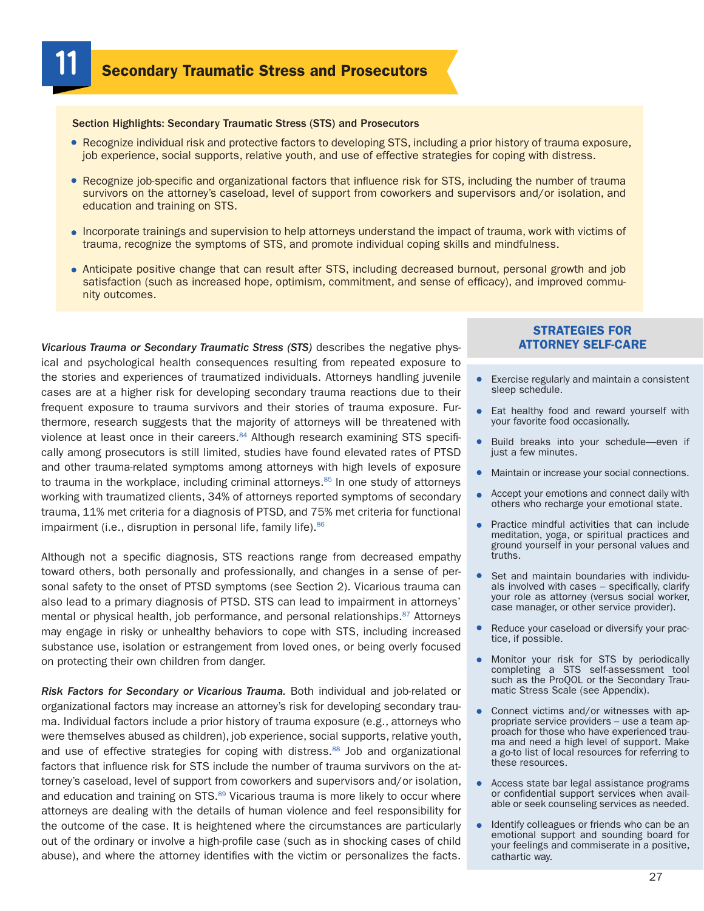# 11 Secondary Traumatic Stress and Prosecutors

**Section Highlights: Secondary Traumatic Stress (STS) and Prosecutors**

- Recognize individual risk and protective factors to developing STS, including a prior history of trauma exposure, job experience, social supports, relative youth, and use of effective strategies for coping with distress.
- Recognize job-specific and organizational factors that influence risk for STS, including the number of trauma survivors on the attorney's caseload, level of support from coworkers and supervisors and/or isolation, and education and training on STS.
- Incorporate trainings and supervision to help attorneys understand the impact of trauma, work with victims of trauma, recognize the symptoms of STS, and promote individual coping skills and mindfulness.
- Anticipate positive change that can result after STS, including decreased burnout, personal growth and job satisfaction (such as increased hope, optimism, commitment, and sense of efficacy), and improved community outcomes.

*Vicarious Trauma or Secondary Traumatic Stress (STS)* describes the negative physical and psychological health consequences resulting from repeated exposure to the stories and experiences of traumatized individuals. Attorneys handling juvenile cases are at a higher risk for developing secondary trauma reactions due to their frequent exposure to trauma survivors and their stories of trauma exposure. Furthermore, research suggests that the majority of attorneys will be threatened with violence at least once in their careers.[84] Although research examining STS specifically among prosecutors is still limited, studies have found elevated rates of PTSD and other trauma-related symptoms among attorneys with high levels of exposure to trauma in the workplace, including criminal attorneys.[85] In one study of attorneys working with traumatized clients, 34% of attorneys reported symptoms of secondary trauma, 11% met criteria for a diagnosis of PTSD, and 75% met criteria for functional impairment (i.e., disruption in personal life, family life).[86]

Although not a specific diagnosis, STS reactions range from decreased empathy toward others, both personally and professionally, and changes in a sense of personal safety to the onset of PTSD symptoms (see Section 2). Vicarious trauma can also lead to a primary diagnosis of PTSD. STS can lead to impairment in attorneys' mental or physical health, job performance, and personal relationships.[87] Attorneys may engage in risky or unhealthy behaviors to cope with STS, including increased substance use, isolation or estrangement from loved ones, or being overly focused on protecting their own children from danger.

*Risk Factors for Secondary or Vicarious Trauma.* Both individual and job-related or organizational factors may increase an attorney's risk for developing secondary trauma. Individual factors include a prior history of trauma exposure (e.g., attorneys who were themselves abused as children), job experience, social supports, relative youth, and use of effective strategies for coping with distress.[88] Job and organizational factors that influence risk for STS include the number of trauma survivors on the attorney's caseload, level of support from coworkers and supervisors and/or isolation, and education and training on STS.[89] Vicarious trauma is more likely to occur where attorneys are dealing with the details of human violence and feel responsibility for the outcome of the case. It is heightened where the circumstances are particularly out of the ordinary or involve a high-profile case (such as in shocking cases of child abuse), and where the attorney identifies with the victim or personalizes the facts.

## STRATEGIES FOR ATTORNEY SELF-CARE

- Exercise regularly and maintain a consistent sleep schedule.
- Eat healthy food and reward yourself with your favorite food occasionally.
- Build breaks into your schedule—even if just a few minutes.
- Maintain or increase your social connections.
- Accept your emotions and connect daily with others who recharge your emotional state.
- Practice mindful activities that can include meditation, yoga, or spiritual practices and ground yourself in your personal values and truths.
- Set and maintain boundaries with individuals involved with cases – specifically, clarify your role as attorney (versus social worker, case manager, or other service provider).
- Reduce your caseload or diversify your practice, if possible.
- Monitor your risk for STS by periodically completing a STS self-assessment tool such as the ProQOL or the Secondary Traumatic Stress Scale (see Appendix).
- Connect victims and/or witnesses with appropriate service providers – use a team approach for those who have experienced trauma and need a high level of support. Make a go-to list of local resources for referring to these resources.
- Access state bar legal assistance programs or confidential support services when available or seek counseling services as needed.
- Identify colleagues or friends who can be an emotional support and sounding board for your feelings and commiserate in a positive, cathartic way.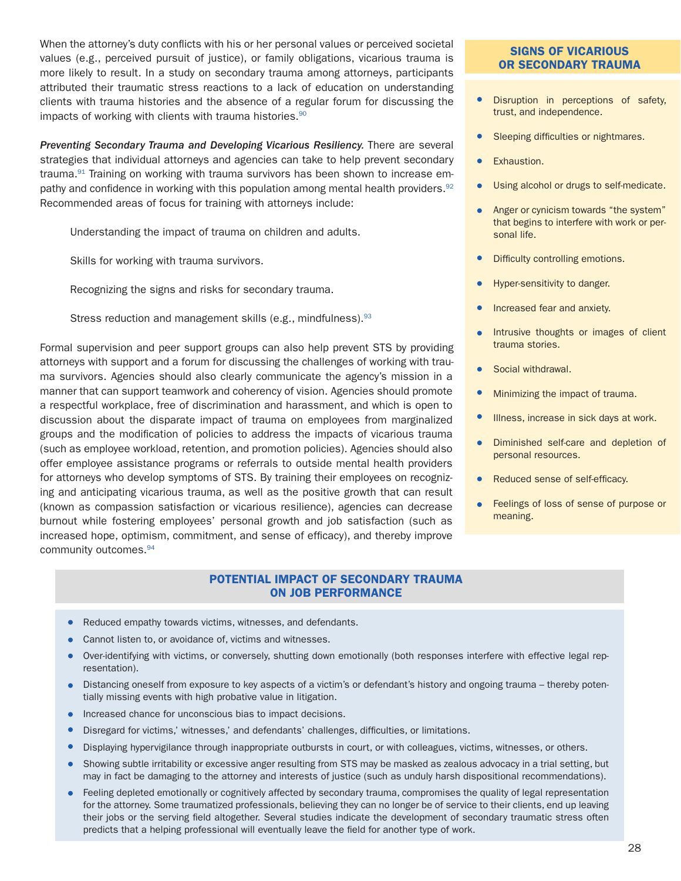When the attorney's duty conflicts with his or her personal values or perceived societal values (e.g., perceived pursuit of justice), or family obligations, vicarious trauma is more likely to result. In a study on secondary trauma among attorneys, participants attributed their traumatic stress reactions to a lack of education on understanding clients with trauma histories and the absence of a regular forum for discussing the impacts of working with clients with trauma histories.[90]

***Preventing Secondary Trauma and Developing Vicarious Resiliency.*** There are several strategies that individual attorneys and agencies can take to help prevent secondary trauma.[91] Training on working with trauma survivors has been shown to increase empathy and confidence in working with this population among mental health providers.[92] Recommended areas of focus for training with attorneys include:

> Understanding the impact of trauma on children and adults.
>
> Skills for working with trauma survivors.
>
> Recognizing the signs and risks for secondary trauma.
>
> Stress reduction and management skills (e.g., mindfulness).[93]

Formal supervision and peer support groups can also help prevent STS by providing attorneys with support and a forum for discussing the challenges of working with trauma survivors. Agencies should also clearly communicate the agency's mission in a manner that can support teamwork and coherency of vision. Agencies should promote a respectful workplace, free of discrimination and harassment, and which is open to discussion about the disparate impact of trauma on employees from marginalized groups and the modification of policies to address the impacts of vicarious trauma (such as employee workload, retention, and promotion policies). Agencies should also offer employee assistance programs or referrals to outside mental health providers for attorneys who develop symptoms of STS. By training their employees on recognizing and anticipating vicarious trauma, as well as the positive growth that can result (known as compassion satisfaction or vicarious resilience), agencies can decrease burnout while fostering employees' personal growth and job satisfaction (such as increased hope, optimism, commitment, and sense of efficacy), and thereby improve community outcomes.[94]

### SIGNS OF VICARIOUS OR SECONDARY TRAUMA

- Disruption in perceptions of safety, trust, and independence.
- Sleeping difficulties or nightmares.
- Exhaustion.
- Using alcohol or drugs to self-medicate.
- Anger or cynicism towards "the system" that begins to interfere with work or personal life.
- Difficulty controlling emotions.
- Hyper-sensitivity to danger.
- Increased fear and anxiety.
- Intrusive thoughts or images of client trauma stories.
- Social withdrawal.
- Minimizing the impact of trauma.
- Illness, increase in sick days at work.
- Diminished self-care and depletion of personal resources.
- Reduced sense of self-efficacy.
- Feelings of loss of sense of purpose or meaning.

### POTENTIAL IMPACT OF SECONDARY TRAUMA ON JOB PERFORMANCE

- Reduced empathy towards victims, witnesses, and defendants.
- Cannot listen to, or avoidance of, victims and witnesses.
- Over-identifying with victims, or conversely, shutting down emotionally (both responses interfere with effective legal representation).
- Distancing oneself from exposure to key aspects of a victim's or defendant's history and ongoing trauma – thereby potentially missing events with high probative value in litigation.
- Increased chance for unconscious bias to impact decisions.
- Disregard for victims,' witnesses,' and defendants' challenges, difficulties, or limitations.
- Displaying hypervigilance through inappropriate outbursts in court, or with colleagues, victims, witnesses, or others.
- Showing subtle irritability or excessive anger resulting from STS may be masked as zealous advocacy in a trial setting, but may in fact be damaging to the attorney and interests of justice (such as unduly harsh dispositional recommendations).
- Feeling depleted emotionally or cognitively affected by secondary trauma, compromises the quality of legal representation for the attorney. Some traumatized professionals, believing they can no longer be of service to their clients, end up leaving their jobs or the serving field altogether. Several studies indicate the development of secondary traumatic stress often predicts that a helping professional will eventually leave the field for another type of work.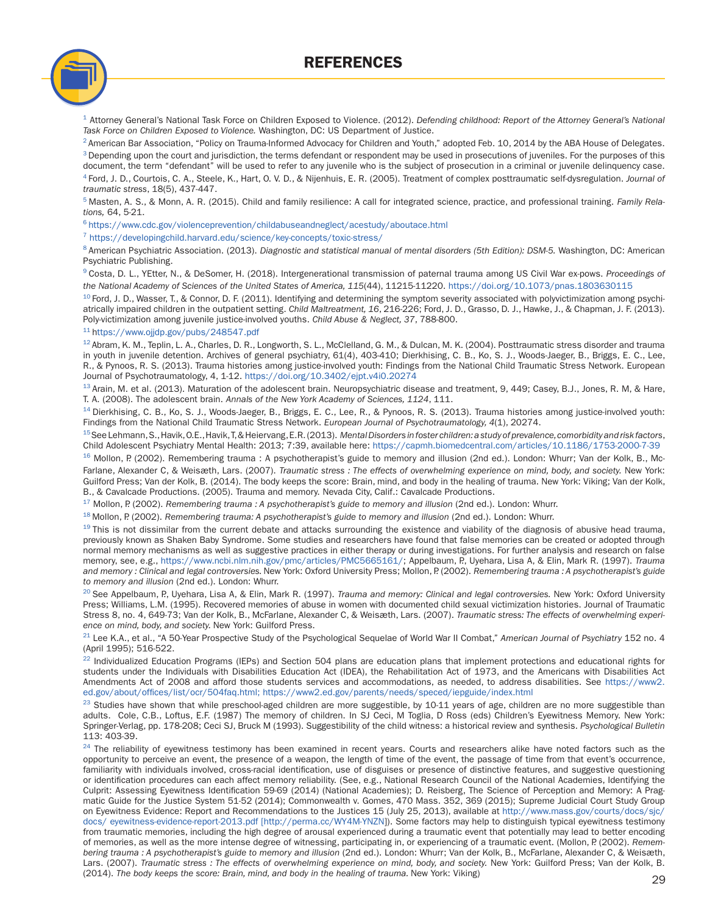# REFERENCES

[1] Attorney General's National Task Force on Children Exposed to Violence. (2012). *Defending childhood: Report of the Attorney General's National Task Force on Children Exposed to Violence.* Washington, DC: US Department of Justice.

[2] American Bar Association, "Policy on Trauma-Informed Advocacy for Children and Youth," adopted Feb. 10, 2014 by the ABA House of Delegates.

[3] Depending upon the court and jurisdiction, the terms defendant or respondent may be used in prosecutions of juveniles. For the purposes of this document, the term "defendant" will be used to refer to any juvenile who is the subject of prosecution in a criminal or juvenile delinquency case.

[4] Ford, J. D., Courtois, C. A., Steele, K., Hart, O. V. D., & Nijenhuis, E. R. (2005). Treatment of complex posttraumatic self-dysregulation. *Journal of traumatic stress*, 18(5), 437-447.

[5] Masten, A. S., & Monn, A. R. (2015). Child and family resilience: A call for integrated science, practice, and professional training. *Family Relations,* 64, 5-21.

[6] https://www.cdc.gov/violenceprevention/childabuseandneglect/acestudy/aboutace.html

[7] https://developingchild.harvard.edu/science/key-concepts/toxic-stress/

[8] American Psychiatric Association. (2013). *Diagnostic and statistical manual of mental disorders (5th Edition): DSM-5.* Washington, DC: American Psychiatric Publishing.

[9] Costa, D. L., YEtter, N., & DeSomer, H. (2018). Intergenerational transmission of paternal trauma among US Civil War ex-pows. *Proceedings of the National Academy of Sciences of the United States of America, 115*(44), 11215-11220. https://doi.org/10.1073/pnas.1803630115

[10] Ford, J. D., Wasser, T., & Connor, D. F. (2011). Identifying and determining the symptom severity associated with polyvictimization among psychiatrically impaired children in the outpatient setting. *Child Maltreatment, 16*, 216-226; Ford, J. D., Grasso, D. J., Hawke, J., & Chapman, J. F. (2013). Poly-victimization among juvenile justice-involved youths. *Child Abuse & Neglect, 37*, 788-800.

[11] https://www.ojjdp.gov/pubs/248547.pdf

[12] Abram, K. M., Teplin, L. A., Charles, D. R., Longworth, S. L., McClelland, G. M., & Dulcan, M. K. (2004). Posttraumatic stress disorder and trauma in youth in juvenile detention. Archives of general psychiatry, 61(4), 403-410; Dierkhising, C. B., Ko, S. J., Woods-Jaeger, B., Briggs, E. C., Lee, R., & Pynoos, R. S. (2013). Trauma histories among justice-involved youth: Findings from the National Child Traumatic Stress Network. European Journal of Psychotraumatology, 4, 1-12. https://doi.org/10.3402/ejpt.v4i0.20274

[13] Arain, M. et al. (2013). Maturation of the adolescent brain. Neuropsychiatric disease and treatment, 9, 449; Casey, B.J., Jones, R. M, & Hare, T. A. (2008). The adolescent brain. *Annals of the New York Academy of Sciences, 1124*, 111.

[14] Dierkhising, C. B., Ko, S. J., Woods-Jaeger, B., Briggs, E. C., Lee, R., & Pynoos, R. S. (2013). Trauma histories among justice-involved youth: Findings from the National Child Traumatic Stress Network. *European Journal of Psychotraumatology, 4*(1), 20274.

[15] See Lehmann, S., Havik, O.E., Havik, T., & Heiervang, E.R. (2013). *Mental Disorders in foster children: a study of prevalence, comorbidity and risk factors*, Child Adolescent Psychiatry Mental Health: 2013; 7:39, available here: https://capmh.biomedcentral.com/articles/10.1186/1753-2000-7-39

[16] Mollon, P. (2002). Remembering trauma : A psychotherapist's guide to memory and illusion (2nd ed.). London: Whurr; Van der Kolk, B., McFarlane, Alexander C, & Weisæth, Lars. (2007). *Traumatic stress : The effects of overwhelming experience on mind, body, and society.* New York: Guilford Press; Van der Kolk, B. (2014). The body keeps the score: Brain, mind, and body in the healing of trauma. New York: Viking; Van der Kolk, B., & Cavalcade Productions. (2005). Trauma and memory. Nevada City, Calif.: Cavalcade Productions.

[17] Mollon, P. (2002). *Remembering trauma : A psychotherapist's guide to memory and illusion* (2nd ed.). London: Whurr.

[18] Mollon, P. (2002). *Remembering trauma: A psychotherapist's guide to memory and illusion* (2nd ed.). London: Whurr.

[19] This is not dissimilar from the current debate and attacks surrounding the existence and viability of the diagnosis of abusive head trauma, previously known as Shaken Baby Syndrome. Some studies and researchers have found that false memories can be created or adopted through normal memory mechanisms as well as suggestive practices in either therapy or during investigations. For further analysis and research on false memory, see, e.g., https://www.ncbi.nlm.nih.gov/pmc/articles/PMC5665161/; Appelbaum, P., Uyehara, Lisa A, & Elin, Mark R. (1997). *Trauma and memory : Clinical and legal controversies.* New York: Oxford University Press; Mollon, P. (2002). *Remembering trauma : A psychotherapist's guide to memory and illusion* (2nd ed.). London: Whurr.

[20] See Appelbaum, P., Uyehara, Lisa A, & Elin, Mark R. (1997). *Trauma and memory: Clinical and legal controversies.* New York: Oxford University Press; Williams, L.M. (1995). Recovered memories of abuse in women with documented child sexual victimization histories. Journal of Traumatic Stress 8, no. 4, 649-73; Van der Kolk, B., McFarlane, Alexander C, & Weisæth, Lars. (2007). *Traumatic stress: The effects of overwhelming experience on mind, body, and society.* New York: Guilford Press.

[21] Lee K.A., et al., "A 50-Year Prospective Study of the Psychological Sequelae of World War II Combat," *American Journal of Psychiatry* 152 no. 4 (April 1995); 516-522.

[22] Individualized Education Programs (IEPs) and Section 504 plans are education plans that implement protections and educational rights for students under the Individuals with Disabilities Education Act (IDEA), the Rehabilitation Act of 1973, and the Americans with Disabilities Act Amendments Act of 2008 and afford those students services and accommodations, as needed, to address disabilities. See https://www2.ed.gov/about/offices/list/ocr/504faq.html; https://www2.ed.gov/parents/needs/speced/iepguide/index.html

[23] Studies have shown that while preschool-aged children are more suggestible, by 10-11 years of age, children are no more suggestible than adults. Cole, C.B., Loftus, E.F. (1987) The memory of children. In SJ Ceci, M Toglia, D Ross (eds) Children's Eyewitness Memory. New York: Springer-Verlag, pp. 178-208; Ceci SJ, Bruck M (1993). Suggestibility of the child witness: a historical review and synthesis. *Psychological Bulletin* 113: 403-39.

[24] The reliability of eyewitness testimony has been examined in recent years. Courts and researchers alike have noted factors such as the opportunity to perceive an event, the presence of a weapon, the length of time of the event, the passage of time from that event's occurrence, familiarity with individuals involved, cross-racial identification, use of disguises or presence of distinctive features, and suggestive questioning or identification procedures can each affect memory reliability. (See, e.g., National Research Council of the National Academies, Identifying the Culprit: Assessing Eyewitness Identification 59-69 (2014) (National Academies); D. Reisberg, The Science of Perception and Memory: A Pragmatic Guide for the Justice System 51-52 (2014); Commonwealth v. Gomes, 470 Mass. 352, 369 (2015); Supreme Judicial Court Study Group on Eyewitness Evidence: Report and Recommendations to the Justices 15 (July 25, 2013), available at http://www.mass.gov/courts/docs/sjc/docs/ eyewitness-evidence-report-2013.pdf [http://perma.cc/WY4M-YNZN]). Some factors may help to distinguish typical eyewitness testimony from traumatic memories, including the high degree of arousal experienced during a traumatic event that potentially may lead to better encoding of memories, as well as the more intense degree of witnessing, participating in, or experiencing of a traumatic event. (Mollon, P. (2002). *Remembering trauma : A psychotherapist's guide to memory and illusion* (2nd ed.). London: Whurr; Van der Kolk, B., McFarlane, Alexander C, & Weisæth, Lars. (2007). *Traumatic stress : The effects of overwhelming experience on mind, body, and society.* New York: Guilford Press; Van der Kolk, B. (2014). *The body keeps the score: Brain, mind, and body in the healing of trauma.* New York: Viking)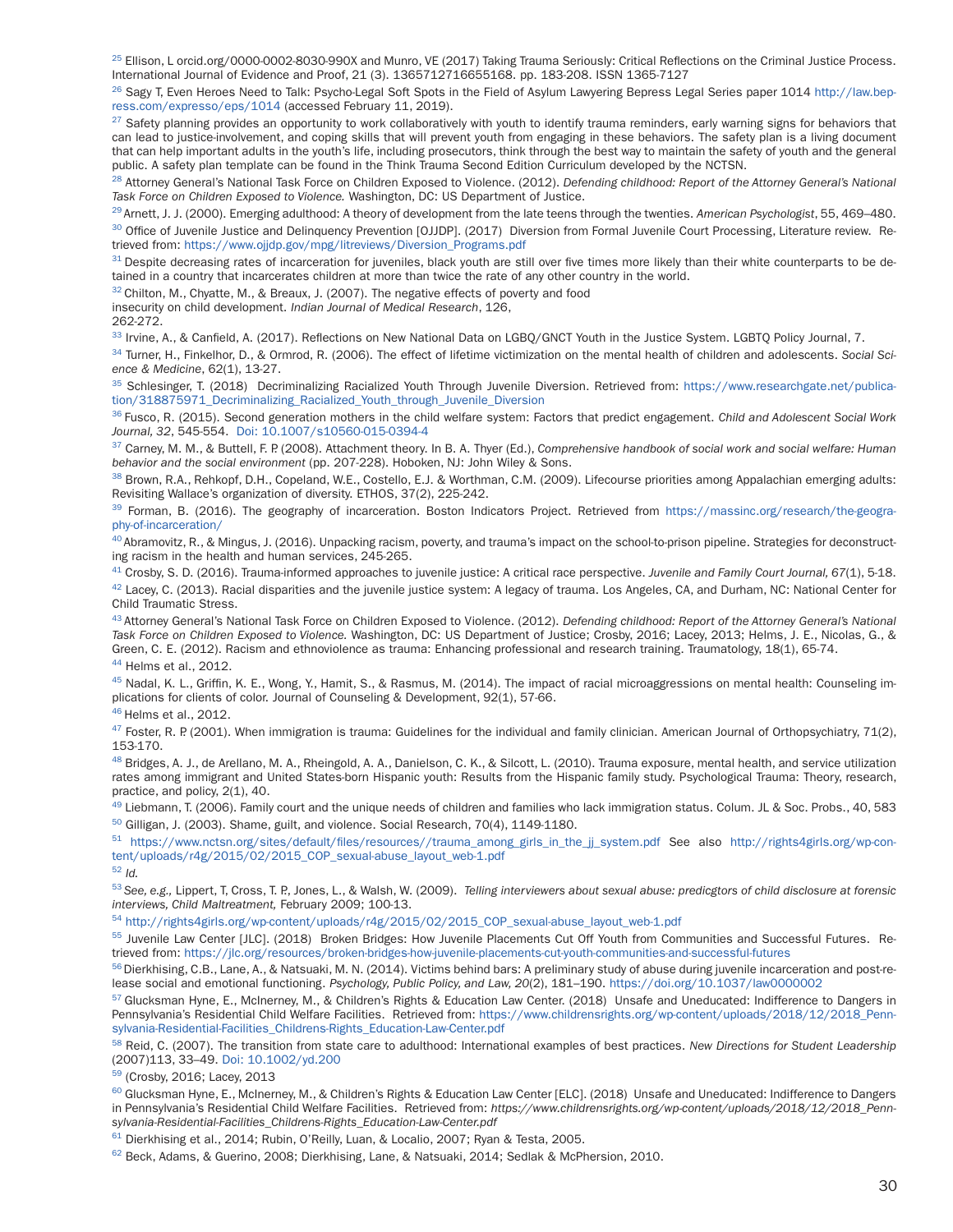[25] Ellison, L orcid.org/0000-0002-8030-990X and Munro, VE (2017) Taking Trauma Seriously: Critical Reflections on the Criminal Justice Process. International Journal of Evidence and Proof, 21 (3). 1365712716655168. pp. 183-208. ISSN 1365-7127

[26] Sagy T, Even Heroes Need to Talk: Psycho-Legal Soft Spots in the Field of Asylum Lawyering Bepress Legal Series paper 1014 http://law.bepress.com/expresso/eps/1014 (accessed February 11, 2019).

[27] Safety planning provides an opportunity to work collaboratively with youth to identify trauma reminders, early warning signs for behaviors that can lead to justice-involvement, and coping skills that will prevent youth from engaging in these behaviors. The safety plan is a living document that can help important adults in the youth's life, including prosecutors, think through the best way to maintain the safety of youth and the general public. A safety plan template can be found in the Think Trauma Second Edition Curriculum developed by the NCTSN.

[28] Attorney General's National Task Force on Children Exposed to Violence. (2012). *Defending childhood: Report of the Attorney General's National Task Force on Children Exposed to Violence.* Washington, DC: US Department of Justice.

[29] Arnett, J. J. (2000). Emerging adulthood: A theory of development from the late teens through the twenties. *American Psychologist*, 55, 469–480.

[30] Office of Juvenile Justice and Delinquency Prevention [OJJDP]. (2017) Diversion from Formal Juvenile Court Processing, Literature review. Retrieved from: https://www.ojjdp.gov/mpg/litreviews/Diversion_Programs.pdf

[31] Despite decreasing rates of incarceration for juveniles, black youth are still over five times more likely than their white counterparts to be detained in a country that incarcerates children at more than twice the rate of any other country in the world.

[32] Chilton, M., Chyatte, M., & Breaux, J. (2007). The negative effects of poverty and food insecurity on child development. *Indian Journal of Medical Research*, 126, 262-272.

[33] Irvine, A., & Canfield, A. (2017). Reflections on New National Data on LGBQ/GNCT Youth in the Justice System. LGBTQ Policy Journal, 7.

[34] Turner, H., Finkelhor, D., & Ormrod, R. (2006). The effect of lifetime victimization on the mental health of children and adolescents. *Social Science & Medicine*, 62(1), 13-27.

[35] Schlesinger, T. (2018) Decriminalizing Racialized Youth Through Juvenile Diversion. Retrieved from: https://www.researchgate.net/publication/318875971_Decriminalizing_Racialized_Youth_through_Juvenile_Diversion

[36] Fusco, R. (2015). Second generation mothers in the child welfare system: Factors that predict engagement. *Child and Adolescent Social Work Journal, 32*, 545-554. Doi: 10.1007/s10560-015-0394-4

[37] Carney, M. M., & Buttell, F. P. (2008). Attachment theory. In B. A. Thyer (Ed.), *Comprehensive handbook of social work and social welfare: Human behavior and the social environment* (pp. 207-228). Hoboken, NJ: John Wiley & Sons.

[38] Brown, R.A., Rehkopf, D.H., Copeland, W.E., Costello, E.J. & Worthman, C.M. (2009). Lifecourse priorities among Appalachian emerging adults: Revisiting Wallace's organization of diversity. ETHOS, 37(2), 225-242.

[39] Forman, B. (2016). The geography of incarceration. Boston Indicators Project. Retrieved from https://massinc.org/research/the-geography-of-incarceration/

[40] Abramovitz, R., & Mingus, J. (2016). Unpacking racism, poverty, and trauma's impact on the school-to-prison pipeline. Strategies for deconstructing racism in the health and human services, 245-265.

[41] Crosby, S. D. (2016). Trauma-informed approaches to juvenile justice: A critical race perspective. *Juvenile and Family Court Journal, 67*(1), 5-18.

[42] Lacey, C. (2013). Racial disparities and the juvenile justice system: A legacy of trauma. Los Angeles, CA, and Durham, NC: National Center for Child Traumatic Stress.

[43] Attorney General's National Task Force on Children Exposed to Violence. (2012). *Defending childhood: Report of the Attorney General's National Task Force on Children Exposed to Violence.* Washington, DC: US Department of Justice; Crosby, 2016; Lacey, 2013; Helms, J. E., Nicolas, G., & Green, C. E. (2012). Racism and ethnoviolence as trauma: Enhancing professional and research training. Traumatology, 18(1), 65-74.

[44] Helms et al., 2012.

[45] Nadal, K. L., Griffin, K. E., Wong, Y., Hamit, S., & Rasmus, M. (2014). The impact of racial microaggressions on mental health: Counseling implications for clients of color. Journal of Counseling & Development, 92(1), 57-66.

[46] Helms et al., 2012.

[47] Foster, R. P. (2001). When immigration is trauma: Guidelines for the individual and family clinician. American Journal of Orthopsychiatry, 71(2), 153-170.

[48] Bridges, A. J., de Arellano, M. A., Rheingold, A. A., Danielson, C. K., & Silcott, L. (2010). Trauma exposure, mental health, and service utilization rates among immigrant and United States-born Hispanic youth: Results from the Hispanic family study. Psychological Trauma: Theory, research, practice, and policy, 2(1), 40.

[49] Liebmann, T. (2006). Family court and the unique needs of children and families who lack immigration status. Colum. JL & Soc. Probs., 40, 583

[50] Gilligan, J. (2003). Shame, guilt, and violence. Social Research, 70(4), 1149-1180.

[51] https://www.nctsn.org/sites/default/files/resources//trauma_among_girls_in_the_jj_system.pdf See also http://rights4girls.org/wp-content/uploads/r4g/2015/02/2015_COP_sexual-abuse_layout_web-1.pdf

[52] *Id.*

[53] *See, e.g.,* Lippert, T, Cross, T. P., Jones, L., & Walsh, W. (2009). *Telling interviewers about sexual abuse: predicgtors of child disclosure at forensic interviews, Child Maltreatment,* February 2009; 100-13.

[54] http://rights4girls.org/wp-content/uploads/r4g/2015/02/2015_COP_sexual-abuse_layout_web-1.pdf

[55] Juvenile Law Center [JLC]. (2018) Broken Bridges: How Juvenile Placements Cut Off Youth from Communities and Successful Futures. Retrieved from: https://jlc.org/resources/broken-bridges-how-juvenile-placements-cut-youth-communities-and-successful-futures

[56] Dierkhising, C.B., Lane, A., & Natsuaki, M. N. (2014). Victims behind bars: A preliminary study of abuse during juvenile incarceration and post-release social and emotional functioning. *Psychology, Public Policy, and Law, 20*(2), 181–190. https://doi.org/10.1037/law0000002

[57] Glucksman Hyne, E., McInerney, M., & Children's Rights & Education Law Center. (2018) Unsafe and Uneducated: Indifference to Dangers in Pennsylvania's Residential Child Welfare Facilities. Retrieved from: https://www.childrensrights.org/wp-content/uploads/2018/12/2018_Pennsylvania-Residential-Facilities_Childrens-Rights_Education-Law-Center.pdf

[58] Reid, C. (2007). The transition from state care to adulthood: International examples of best practices. *New Directions for Student Leadership* (2007)113, 33–49. Doi: 10.1002/yd.200

[59] (Crosby, 2016; Lacey, 2013

[60] Glucksman Hyne, E., McInerney, M., & Children's Rights & Education Law Center [ELC]. (2018) Unsafe and Uneducated: Indifference to Dangers in Pennsylvania's Residential Child Welfare Facilities. Retrieved from: *https://www.childrensrights.org/wp-content/uploads/2018/12/2018_Pennsylvania-Residential-Facilities_Childrens-Rights_Education-Law-Center.pdf*

[61] Dierkhising et al., 2014; Rubin, O'Reilly, Luan, & Localio, 2007; Ryan & Testa, 2005.

[62] Beck, Adams, & Guerino, 2008; Dierkhising, Lane, & Natsuaki, 2014; Sedlak & McPherson, 2010.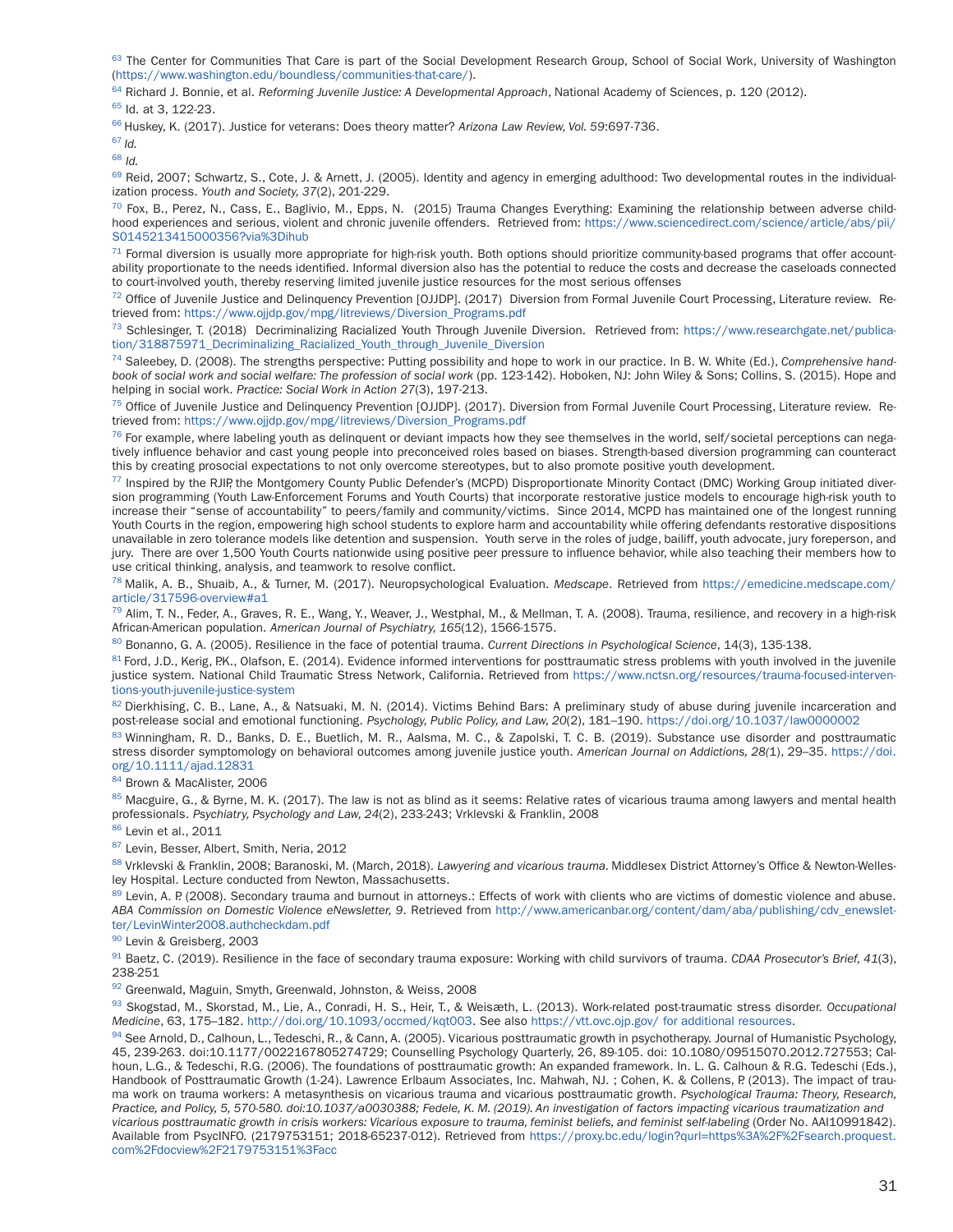[63] The Center for Communities That Care is part of the Social Development Research Group, School of Social Work, University of Washington (https://www.washington.edu/boundless/communities-that-care/).

[64] Richard J. Bonnie, et al. *Reforming Juvenile Justice: A Developmental Approach*, National Academy of Sciences, p. 120 (2012).

[65] Id. at 3, 122-23.

[66] Huskey, K. (2017). Justice for veterans: Does theory matter? *Arizona Law Review, Vol. 59*:697-736.

[67] *Id.*

[68] *Id.*

[69] Reid, 2007; Schwartz, S., Cote, J. & Arnett, J. (2005). Identity and agency in emerging adulthood: Two developmental routes in the individualization process. *Youth and Society, 37*(2), 201-229.

[70] Fox, B., Perez, N., Cass, E., Baglivio, M., Epps, N. (2015) Trauma Changes Everything: Examining the relationship between adverse childhood experiences and serious, violent and chronic juvenile offenders. Retrieved from: https://www.sciencedirect.com/science/article/abs/pii/S0145213415000356?via%3Dihub

[71] Formal diversion is usually more appropriate for high-risk youth. Both options should prioritize community-based programs that offer accountability proportionate to the needs identified. Informal diversion also has the potential to reduce the costs and decrease the caseloads connected to court-involved youth, thereby reserving limited juvenile justice resources for the most serious offenses

[72] Office of Juvenile Justice and Delinquency Prevention [OJJDP]. (2017) Diversion from Formal Juvenile Court Processing, Literature review. Retrieved from: https://www.ojjdp.gov/mpg/litreviews/Diversion_Programs.pdf

[73] Schlesinger, T. (2018) Decriminalizing Racialized Youth Through Juvenile Diversion. Retrieved from: https://www.researchgate.net/publication/318875971_Decriminalizing_Racialized_Youth_through_Juvenile_Diversion

[74] Saleebey, D. (2008). The strengths perspective: Putting possibility and hope to work in our practice. In B. W. White (Ed.), *Comprehensive handbook of social work and social welfare: The profession of social work* (pp. 123-142). Hoboken, NJ: John Wiley & Sons; Collins, S. (2015). Hope and helping in social work. *Practice: Social Work in Action 27*(3), 197-213.

[75] Office of Juvenile Justice and Delinquency Prevention [OJJDP]. (2017). Diversion from Formal Juvenile Court Processing, Literature review. Retrieved from: https://www.ojjdp.gov/mpg/litreviews/Diversion_Programs.pdf

[76] For example, where labeling youth as delinquent or deviant impacts how they see themselves in the world, self/societal perceptions can negatively influence behavior and cast young people into preconceived roles based on biases. Strength-based diversion programming can counteract this by creating prosocial expectations to not only overcome stereotypes, but to also promote positive youth development.

[77] Inspired by the RJIP, the Montgomery County Public Defender's (MCPD) Disproportionate Minority Contact (DMC) Working Group initiated diversion programming (Youth Law-Enforcement Forums and Youth Courts) that incorporate restorative justice models to encourage high-risk youth to increase their "sense of accountability" to peers/family and community/victims. Since 2014, MCPD has maintained one of the longest running Youth Courts in the region, empowering high school students to explore harm and accountability while offering defendants restorative dispositions unavailable in zero tolerance models like detention and suspension. Youth serve in the roles of judge, bailiff, youth advocate, jury foreperson, and jury. There are over 1,500 Youth Courts nationwide using positive peer pressure to influence behavior, while also teaching their members how to use critical thinking, analysis, and teamwork to resolve conflict.

[78] Malik, A. B., Shuaib, A., & Turner, M. (2017). Neuropsychological Evaluation. *Medscape*. Retrieved from https://emedicine.medscape.com/article/317596-overview#a1

[79] Alim, T. N., Feder, A., Graves, R. E., Wang, Y., Weaver, J., Westphal, M., & Mellman, T. A. (2008). Trauma, resilience, and recovery in a high-risk African-American population. *American Journal of Psychiatry, 165*(12), 1566-1575.

[80] Bonanno, G. A. (2005). Resilience in the face of potential trauma. *Current Directions in Psychological Science*, 14(3), 135-138.

[81] Ford, J.D., Kerig, P.K., Olafson, E. (2014). Evidence informed interventions for posttraumatic stress problems with youth involved in the juvenile justice system. National Child Traumatic Stress Network, California. Retrieved from https://www.nctsn.org/resources/trauma-focused-interventions-youth-juvenile-justice-system

[82] Dierkhising, C. B., Lane, A., & Natsuaki, M. N. (2014). Victims Behind Bars: A preliminary study of abuse during juvenile incarceration and post-release social and emotional functioning. *Psychology, Public Policy, and Law, 20*(2), 181–190. https://doi.org/10.1037/law0000002

[83] Winningham, R. D., Banks, D. E., Buetlich, M. R., Aalsma, M. C., & Zapolski, T. C. B. (2019). Substance use disorder and posttraumatic stress disorder symptomology on behavioral outcomes among juvenile justice youth. *American Journal on Addictions, 28(*1), 29–35. https://doi.org/10.1111/ajad.12831

[84] Brown & MacAlister, 2006

[85] Macguire, G., & Byrne, M. K. (2017). The law is not as blind as it seems: Relative rates of vicarious trauma among lawyers and mental health professionals. *Psychiatry, Psychology and Law, 24*(2), 233-243; Vrklevski & Franklin, 2008

[86] Levin et al., 2011

[87] Levin, Besser, Albert, Smith, Neria, 2012

[88] Vrklevski & Franklin, 2008; Baranoski, M. (March, 2018). *Lawyering and vicarious trauma.* Middlesex District Attorney's Office & Newton-Wellesley Hospital. Lecture conducted from Newton, Massachusetts.

[89] Levin, A. P. (2008). Secondary trauma and burnout in attorneys.: Effects of work with clients who are victims of domestic violence and abuse. *ABA Commission on Domestic Violence eNewsletter, 9*. Retrieved from http://www.americanbar.org/content/dam/aba/publishing/cdv_enewsletter/LevinWinter2008.authcheckdam.pdf

[90] Levin & Greisberg, 2003

[91] Baetz, C. (2019). Resilience in the face of secondary trauma exposure: Working with child survivors of trauma. *CDAA Prosecutor's Brief, 41*(3), 238-251

[92] Greenwald, Maguin, Smyth, Greenwald, Johnston, & Weiss, 2008

[93] Skogstad, M., Skorstad, M., Lie, A., Conradi, H. S., Heir, T., & Weisæth, L. (2013). Work-related post-traumatic stress disorder. *Occupational Medicine*, 63, 175–182. http://doi.org/10.1093/occmed/kqt003. See also https://vtt.ovc.ojp.gov/ for additional resources.

[94] See Arnold, D., Calhoun, L., Tedeschi, R., & Cann, A. (2005). Vicarious posttraumatic growth in psychotherapy. Journal of Humanistic Psychology, 45, 239-263. doi:10.1177/0022167805274729; Counselling Psychology Quarterly, 26, 89-105. doi: 10.1080/09515070.2012.727553; Calhoun, L.G., & Tedeschi, R.G. (2006). The foundations of posttraumatic growth: An expanded framework. In. L. G. Calhoun & R.G. Tedeschi (Eds.), Handbook of Posttraumatic Growth (1-24). Lawrence Erlbaum Associates, Inc. Mahwah, NJ. ; Cohen, K. & Collens, P. (2013). The impact of trauma work on trauma workers: A metasynthesis on vicarious trauma and vicarious posttraumatic growth. *Psychological Trauma: Theory, Research, Practice, and Policy, 5, 570-580. doi:10.1037/a0030388; Fedele, K. M. (2019). An investigation of factors impacting vicarious traumatization and vicarious posttraumatic growth in crisis workers: Vicarious exposure to trauma, feminist beliefs, and feminist self-labeling* (Order No. AAI10991842). Available from PsycINFO. (2179753151; 2018-65237-012). Retrieved from https://proxy.bc.edu/login?qurl=https%3A%2F%2Fsearch.proquest.com%2Fdocview%2F2179753151%3Facc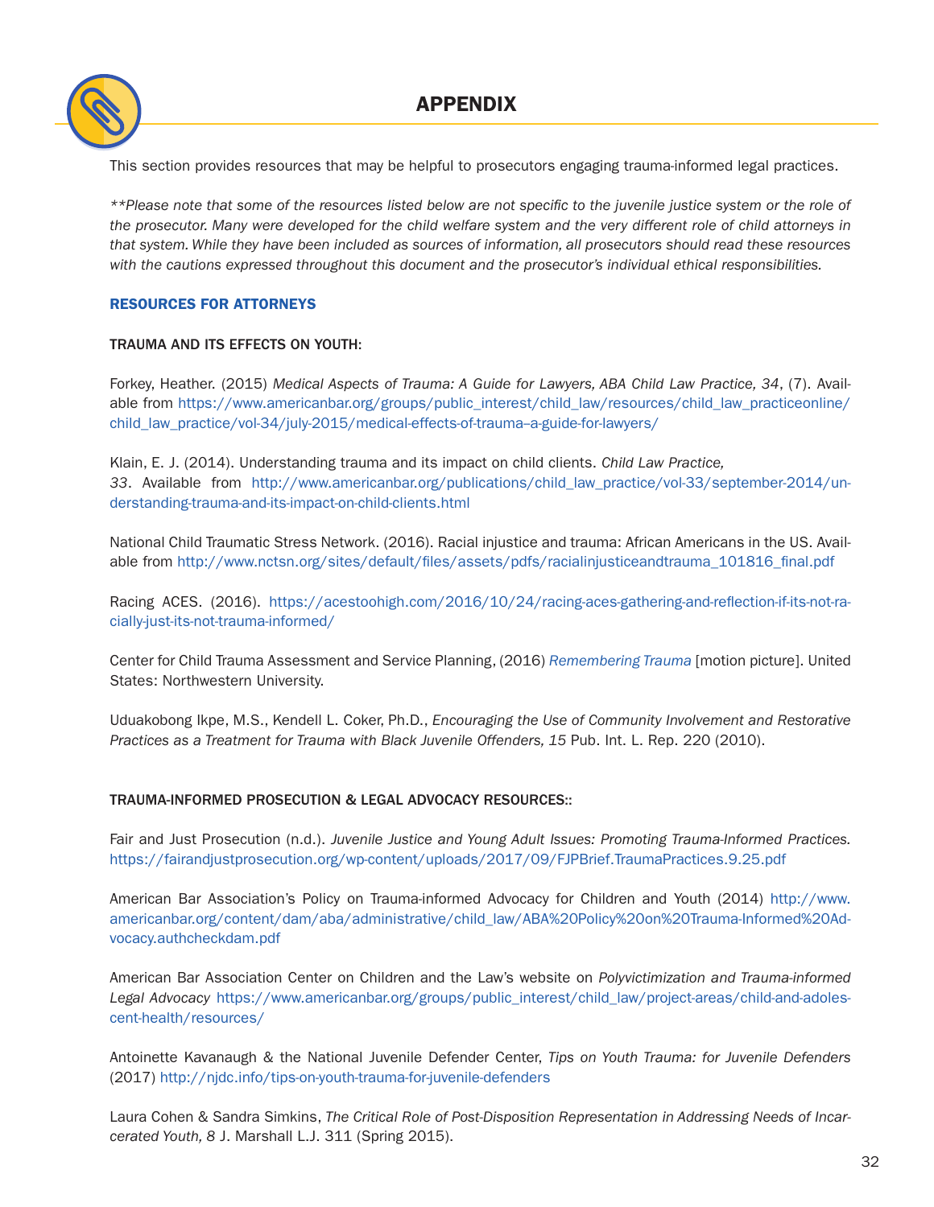# APPENDIX

This section provides resources that may be helpful to prosecutors engaging trauma-informed legal practices.

*\*\*Please note that some of the resources listed below are not specific to the juvenile justice system or the role of the prosecutor. Many were developed for the child welfare system and the very different role of child attorneys in that system. While they have been included as sources of information, all prosecutors should read these resources with the cautions expressed throughout this document and the prosecutor's individual ethical responsibilities.*

## RESOURCES FOR ATTORNEYS

### TRAUMA AND ITS EFFECTS ON YOUTH:

Forkey, Heather. (2015) *Medical Aspects of Trauma: A Guide for Lawyers, ABA Child Law Practice, 34*, (7). Available from https://www.americanbar.org/groups/public_interest/child_law/resources/child_law_practiceonline/child_law_practice/vol-34/july-2015/medical-effects-of-trauma--a-guide-for-lawyers/

Klain, E. J. (2014). Understanding trauma and its impact on child clients. *Child Law Practice, 33*. Available from http://www.americanbar.org/publications/child_law_practice/vol-33/september-2014/understanding-trauma-and-its-impact-on-child-clients.html

National Child Traumatic Stress Network. (2016). Racial injustice and trauma: African Americans in the US. Available from http://www.nctsn.org/sites/default/files/assets/pdfs/racialinjusticeandtrauma_101816_final.pdf

Racing ACES. (2016). https://acestoohigh.com/2016/10/24/racing-aces-gathering-and-reflection-if-its-not-racially-just-its-not-trauma-informed/

Center for Child Trauma Assessment and Service Planning, (2016) *Remembering Trauma* [motion picture]. United States: Northwestern University.

Uduakobong Ikpe, M.S., Kendell L. Coker, Ph.D., *Encouraging the Use of Community Involvement and Restorative Practices as a Treatment for Trauma with Black Juvenile Offenders, 15* Pub. Int. L. Rep. 220 (2010).

### TRAUMA-INFORMED PROSECUTION & LEGAL ADVOCACY RESOURCES::

Fair and Just Prosecution (n.d.). *Juvenile Justice and Young Adult Issues: Promoting Trauma-Informed Practices.* https://fairandjustprosecution.org/wp-content/uploads/2017/09/FJPBrief.TraumaPractices.9.25.pdf

American Bar Association's Policy on Trauma-informed Advocacy for Children and Youth (2014) http://www.americanbar.org/content/dam/aba/administrative/child_law/ABA%20Policy%20on%20Trauma-Informed%20Advocacy.authcheckdam.pdf

American Bar Association Center on Children and the Law's website on *Polyvictimization and Trauma-informed Legal Advocacy* https://www.americanbar.org/groups/public_interest/child_law/project-areas/child-and-adolescent-health/resources/

Antoinette Kavanaugh & the National Juvenile Defender Center, *Tips on Youth Trauma: for Juvenile Defenders* (2017) http://njdc.info/tips-on-youth-trauma-for-juvenile-defenders

Laura Cohen & Sandra Simkins, *The Critical Role of Post-Disposition Representation in Addressing Needs of Incarcerated Youth, 8* J. Marshall L.J. 311 (Spring 2015).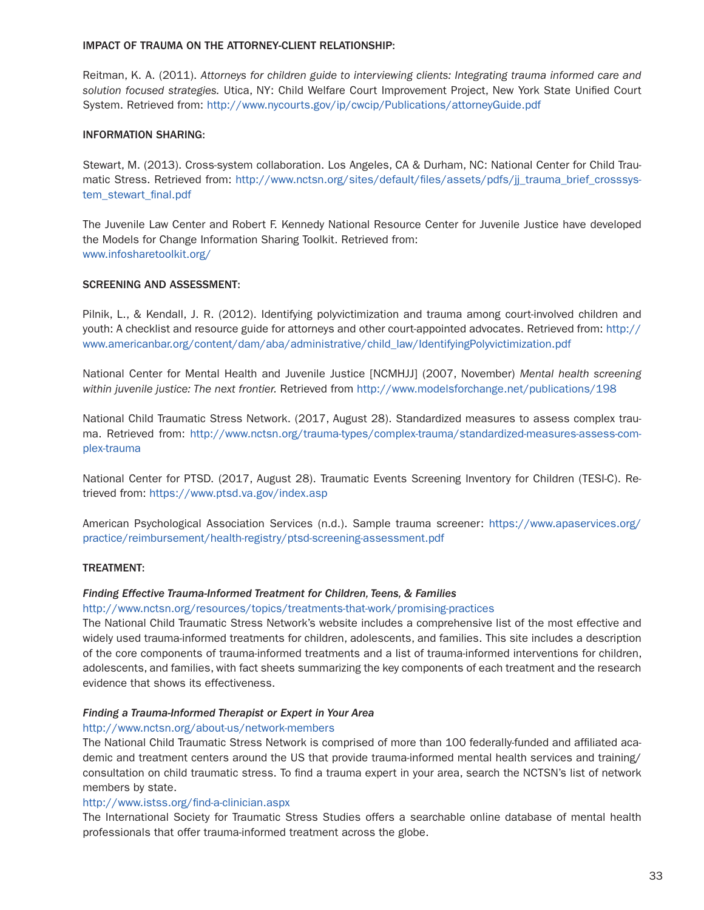**IMPACT OF TRAUMA ON THE ATTORNEY-CLIENT RELATIONSHIP:**

Reitman, K. A. (2011). *Attorneys for children guide to interviewing clients: Integrating trauma informed care and solution focused strategies.* Utica, NY: Child Welfare Court Improvement Project, New York State Unified Court System. Retrieved from: http://www.nycourts.gov/ip/cwcip/Publications/attorneyGuide.pdf

**INFORMATION SHARING:**

Stewart, M. (2013). Cross-system collaboration. Los Angeles, CA & Durham, NC: National Center for Child Traumatic Stress. Retrieved from: http://www.nctsn.org/sites/default/files/assets/pdfs/jj_trauma_brief_crosssystem_stewart_final.pdf

The Juvenile Law Center and Robert F. Kennedy National Resource Center for Juvenile Justice have developed the Models for Change Information Sharing Toolkit. Retrieved from:
www.infosharetoolkit.org/

**SCREENING AND ASSESSMENT:**

Pilnik, L., & Kendall, J. R. (2012). Identifying polyvictimization and trauma among court-involved children and youth: A checklist and resource guide for attorneys and other court-appointed advocates. Retrieved from: http://www.americanbar.org/content/dam/aba/administrative/child_law/IdentifyingPolyvictimization.pdf

National Center for Mental Health and Juvenile Justice [NCMHJJ] (2007, November) *Mental health screening within juvenile justice: The next frontier.* Retrieved from http://www.modelsforchange.net/publications/198

National Child Traumatic Stress Network. (2017, August 28). Standardized measures to assess complex trauma. Retrieved from: http://www.nctsn.org/trauma-types/complex-trauma/standardized-measures-assess-complex-trauma

National Center for PTSD. (2017, August 28). Traumatic Events Screening Inventory for Children (TESI-C). Retrieved from: https://www.ptsd.va.gov/index.asp

American Psychological Association Services (n.d.). Sample trauma screener: https://www.apaservices.org/practice/reimbursement/health-registry/ptsd-screening-assessment.pdf

**TREATMENT:**

***Finding Effective Trauma-Informed Treatment for Children, Teens, & Families***
http://www.nctsn.org/resources/topics/treatments-that-work/promising-practices
The National Child Traumatic Stress Network's website includes a comprehensive list of the most effective and widely used trauma-informed treatments for children, adolescents, and families. This site includes a description of the core components of trauma-informed treatments and a list of trauma-informed interventions for children, adolescents, and families, with fact sheets summarizing the key components of each treatment and the research evidence that shows its effectiveness.

***Finding a Trauma-Informed Therapist or Expert in Your Area***
http://www.nctsn.org/about-us/network-members
The National Child Traumatic Stress Network is comprised of more than 100 federally-funded and affiliated academic and treatment centers around the US that provide trauma-informed mental health services and training/consultation on child traumatic stress. To find a trauma expert in your area, search the NCTSN's list of network members by state.
http://www.istss.org/find-a-clinician.aspx
The International Society for Traumatic Stress Studies offers a searchable online database of mental health professionals that offer trauma-informed treatment across the globe.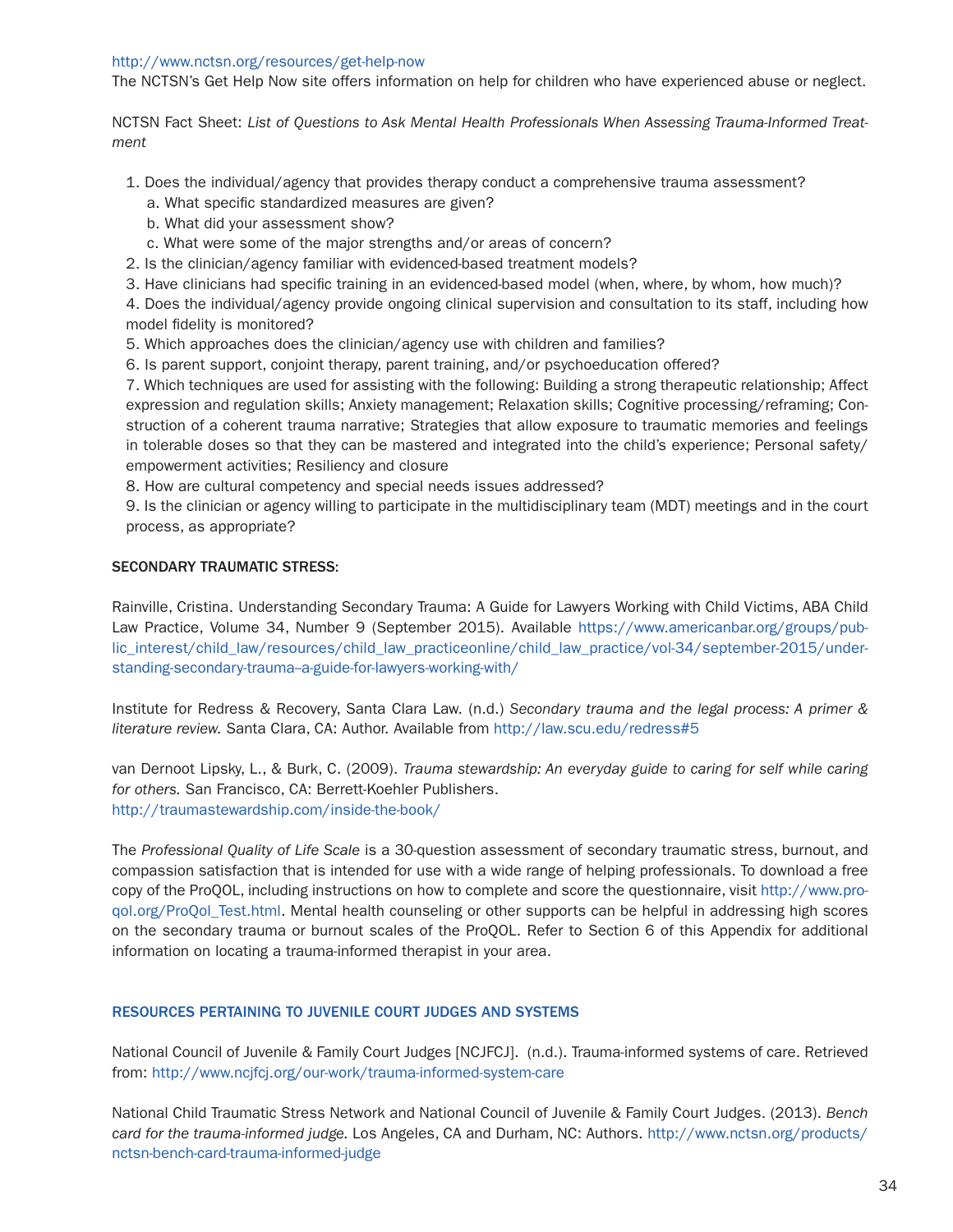http://www.nctsn.org/resources/get-help-now
The NCTSN's Get Help Now site offers information on help for children who have experienced abuse or neglect.

NCTSN Fact Sheet: *List of Questions to Ask Mental Health Professionals When Assessing Trauma-Informed Treatment*

1. Does the individual/agency that provides therapy conduct a comprehensive trauma assessment?
   a. What specific standardized measures are given?
   b. What did your assessment show?
   c. What were some of the major strengths and/or areas of concern?
2. Is the clinician/agency familiar with evidenced-based treatment models?
3. Have clinicians had specific training in an evidenced-based model (when, where, by whom, how much)?
4. Does the individual/agency provide ongoing clinical supervision and consultation to its staff, including how model fidelity is monitored?
5. Which approaches does the clinician/agency use with children and families?
6. Is parent support, conjoint therapy, parent training, and/or psychoeducation offered?
7. Which techniques are used for assisting with the following: Building a strong therapeutic relationship; Affect expression and regulation skills; Anxiety management; Relaxation skills; Cognitive processing/reframing; Construction of a coherent trauma narrative; Strategies that allow exposure to traumatic memories and feelings in tolerable doses so that they can be mastered and integrated into the child's experience; Personal safety/empowerment activities; Resiliency and closure
8. How are cultural competency and special needs issues addressed?
9. Is the clinician or agency willing to participate in the multidisciplinary team (MDT) meetings and in the court process, as appropriate?

**SECONDARY TRAUMATIC STRESS:**

Rainville, Cristina. Understanding Secondary Trauma: A Guide for Lawyers Working with Child Victims, ABA Child Law Practice, Volume 34, Number 9 (September 2015). Available https://www.americanbar.org/groups/public_interest/child_law/resources/child_law_practiceonline/child_law_practice/vol-34/september-2015/understanding-secondary-trauma--a-guide-for-lawyers-working-with/

Institute for Redress & Recovery, Santa Clara Law. (n.d.) *Secondary trauma and the legal process: A primer & literature review.* Santa Clara, CA: Author. Available from http://law.scu.edu/redress#5

van Dernoot Lipsky, L., & Burk, C. (2009). *Trauma stewardship: An everyday guide to caring for self while caring for others.* San Francisco, CA: Berrett-Koehler Publishers.
http://traumastewardship.com/inside-the-book/

The *Professional Quality of Life Scale* is a 30-question assessment of secondary traumatic stress, burnout, and compassion satisfaction that is intended for use with a wide range of helping professionals. To download a free copy of the ProQOL, including instructions on how to complete and score the questionnaire, visit http://www.proqol.org/ProQol_Test.html. Mental health counseling or other supports can be helpful in addressing high scores on the secondary trauma or burnout scales of the ProQOL. Refer to Section 6 of this Appendix for additional information on locating a trauma-informed therapist in your area.

## RESOURCES PERTAINING TO JUVENILE COURT JUDGES AND SYSTEMS

National Council of Juvenile & Family Court Judges [NCJFCJ]. (n.d.). Trauma-informed systems of care. Retrieved from: http://www.ncjfcj.org/our-work/trauma-informed-system-care

National Child Traumatic Stress Network and National Council of Juvenile & Family Court Judges. (2013). *Bench card for the trauma-informed judge.* Los Angeles, CA and Durham, NC: Authors. http://www.nctsn.org/products/nctsn-bench-card-trauma-informed-judge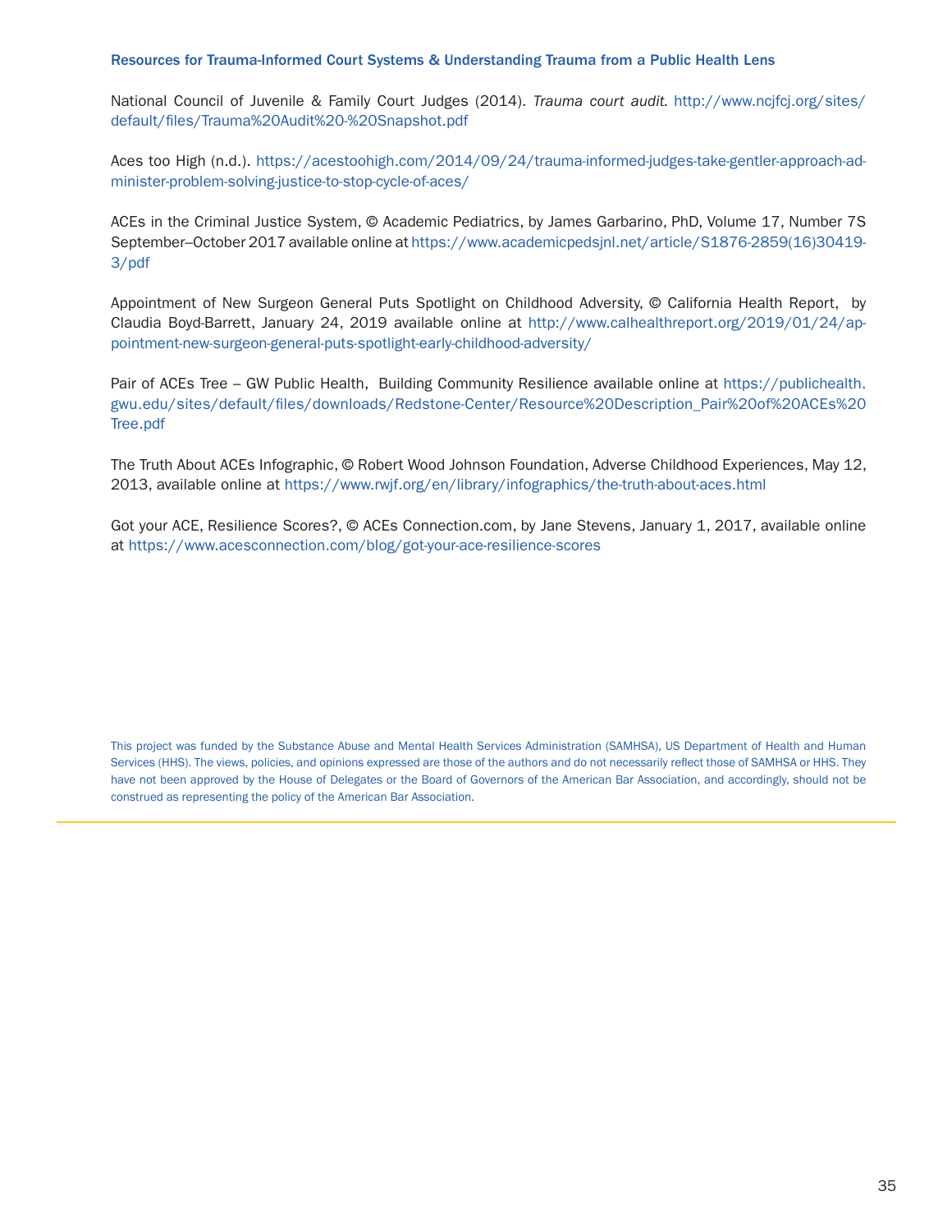### Resources for Trauma-Informed Court Systems & Understanding Trauma from a Public Health Lens

National Council of Juvenile & Family Court Judges (2014). *Trauma court audit.* http://www.ncjfcj.org/sites/default/files/Trauma%20Audit%20-%20Snapshot.pdf

Aces too High (n.d.). https://acestoohigh.com/2014/09/24/trauma-informed-judges-take-gentler-approach-administer-problem-solving-justice-to-stop-cycle-of-aces/

ACEs in the Criminal Justice System, © Academic Pediatrics, by James Garbarino, PhD, Volume 17, Number 7S September–October 2017 available online at https://www.academicpedsjnl.net/article/S1876-2859(16)30419-3/pdf

Appointment of New Surgeon General Puts Spotlight on Childhood Adversity, © California Health Report, by Claudia Boyd-Barrett, January 24, 2019 available online at http://www.calhealthreport.org/2019/01/24/appointment-new-surgeon-general-puts-spotlight-early-childhood-adversity/

Pair of ACEs Tree – GW Public Health, Building Community Resilience available online at https://publichealth.gwu.edu/sites/default/files/downloads/Redstone-Center/Resource%20Description_Pair%20of%20ACEs%20Tree.pdf

The Truth About ACEs Infographic, © Robert Wood Johnson Foundation, Adverse Childhood Experiences, May 12, 2013, available online at https://www.rwjf.org/en/library/infographics/the-truth-about-aces.html

Got your ACE, Resilience Scores?, © ACEs Connection.com, by Jane Stevens, January 1, 2017, available online at https://www.acesconnection.com/blog/got-your-ace-resilience-scores

This project was funded by the Substance Abuse and Mental Health Services Administration (SAMHSA), US Department of Health and Human Services (HHS). The views, policies, and opinions expressed are those of the authors and do not necessarily reflect those of SAMHSA or HHS. They have not been approved by the House of Delegates or the Board of Governors of the American Bar Association, and accordingly, should not be construed as representing the policy of the American Bar Association.